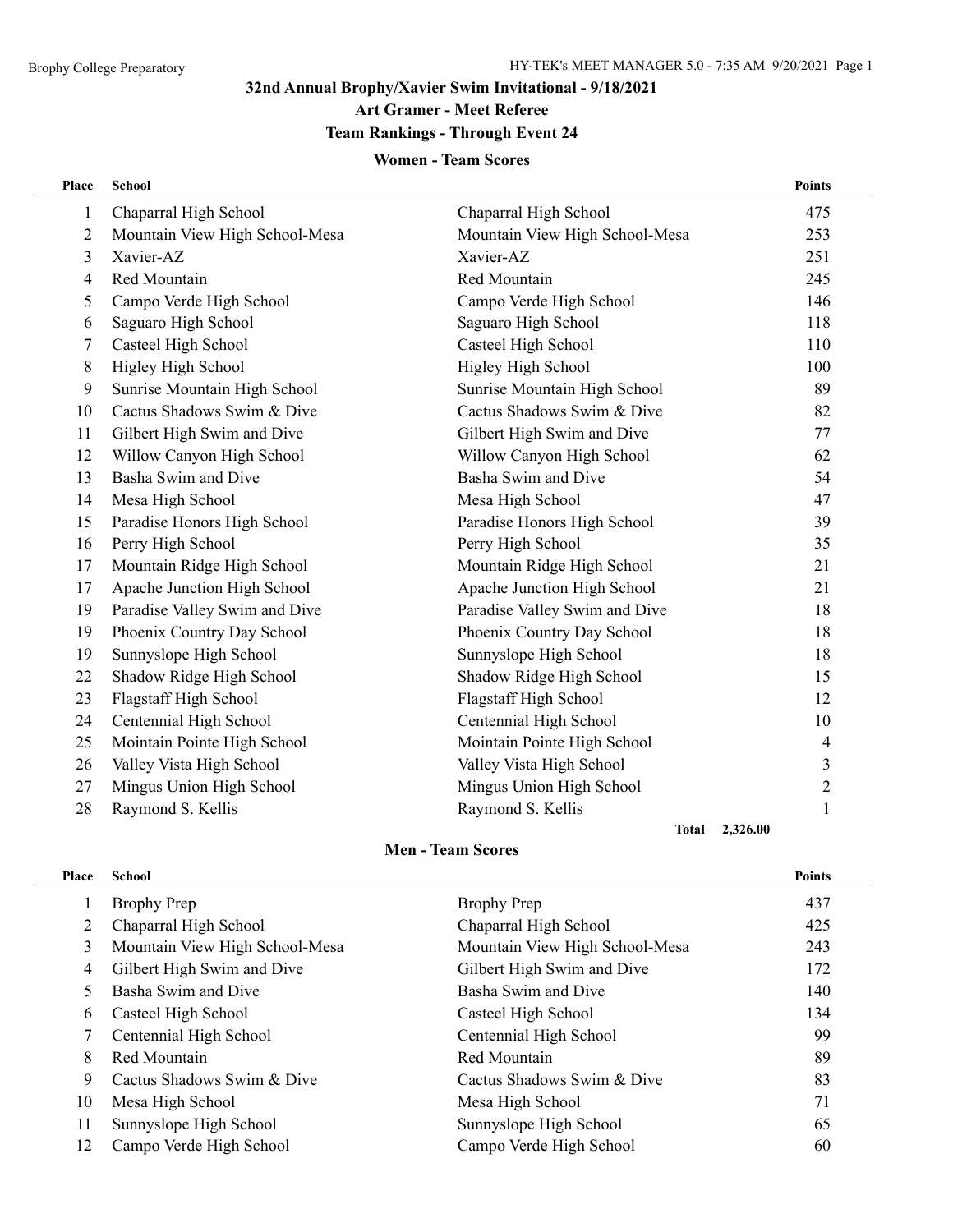# 32nd Annual Brophy/Xavier Swim Invitational - 9/18/2021

## Art Gramer - Meet Referee

## Team Rankings - Through Event 24

### Women - Team Scores

| Place | School | | Points |
|---|---|---|---|
| 1 | Chaparral High School | Chaparral High School | 475 |
| 2 | Mountain View High School-Mesa | Mountain View High School-Mesa | 253 |
| 3 | Xavier-AZ | Xavier-AZ | 251 |
| 4 | Red Mountain | Red Mountain | 245 |
| 5 | Campo Verde High School | Campo Verde High School | 146 |
| 6 | Saguaro High School | Saguaro High School | 118 |
| 7 | Casteel High School | Casteel High School | 110 |
| 8 | Higley High School | Higley High School | 100 |
| 9 | Sunrise Mountain High School | Sunrise Mountain High School | 89 |
| 10 | Cactus Shadows Swim & Dive | Cactus Shadows Swim & Dive | 82 |
| 11 | Gilbert High Swim and Dive | Gilbert High Swim and Dive | 77 |
| 12 | Willow Canyon High School | Willow Canyon High School | 62 |
| 13 | Basha Swim and Dive | Basha Swim and Dive | 54 |
| 14 | Mesa High School | Mesa High School | 47 |
| 15 | Paradise Honors High School | Paradise Honors High School | 39 |
| 16 | Perry High School | Perry High School | 35 |
| 17 | Mountain Ridge High School | Mountain Ridge High School | 21 |
| 17 | Apache Junction High School | Apache Junction High School | 21 |
| 19 | Paradise Valley Swim and Dive | Paradise Valley Swim and Dive | 18 |
| 19 | Phoenix Country Day School | Phoenix Country Day School | 18 |
| 19 | Sunnyslope High School | Sunnyslope High School | 18 |
| 22 | Shadow Ridge High School | Shadow Ridge High School | 15 |
| 23 | Flagstaff High School | Flagstaff High School | 12 |
| 24 | Centennial High School | Centennial High School | 10 |
| 25 | Moitain Pointe High School | Moitain Pointe High School | 4 |
| 26 | Valley Vista High School | Valley Vista High School | 3 |
| 27 | Mingus Union High School | Mingus Union High School | 2 |
| 28 | Raymond S. Kellis | Raymond S. Kellis | 1 |
| | | **Total** | 2,326.00 |

### Men - Team Scores

| Place | School | | Points |
|---|---|---|---|
| 1 | Brophy Prep | Brophy Prep | 437 |
| 2 | Chaparral High School | Chaparral High School | 425 |
| 3 | Mountain View High School-Mesa | Mountain View High School-Mesa | 243 |
| 4 | Gilbert High Swim and Dive | Gilbert High Swim and Dive | 172 |
| 5 | Basha Swim and Dive | Basha Swim and Dive | 140 |
| 6 | Casteel High School | Casteel High School | 134 |
| 7 | Centennial High School | Centennial High School | 99 |
| 8 | Red Mountain | Red Mountain | 89 |
| 9 | Cactus Shadows Swim & Dive | Cactus Shadows Swim & Dive | 83 |
| 10 | Mesa High School | Mesa High School | 71 |
| 11 | Sunnyslope High School | Sunnyslope High School | 65 |
| 12 | Campo Verde High School | Campo Verde High School | 60 |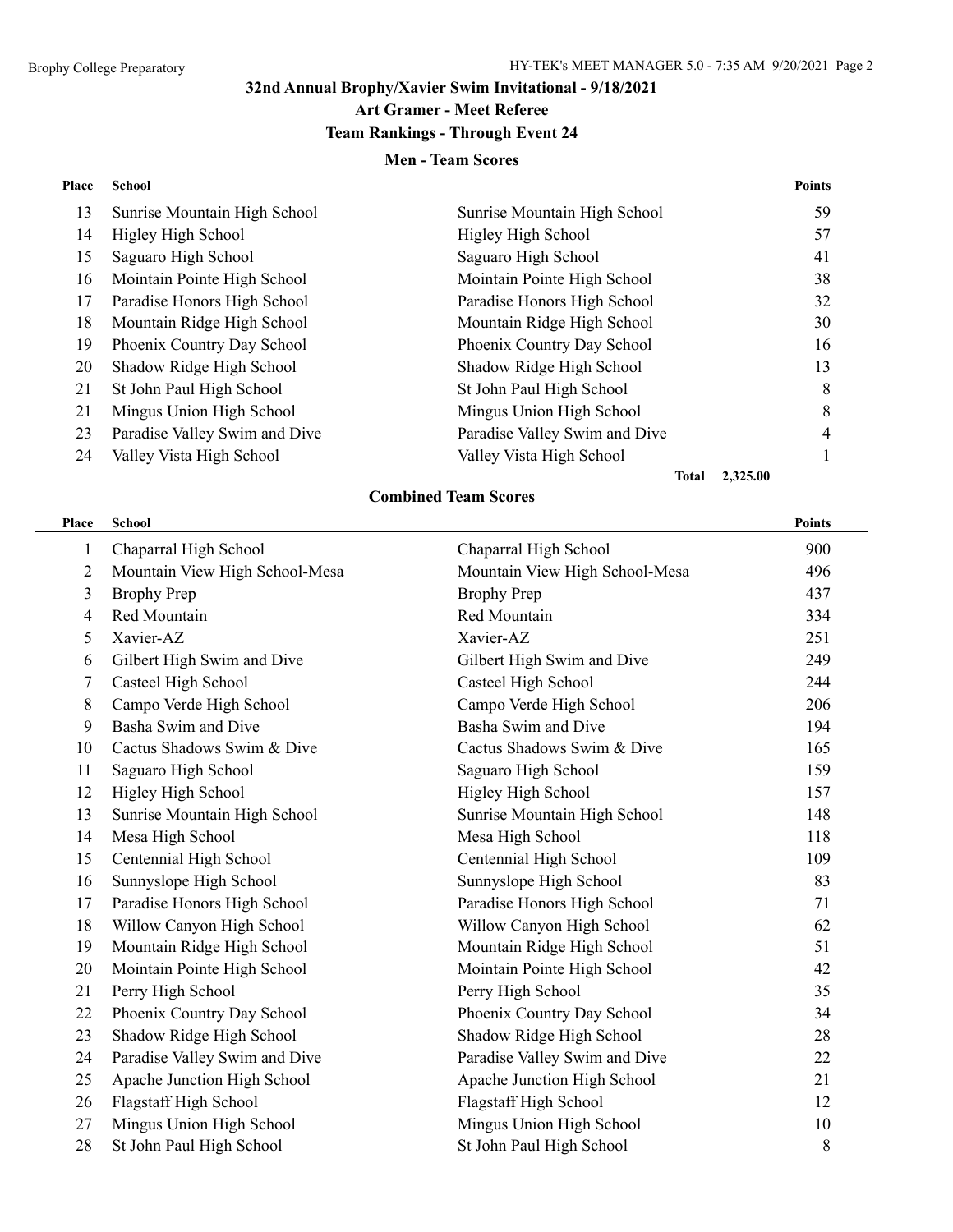## 32nd Annual Brophy/Xavier Swim Invitational - 9/18/2021

### Art Gramer - Meet Referee

### Team Rankings - Through Event 24

#### Men - Team Scores

| Place | School | | Points |
|---|---|---|---|
| 13 | Sunrise Mountain High School | Sunrise Mountain High School | 59 |
| 14 | Higley High School | Higley High School | 57 |
| 15 | Saguaro High School | Saguaro High School | 41 |
| 16 | Mointain Pointe High School | Mointain Pointe High School | 38 |
| 17 | Paradise Honors High School | Paradise Honors High School | 32 |
| 18 | Mountain Ridge High School | Mountain Ridge High School | 30 |
| 19 | Phoenix Country Day School | Phoenix Country Day School | 16 |
| 20 | Shadow Ridge High School | Shadow Ridge High School | 13 |
| 21 | St John Paul High School | St John Paul High School | 8 |
| 21 | Mingus Union High School | Mingus Union High School | 8 |
| 23 | Paradise Valley Swim and Dive | Paradise Valley Swim and Dive | 4 |
| 24 | Valley Vista High School | Valley Vista High School | 1 |
| | | **Total** | **2,325.00** |

#### Combined Team Scores

| Place | School | | Points |
|---|---|---|---|
| 1 | Chaparral High School | Chaparral High School | 900 |
| 2 | Mountain View High School-Mesa | Mountain View High School-Mesa | 496 |
| 3 | Brophy Prep | Brophy Prep | 437 |
| 4 | Red Mountain | Red Mountain | 334 |
| 5 | Xavier-AZ | Xavier-AZ | 251 |
| 6 | Gilbert High Swim and Dive | Gilbert High Swim and Dive | 249 |
| 7 | Casteel High School | Casteel High School | 244 |
| 8 | Campo Verde High School | Campo Verde High School | 206 |
| 9 | Basha Swim and Dive | Basha Swim and Dive | 194 |
| 10 | Cactus Shadows Swim & Dive | Cactus Shadows Swim & Dive | 165 |
| 11 | Saguaro High School | Saguaro High School | 159 |
| 12 | Higley High School | Higley High School | 157 |
| 13 | Sunrise Mountain High School | Sunrise Mountain High School | 148 |
| 14 | Mesa High School | Mesa High School | 118 |
| 15 | Centennial High School | Centennial High School | 109 |
| 16 | Sunnyslope High School | Sunnyslope High School | 83 |
| 17 | Paradise Honors High School | Paradise Honors High School | 71 |
| 18 | Willow Canyon High School | Willow Canyon High School | 62 |
| 19 | Mountain Ridge High School | Mountain Ridge High School | 51 |
| 20 | Mointain Pointe High School | Mointain Pointe High School | 42 |
| 21 | Perry High School | Perry High School | 35 |
| 22 | Phoenix Country Day School | Phoenix Country Day School | 34 |
| 23 | Shadow Ridge High School | Shadow Ridge High School | 28 |
| 24 | Paradise Valley Swim and Dive | Paradise Valley Swim and Dive | 22 |
| 25 | Apache Junction High School | Apache Junction High School | 21 |
| 26 | Flagstaff High School | Flagstaff High School | 12 |
| 27 | Mingus Union High School | Mingus Union High School | 10 |
| 28 | St John Paul High School | St John Paul High School | 8 |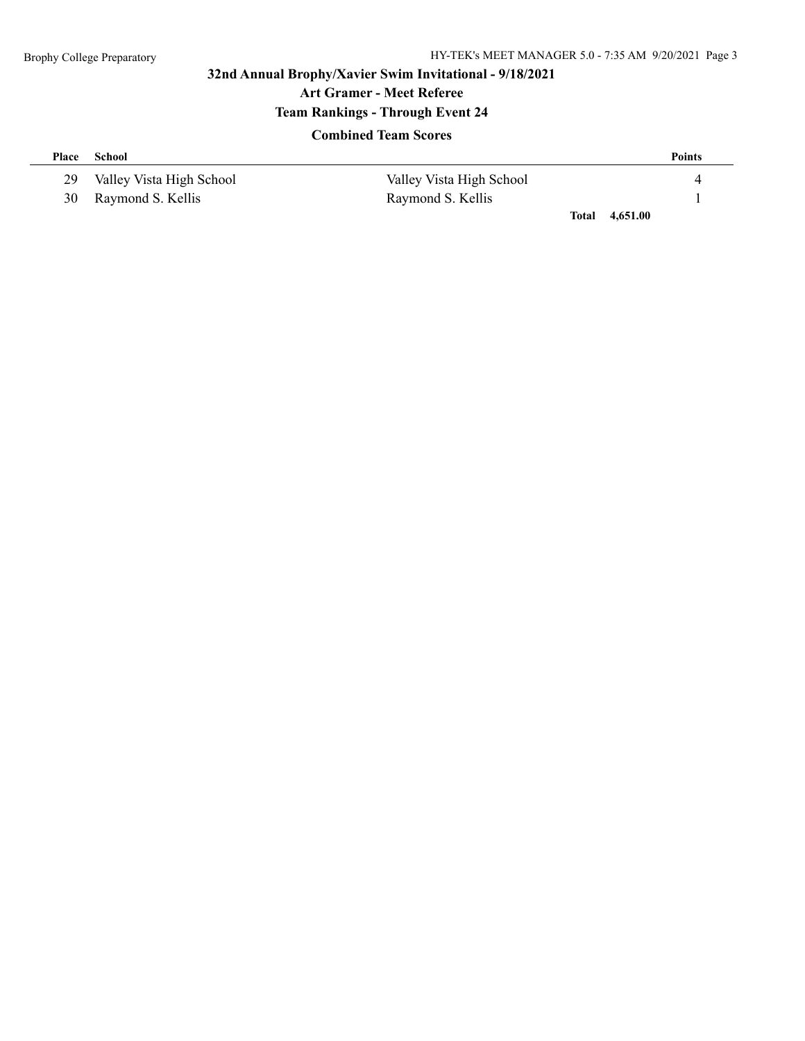## 32nd Annual Brophy/Xavier Swim Invitational - 9/18/2021

### Art Gramer - Meet Referee

### Team Rankings - Through Event 24

### Combined Team Scores

| Place | School | | Points |
|---|---|---|---|
| 29 | Valley Vista High School | Valley Vista High School | 4 |
| 30 | Raymond S. Kellis | Raymond S. Kellis | 1 |
| | | **Total** | **4,651.00** |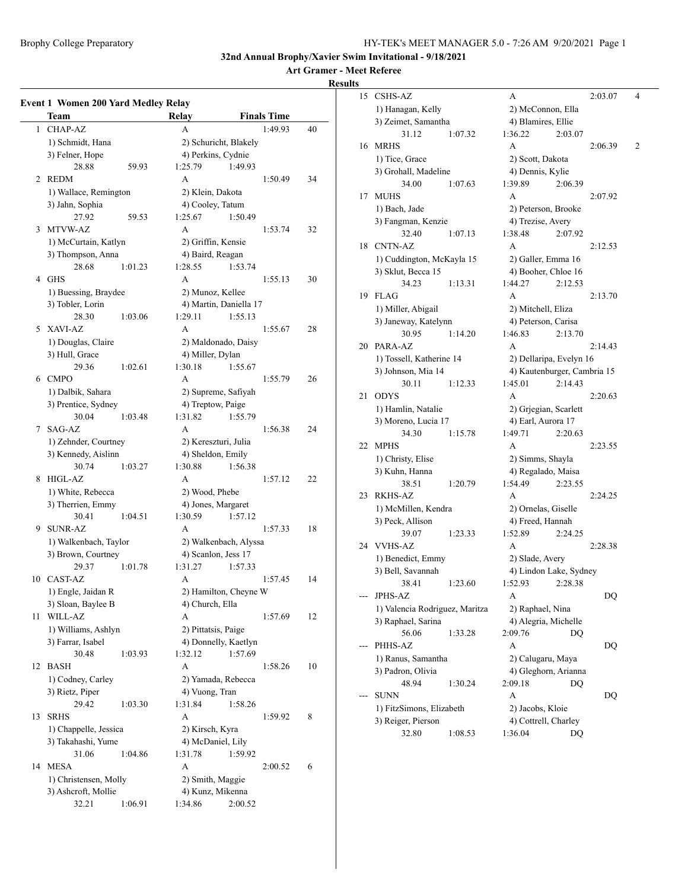**32nd Annual Brophy/Xavier Swim Invitational - 9/18/2021**

**Art Gramer - Meet Referee**

**Results**

### Event 1 Women 200 Yard Medley Relay

| | Team | Relay | Finals Time | |
|---|---|---|---|---|
| 1 | CHAP-AZ | A | 1:49.93 | 40 |
| | 1) Schmidt, Hana | 2) Schuricht, Blakely | | |
| | 3) Felner, Hope | 4) Perkins, Cydnie | | |
| | 28.88 59.93 | 1:25.79 1:49.93 | | |
| 2 | REDM | A | 1:50.49 | 34 |
| | 1) Wallace, Remington | 2) Klein, Dakota | | |
| | 3) Jahn, Sophia | 4) Cooley, Tatum | | |
| | 27.92 59.53 | 1:25.67 1:50.49 | | |
| 3 | MTVW-AZ | A | 1:53.74 | 32 |
| | 1) McCurtain, Katlyn | 2) Griffin, Kensie | | |
| | 3) Thompson, Anna | 4) Baird, Reagan | | |
| | 28.68 1:01.23 | 1:28.55 1:53.74 | | |
| 4 | GHS | A | 1:55.13 | 30 |
| | 1) Buessing, Braydee | 2) Munoz, Kellee | | |
| | 3) Tobler, Lorin | 4) Martin, Daniella 17 | | |
| | 28.30 1:03.06 | 1:29.11 1:55.13 | | |
| 5 | XAVI-AZ | A | 1:55.67 | 28 |
| | 1) Douglas, Claire | 2) Maldonado, Daisy | | |
| | 3) Hull, Grace | 4) Miller, Dylan | | |
| | 29.36 1:02.61 | 1:30.18 1:55.67 | | |
| 6 | CMPO | A | 1:55.79 | 26 |
| | 1) Dalbik, Sahara | 2) Supreme, Safiyah | | |
| | 3) Prentice, Sydney | 4) Treptow, Paige | | |
| | 30.04 1:03.48 | 1:31.82 1:55.79 | | |
| 7 | SAG-AZ | A | 1:56.38 | 24 |
| | 1) Zehnder, Courtney | 2) Kereszturi, Julia | | |
| | 3) Kennedy, Aislinn | 4) Sheldon, Emily | | |
| | 30.74 1:03.27 | 1:30.88 1:56.38 | | |
| 8 | HIGL-AZ | A | 1:57.12 | 22 |
| | 1) White, Rebecca | 2) Wood, Phebe | | |
| | 3) Therrien, Emmy | 4) Jones, Margaret | | |
| | 30.41 1:04.51 | 1:30.59 1:57.12 | | |
| 9 | SUNR-AZ | A | 1:57.33 | 18 |
| | 1) Walkenbach, Taylor | 2) Walkenbach, Alyssa | | |
| | 3) Brown, Courtney | 4) Scanlon, Jess 17 | | |
| | 29.37 1:01.78 | 1:31.27 1:57.33 | | |
| 10 | CAST-AZ | A | 1:57.45 | 14 |
| | 1) Engle, Jaidan R | 2) Hamilton, Cheyne W | | |
| | 3) Sloan, Baylee B | 4) Church, Ella | | |
| 11 | WILL-AZ | A | 1:57.69 | 12 |
| | 1) Williams, Ashlyn | 2) Pittatsis, Paige | | |
| | 3) Farrar, Isabel | 4) Donnelly, Kaetlyn | | |
| | 30.48 1:03.93 | 1:32.12 1:57.69 | | |
| 12 | BASH | A | 1:58.26 | 10 |
| | 1) Codney, Carley | 2) Yamada, Rebecca | | |
| | 3) Rietz, Piper | 4) Vuong, Tran | | |
| | 29.42 1:03.30 | 1:31.84 1:58.26 | | |
| 13 | SRHS | A | 1:59.92 | 8 |
| | 1) Chappelle, Jessica | 2) Kirsch, Kyra | | |
| | 3) Takahashi, Yume | 4) McDaniel, Lily | | |
| | 31.06 1:04.86 | 1:31.78 1:59.92 | | |
| 14 | MESA | A | 2:00.52 | 6 |
| | 1) Christensen, Molly | 2) Smith, Maggie | | |
| | 3) Ashcroft, Mollie | 4) Kunz, Mikenna | | |
| | 32.21 1:06.91 | 1:34.86 2:00.52 | | |
| 15 | CSHS-AZ | A | 2:03.07 | 4 |
| | 1) Hanagan, Kelly | 2) McConnon, Ella | | |
| | 3) Zeimet, Samantha | 4) Blamires, Ellie | | |
| | 31.12 1:07.32 | 1:36.22 2:03.07 | | |
| 16 | MRHS | A | 2:06.39 | 2 |
| | 1) Tice, Grace | 2) Scott, Dakota | | |
| | 3) Grohall, Madeline | 4) Dennis, Kylie | | |
| | 34.00 1:07.63 | 1:39.89 2:06.39 | | |
| 17 | MUHS | A | 2:07.92 | |
| | 1) Bach, Jade | 2) Peterson, Brooke | | |
| | 3) Fangman, Kenzie | 4) Trezise, Avery | | |
| | 32.40 1:07.13 | 1:38.48 2:07.92 | | |
| 18 | CNTN-AZ | A | 2:12.53 | |
| | 1) Cuddington, McKayla 15 | 2) Galler, Emma 16 | | |
| | 3) Sklut, Becca 15 | 4) Booher, Chloe 16 | | |
| | 34.23 1:13.31 | 1:44.27 2:12.53 | | |
| 19 | FLAG | A | 2:13.70 | |
| | 1) Miller, Abigail | 2) Mitchell, Eliza | | |
| | 3) Janeway, Katelynn | 4) Peterson, Carisa | | |
| | 30.95 1:14.20 | 1:46.83 2:13.70 | | |
| 20 | PARA-AZ | A | 2:14.43 | |
| | 1) Tossell, Katherine 14 | 2) Dellaripa, Evelyn 16 | | |
| | 3) Johnson, Mia 14 | 4) Kautenburger, Cambria 15 | | |
| | 30.11 1:12.33 | 1:45.01 2:14.43 | | |
| 21 | ODYS | A | 2:20.63 | |
| | 1) Hamlin, Natalie | 2) Grjegian, Scarlett | | |
| | 3) Moreno, Lucia 17 | 4) Earl, Aurora 17 | | |
| | 34.30 1:15.78 | 1:49.71 2:20.63 | | |
| 22 | MPHS | A | 2:23.55 | |
| | 1) Christy, Elise | 2) Simms, Shayla | | |
| | 3) Kuhn, Hanna | 4) Regalado, Maisa | | |
| | 38.51 1:20.79 | 1:54.49 2:23.55 | | |
| 23 | RKHS-AZ | A | 2:24.25 | |
| | 1) McMillen, Kendra | 2) Ornelas, Giselle | | |
| | 3) Peck, Allison | 4) Freed, Hannah | | |
| | 39.07 1:23.33 | 1:52.89 2:24.25 | | |
| 24 | VVHS-AZ | A | 2:28.38 | |
| | 1) Benedict, Emmy | 2) Slade, Avery | | |
| | 3) Bell, Savannah | 4) Lindon Lake, Sydney | | |
| | 38.41 1:23.60 | 1:52.93 2:28.38 | | |
| --- | JPHS-AZ | A | DQ | |
| | 1) Valencia Rodriguez, Maritza | 2) Raphael, Nina | | |
| | 3) Raphael, Sarina | 4) Alegria, Michelle | | |
| | 56.06 1:33.28 | 2:09.76 DQ | | |
| --- | PHHS-AZ | A | DQ | |
| | 1) Ranus, Samantha | 2) Calugaru, Maya | | |
| | 3) Padron, Olivia | 4) Gleghorn, Arianna | | |
| | 48.94 1:30.24 | 2:09.18 DQ | | |
| --- | SUNN | A | DQ | |
| | 1) FitzSimons, Elizabeth | 2) Jacobs, Kloie | | |
| | 3) Reiger, Pierson | 4) Cottrell, Charley | | |
| | 32.80 1:08.53 | 1:36.04 DQ | | |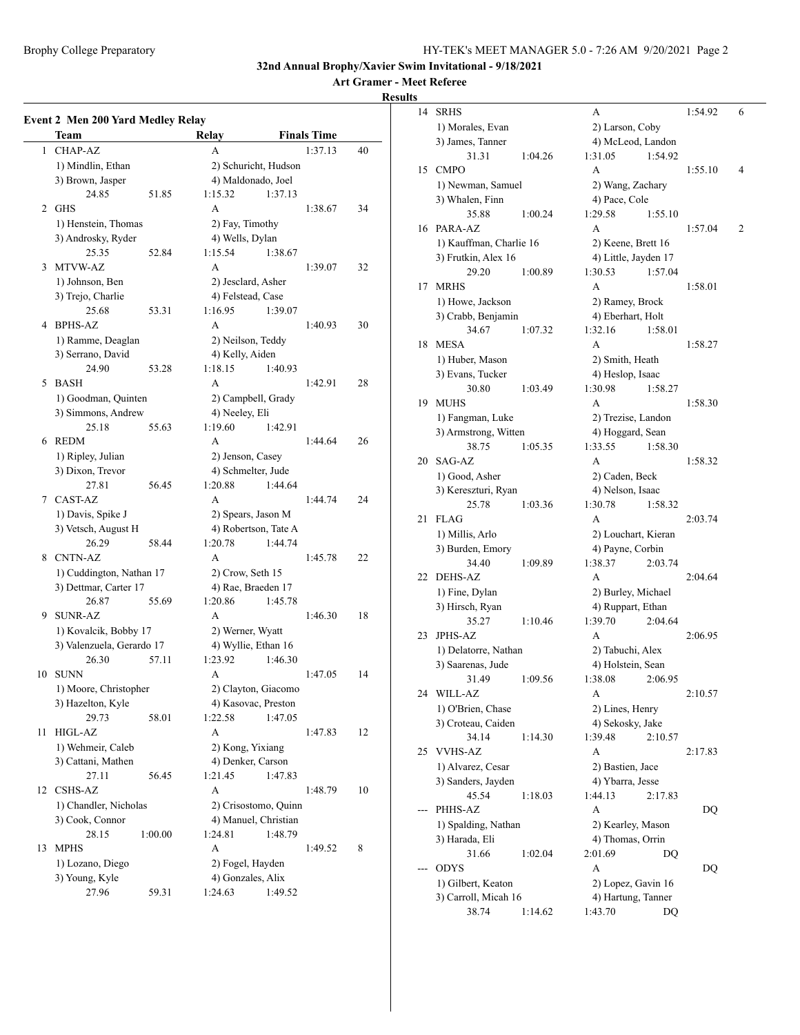**32nd Annual Brophy/Xavier Swim Invitational - 9/18/2021**

**Art Gramer - Meet Referee**

**Results**

### Event 2 Men 200 Yard Medley Relay

| | Team | Relay | Finals Time | Points |
|---|---|---|---|---|
| 1 | CHAP-AZ | A | 1:37.13 | 40 |
| | 1) Mindlin, Ethan; 2) Schuricht, Hudson; 3) Brown, Jasper; 4) Maldonado, Joel | | | |
| | 24.85 51.85 1:15.32 1:37.13 | | | |
| 2 | GHS | A | 1:38.67 | 34 |
| | 1) Henstein, Thomas; 2) Fay, Timothy; 3) Androsky, Ryder; 4) Wells, Dylan | | | |
| | 25.35 52.84 1:15.54 1:38.67 | | | |
| 3 | MTVW-AZ | A | 1:39.07 | 32 |
| | 1) Johnson, Ben; 2) Jesclard, Asher; 3) Trejo, Charlie; 4) Felstead, Case | | | |
| | 25.68 53.31 1:16.95 1:39.07 | | | |
| 4 | BPHS-AZ | A | 1:40.93 | 30 |
| | 1) Ramme, Deaglan; 2) Neilson, Teddy; 3) Serrano, David; 4) Kelly, Aiden | | | |
| | 24.90 53.28 1:18.15 1:40.93 | | | |
| 5 | BASH | A | 1:42.91 | 28 |
| | 1) Goodman, Quinten; 2) Campbell, Grady; 3) Simmons, Andrew; 4) Neeley, Eli | | | |
| | 25.18 55.63 1:19.60 1:42.91 | | | |
| 6 | REDM | A | 1:44.64 | 26 |
| | 1) Ripley, Julian; 2) Jenson, Casey; 3) Dixon, Trevor; 4) Schmelter, Jude | | | |
| | 27.81 56.45 1:20.88 1:44.64 | | | |
| 7 | CAST-AZ | A | 1:44.74 | 24 |
| | 1) Davis, Spike J; 2) Spears, Jason M; 3) Vetsch, August H; 4) Robertson, Tate A | | | |
| | 26.29 58.44 1:20.78 1:44.74 | | | |
| 8 | CNTN-AZ | A | 1:45.78 | 22 |
| | 1) Cuddington, Nathan 17; 2) Crow, Seth 15; 3) Dettmar, Carter 17; 4) Rae, Braeden 17 | | | |
| | 26.87 55.69 1:20.86 1:45.78 | | | |
| 9 | SUNR-AZ | A | 1:46.30 | 18 |
| | 1) Kovalcik, Bobby 17; 2) Werner, Wyatt; 3) Valenzuela, Gerardo 17; 4) Wyllie, Ethan 16 | | | |
| | 26.30 57.11 1:23.92 1:46.30 | | | |
| 10 | SUNN | A | 1:47.05 | 14 |
| | 1) Moore, Christopher; 2) Clayton, Giacomo; 3) Hazelton, Kyle; 4) Kasovac, Preston | | | |
| | 29.73 58.01 1:22.58 1:47.05 | | | |
| 11 | HIGL-AZ | A | 1:47.83 | 12 |
| | 1) Wehmeir, Caleb; 2) Kong, Yixiang; 3) Cattani, Mathen; 4) Denker, Carson | | | |
| | 27.11 56.45 1:21.45 1:47.83 | | | |
| 12 | CSHS-AZ | A | 1:48.79 | 10 |
| | 1) Chandler, Nicholas; 2) Crisostomo, Quinn; 3) Cook, Connor; 4) Manuel, Christian | | | |
| | 28.15 1:00.00 1:24.81 1:48.79 | | | |
| 13 | MPHS | A | 1:49.52 | 8 |
| | 1) Lozano, Diego; 2) Fogel, Hayden; 3) Young, Kyle; 4) Gonzales, Alix | | | |
| | 27.96 59.31 1:24.63 1:49.52 | | | |
| 14 | SRHS | A | 1:54.92 | 6 |
| | 1) Morales, Evan; 2) Larson, Coby; 3) James, Tanner; 4) McLeod, Landon | | | |
| | 31.31 1:04.26 1:31.05 1:54.92 | | | |
| 15 | CMPO | A | 1:55.10 | 4 |
| | 1) Newman, Samuel; 2) Wang, Zachary; 3) Whalen, Finn; 4) Pace, Cole | | | |
| | 35.88 1:00.24 1:29.58 1:55.10 | | | |
| 16 | PARA-AZ | A | 1:57.04 | 2 |
| | 1) Kauffman, Charlie 16; 2) Keene, Brett 16; 3) Frutkin, Alex 16; 4) Little, Jayden 17 | | | |
| | 29.20 1:00.89 1:30.53 1:57.04 | | | |
| 17 | MRHS | A | 1:58.01 | |
| | 1) Howe, Jackson; 2) Ramey, Brock; 3) Crabb, Benjamin; 4) Eberhart, Holt | | | |
| | 34.67 1:07.32 1:32.16 1:58.01 | | | |
| 18 | MESA | A | 1:58.27 | |
| | 1) Huber, Mason; 2) Smith, Heath; 3) Evans, Tucker; 4) Heslop, Isaac | | | |
| | 30.80 1:03.49 1:30.98 1:58.27 | | | |
| 19 | MUHS | A | 1:58.30 | |
| | 1) Fangman, Luke; 2) Trezise, Landon; 3) Armstrong, Witten; 4) Hoggard, Sean | | | |
| | 38.75 1:05.35 1:33.55 1:58.30 | | | |
| 20 | SAG-AZ | A | 1:58.32 | |
| | 1) Good, Asher; 2) Caden, Beck; 3) Kereszturi, Ryan; 4) Nelson, Isaac | | | |
| | 25.78 1:03.36 1:30.78 1:58.32 | | | |
| 21 | FLAG | A | 2:03.74 | |
| | 1) Millis, Arlo; 2) Louchart, Kieran; 3) Burden, Emory; 4) Payne, Corbin | | | |
| | 34.40 1:09.89 1:38.37 2:03.74 | | | |
| 22 | DEHS-AZ | A | 2:04.64 | |
| | 1) Fine, Dylan; 2) Burley, Michael; 3) Hirsch, Ryan; 4) Ruppart, Ethan | | | |
| | 35.27 1:10.46 1:39.70 2:04.64 | | | |
| 23 | JPHS-AZ | A | 2:06.95 | |
| | 1) Delatorre, Nathan; 2) Tabuchi, Alex; 3) Saarenas, Jude; 4) Holstein, Sean | | | |
| | 31.49 1:09.56 1:38.08 2:06.95 | | | |
| 24 | WILL-AZ | A | 2:10.57 | |
| | 1) O'Brien, Chase; 2) Lines, Henry; 3) Croteau, Caiden; 4) Sekosky, Jake | | | |
| | 34.14 1:14.30 1:39.48 2:10.57 | | | |
| 25 | VVHS-AZ | A | 2:17.83 | |
| | 1) Alvarez, Cesar; 2) Bastien, Jace; 3) Sanders, Jayden; 4) Ybarra, Jesse | | | |
| | 45.54 1:18.03 1:44.13 2:17.83 | | | |
| --- | PHHS-AZ | A | DQ | |
| | 1) Spalding, Nathan; 2) Kearley, Mason; 3) Harada, Eli; 4) Thomas, Orrin | | | |
| | 31.66 1:02.04 2:01.69 DQ | | | |
| --- | ODYS | A | DQ | |
| | 1) Gilbert, Keaton; 2) Lopez, Gavin 16; 3) Carroll, Micah 16; 4) Hartung, Tanner | | | |
| | 38.74 1:14.62 1:43.70 DQ | | | |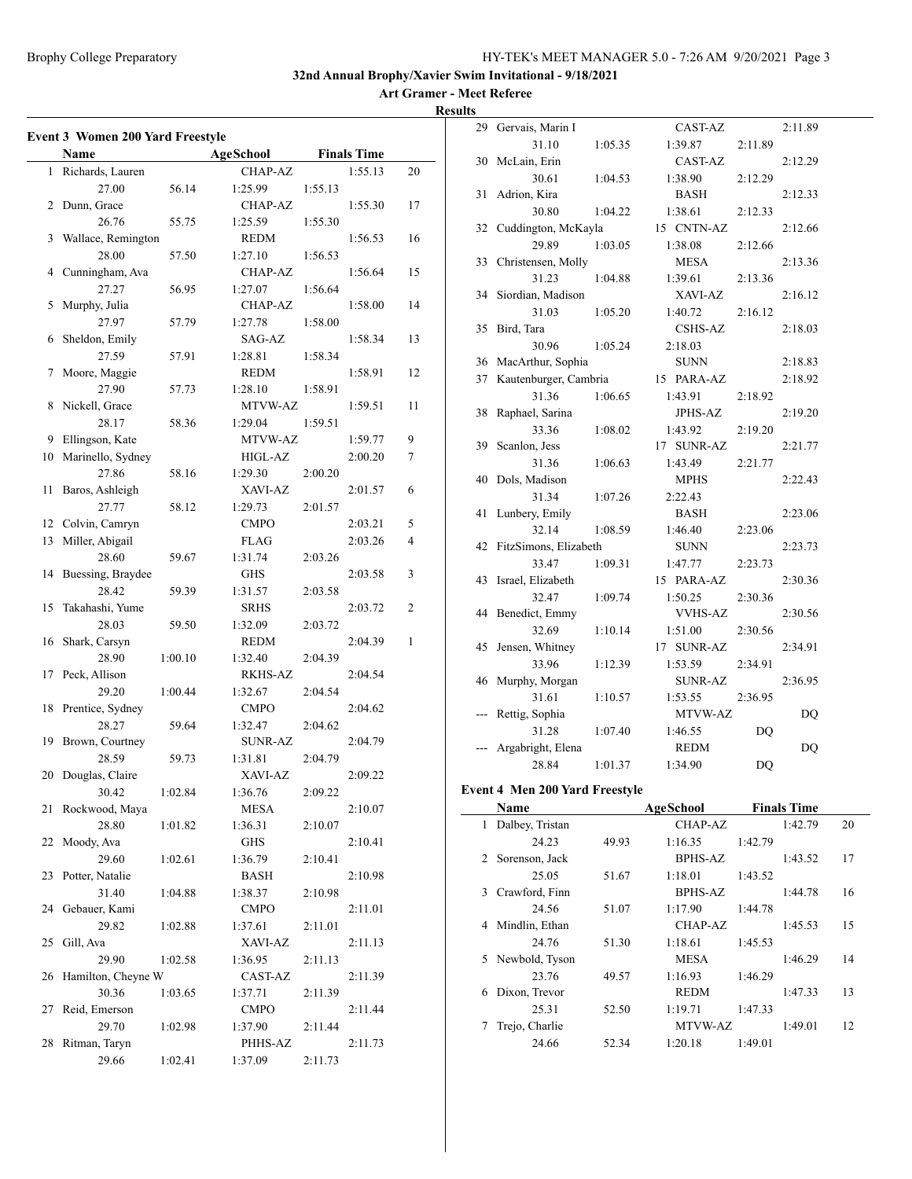**32nd Annual Brophy/Xavier Swim Invitational - 9/18/2021**

**Art Gramer - Meet Referee**

**Results**

### Event 3 Women 200 Yard Freestyle

| | Name | Age | School | Finals Time | Points |
|---|---|---|---|---|---|
| 1 | Richards, Lauren | | CHAP-AZ | 1:55.13 | 20 |
| | 27.00 | 56.14 | 1:25.99 | 1:55.13 | |
| 2 | Dunn, Grace | | CHAP-AZ | 1:55.30 | 17 |
| | 26.76 | 55.75 | 1:25.59 | 1:55.30 | |
| 3 | Wallace, Remington | | REDM | 1:56.53 | 16 |
| | 28.00 | 57.50 | 1:27.10 | 1:56.53 | |
| 4 | Cunningham, Ava | | CHAP-AZ | 1:56.64 | 15 |
| | 27.27 | 56.95 | 1:27.07 | 1:56.64 | |
| 5 | Murphy, Julia | | CHAP-AZ | 1:58.00 | 14 |
| | 27.97 | 57.79 | 1:27.78 | 1:58.00 | |
| 6 | Sheldon, Emily | | SAG-AZ | 1:58.34 | 13 |
| | 27.59 | 57.91 | 1:28.81 | 1:58.34 | |
| 7 | Moore, Maggie | | REDM | 1:58.91 | 12 |
| | 27.90 | 57.73 | 1:28.10 | 1:58.91 | |
| 8 | Nickell, Grace | | MTVW-AZ | 1:59.51 | 11 |
| | 28.17 | 58.36 | 1:29.04 | 1:59.51 | |
| 9 | Ellingson, Kate | | MTVW-AZ | 1:59.77 | 9 |
| 10 | Marinello, Sydney | | HIGL-AZ | 2:00.20 | 7 |
| | 27.86 | 58.16 | 1:29.30 | 2:00.20 | |
| 11 | Baros, Ashleigh | | XAVI-AZ | 2:01.57 | 6 |
| | 27.77 | 58.12 | 1:29.73 | 2:01.57 | |
| 12 | Colvin, Camryn | | CMPO | 2:03.21 | 5 |
| 13 | Miller, Abigail | | FLAG | 2:03.26 | 4 |
| | 28.60 | 59.67 | 1:31.74 | 2:03.26 | |
| 14 | Buessing, Braydee | | GHS | 2:03.58 | 3 |
| | 28.42 | 59.39 | 1:31.57 | 2:03.58 | |
| 15 | Takahashi, Yume | | SRHS | 2:03.72 | 2 |
| | 28.03 | 59.50 | 1:32.09 | 2:03.72 | |
| 16 | Shark, Carsyn | | REDM | 2:04.39 | 1 |
| | 28.90 | 1:00.10 | 1:32.40 | 2:04.39 | |
| 17 | Peck, Allison | | RKHS-AZ | 2:04.54 | |
| | 29.20 | 1:00.44 | 1:32.67 | 2:04.54 | |
| 18 | Prentice, Sydney | | CMPO | 2:04.62 | |
| | 28.27 | 59.64 | 1:32.47 | 2:04.62 | |
| 19 | Brown, Courtney | | SUNR-AZ | 2:04.79 | |
| | 28.59 | 59.73 | 1:31.81 | 2:04.79 | |
| 20 | Douglas, Claire | | XAVI-AZ | 2:09.22 | |
| | 30.42 | 1:02.84 | 1:36.76 | 2:09.22 | |
| 21 | Rockwood, Maya | | MESA | 2:10.07 | |
| | 28.80 | 1:01.82 | 1:36.31 | 2:10.07 | |
| 22 | Moody, Ava | | GHS | 2:10.41 | |
| | 29.60 | 1:02.61 | 1:36.79 | 2:10.41 | |
| 23 | Potter, Natalie | | BASH | 2:10.98 | |
| | 31.40 | 1:04.88 | 1:38.37 | 2:10.98 | |
| 24 | Gebauer, Kami | | CMPO | 2:11.01 | |
| | 29.82 | 1:02.88 | 1:37.61 | 2:11.01 | |
| 25 | Gill, Ava | | XAVI-AZ | 2:11.13 | |
| | 29.90 | 1:02.58 | 1:36.95 | 2:11.13 | |
| 26 | Hamilton, Cheyne W | | CAST-AZ | 2:11.39 | |
| | 30.36 | 1:03.65 | 1:37.71 | 2:11.39 | |
| 27 | Reid, Emerson | | CMPO | 2:11.44 | |
| | 29.70 | 1:02.98 | 1:37.90 | 2:11.44 | |
| 28 | Ritman, Taryn | | PHHS-AZ | 2:11.73 | |
| | 29.66 | 1:02.41 | 1:37.09 | 2:11.73 | |
| 29 | Gervais, Marin I | | CAST-AZ | 2:11.89 | |
| | 31.10 | 1:05.35 | 1:39.87 | 2:11.89 | |
| 30 | McLain, Erin | | CAST-AZ | 2:12.29 | |
| | 30.61 | 1:04.53 | 1:38.90 | 2:12.29 | |
| 31 | Adrion, Kira | | BASH | 2:12.33 | |
| | 30.80 | 1:04.22 | 1:38.61 | 2:12.33 | |
| 32 | Cuddington, McKayla | 15 | CNTN-AZ | 2:12.66 | |
| | 29.89 | 1:03.05 | 1:38.08 | 2:12.66 | |
| 33 | Christensen, Molly | | MESA | 2:13.36 | |
| | 31.23 | 1:04.88 | 1:39.61 | 2:13.36 | |
| 34 | Siordian, Madison | | XAVI-AZ | 2:16.12 | |
| | 31.03 | 1:05.20 | 1:40.72 | 2:16.12 | |
| 35 | Bird, Tara | | CSHS-AZ | 2:18.03 | |
| | 30.96 | 1:05.24 | 2:18.03 | | |
| 36 | MacArthur, Sophia | | SUNN | 2:18.83 | |
| 37 | Kautenburger, Cambria | 15 | PARA-AZ | 2:18.92 | |
| | 31.36 | 1:06.65 | 1:43.91 | 2:18.92 | |
| 38 | Raphael, Sarina | | JPHS-AZ | 2:19.20 | |
| | 33.36 | 1:08.02 | 1:43.92 | 2:19.20 | |
| 39 | Scanlon, Jess | 17 | SUNR-AZ | 2:21.77 | |
| | 31.36 | 1:06.63 | 1:43.49 | 2:21.77 | |
| 40 | Dols, Madison | | MPHS | 2:22.43 | |
| | 31.34 | 1:07.26 | 2:22.43 | | |
| 41 | Lunbery, Emily | | BASH | 2:23.06 | |
| | 32.14 | 1:08.59 | 1:46.40 | 2:23.06 | |
| 42 | FitzSimons, Elizabeth | | SUNN | 2:23.73 | |
| | 33.47 | 1:09.31 | 1:47.77 | 2:23.73 | |
| 43 | Israel, Elizabeth | 15 | PARA-AZ | 2:30.36 | |
| | 32.47 | 1:09.74 | 1:50.25 | 2:30.36 | |
| 44 | Benedict, Emmy | | VVHS-AZ | 2:30.56 | |
| | 32.69 | 1:10.14 | 1:51.00 | 2:30.56 | |
| 45 | Jensen, Whitney | 17 | SUNR-AZ | 2:34.91 | |
| | 33.96 | 1:12.39 | 1:53.59 | 2:34.91 | |
| 46 | Murphy, Morgan | | SUNR-AZ | 2:36.95 | |
| | 31.61 | 1:10.57 | 1:53.55 | 2:36.95 | |
| --- | Rettig, Sophia | | MTVW-AZ | DQ | |
| | 31.28 | 1:07.40 | 1:46.55 | DQ | |
| --- | Argabright, Elena | | REDM | DQ | |
| | 28.84 | 1:01.37 | 1:34.90 | DQ | |

### Event 4 Men 200 Yard Freestyle

| | Name | Age | School | Finals Time | Points |
|---|---|---|---|---|---|
| 1 | Dalbey, Tristan | | CHAP-AZ | 1:42.79 | 20 |
| | 24.23 | 49.93 | 1:16.35 | 1:42.79 | |
| 2 | Sorenson, Jack | | BPHS-AZ | 1:43.52 | 17 |
| | 25.05 | 51.67 | 1:18.01 | 1:43.52 | |
| 3 | Crawford, Finn | | BPHS-AZ | 1:44.78 | 16 |
| | 24.56 | 51.07 | 1:17.90 | 1:44.78 | |
| 4 | Mindlin, Ethan | | CHAP-AZ | 1:45.53 | 15 |
| | 24.76 | 51.30 | 1:18.61 | 1:45.53 | |
| 5 | Newbold, Tyson | | MESA | 1:46.29 | 14 |
| | 23.76 | 49.57 | 1:16.93 | 1:46.29 | |
| 6 | Dixon, Trevor | | REDM | 1:47.33 | 13 |
| | 25.31 | 52.50 | 1:19.71 | 1:47.33 | |
| 7 | Trejo, Charlie | | MTVW-AZ | 1:49.01 | 12 |
| | 24.66 | 52.34 | 1:20.18 | 1:49.01 | |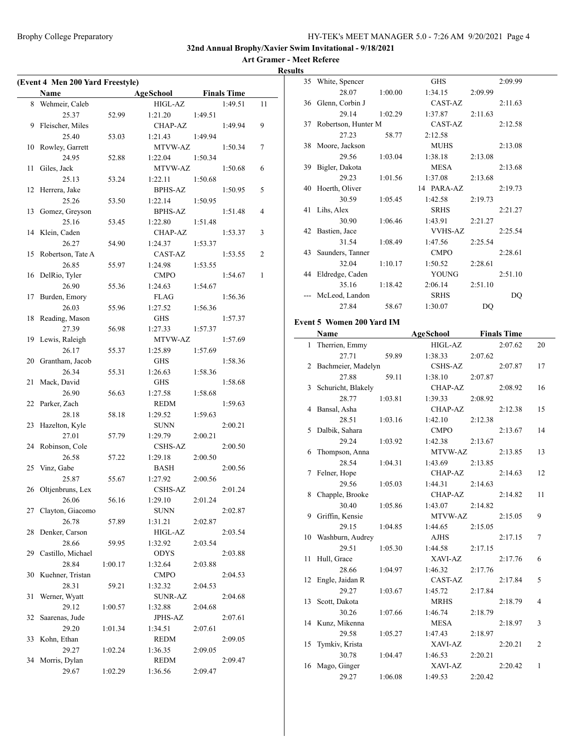**32nd Annual Brophy/Xavier Swim Invitational - 9/18/2021**

**Art Gramer - Meet Referee**

**Results**

### (Event 4 Men 200 Yard Freestyle)

| | Name | AgeSchool | Finals Time | |
|---|---|---|---|---|
| 8 | Wehmeir, Caleb | HIGL-AZ | 1:49.51 | 11 |
| | 25.37 52.99 1:21.20 1:49.51 | | | |
| 9 | Fleischer, Miles | CHAP-AZ | 1:49.94 | 9 |
| | 25.40 53.03 1:21.43 1:49.94 | | | |
| 10 | Rowley, Garrett | MTVW-AZ | 1:50.34 | 7 |
| | 24.95 52.88 1:22.04 1:50.34 | | | |
| 11 | Giles, Jack | MTVW-AZ | 1:50.68 | 6 |
| | 25.13 53.24 1:22.11 1:50.68 | | | |
| 12 | Herrera, Jake | BPHS-AZ | 1:50.95 | 5 |
| | 25.26 53.50 1:22.14 1:50.95 | | | |
| 13 | Gomez, Greyson | BPHS-AZ | 1:51.48 | 4 |
| | 25.16 53.45 1:22.80 1:51.48 | | | |
| 14 | Klein, Caden | CHAP-AZ | 1:53.37 | 3 |
| | 26.27 54.90 1:24.37 1:53.37 | | | |
| 15 | Robertson, Tate A | CAST-AZ | 1:53.55 | 2 |
| | 26.85 55.97 1:24.98 1:53.55 | | | |
| 16 | DelRio, Tyler | CMPO | 1:54.67 | 1 |
| | 26.90 55.36 1:24.63 1:54.67 | | | |
| 17 | Burden, Emory | FLAG | 1:56.36 | |
| | 26.03 55.96 1:27.52 1:56.36 | | | |
| 18 | Reading, Mason | GHS | 1:57.37 | |
| | 27.39 56.98 1:27.33 1:57.37 | | | |
| 19 | Lewis, Raleigh | MTVW-AZ | 1:57.69 | |
| | 26.17 55.37 1:25.89 1:57.69 | | | |
| 20 | Grantham, Jacob | GHS | 1:58.36 | |
| | 26.34 55.31 1:26.63 1:58.36 | | | |
| 21 | Mack, David | GHS | 1:58.68 | |
| | 26.90 56.63 1:27.58 1:58.68 | | | |
| 22 | Parker, Zach | REDM | 1:59.63 | |
| | 28.18 58.18 1:29.52 1:59.63 | | | |
| 23 | Hazelton, Kyle | SUNN | 2:00.21 | |
| | 27.01 57.79 1:29.79 2:00.21 | | | |
| 24 | Robinson, Cole | CSHS-AZ | 2:00.50 | |
| | 26.58 57.22 1:29.18 2:00.50 | | | |
| 25 | Vinz, Gabe | BASH | 2:00.56 | |
| | 25.87 55.67 1:27.92 2:00.56 | | | |
| 26 | Oltjenbruns, Lex | CSHS-AZ | 2:01.24 | |
| | 26.06 56.16 1:29.10 2:01.24 | | | |
| 27 | Clayton, Giacomo | SUNN | 2:02.87 | |
| | 26.78 57.89 1:31.21 2:02.87 | | | |
| 28 | Denker, Carson | HIGL-AZ | 2:03.54 | |
| | 28.66 59.95 1:32.92 2:03.54 | | | |
| 29 | Castillo, Michael | ODYS | 2:03.88 | |
| | 28.84 1:00.17 1:32.64 2:03.88 | | | |
| 30 | Kuehner, Tristan | CMPO | 2:04.53 | |
| | 28.31 59.21 1:32.32 2:04.53 | | | |
| 31 | Werner, Wyatt | SUNR-AZ | 2:04.68 | |
| | 29.12 1:00.57 1:32.88 2:04.68 | | | |
| 32 | Saarenas, Jude | JPHS-AZ | 2:07.61 | |
| | 29.20 1:01.34 1:34.51 2:07.61 | | | |
| 33 | Kohn, Ethan | REDM | 2:09.05 | |
| | 29.27 1:02.24 1:36.35 2:09.05 | | | |
| 34 | Morris, Dylan | REDM | 2:09.47 | |
| | 29.67 1:02.29 1:36.56 2:09.47 | | | |
| 35 | White, Spencer | GHS | 2:09.99 | |
| | 28.07 1:00.00 1:34.15 2:09.99 | | | |
| 36 | Glenn, Corbin J | CAST-AZ | 2:11.63 | |
| | 29.14 1:02.29 1:37.87 2:11.63 | | | |
| 37 | Robertson, Hunter M | CAST-AZ | 2:12.58 | |
| | 27.23 58.77 2:12.58 | | | |
| 38 | Moore, Jackson | MUHS | 2:13.08 | |
| | 29.56 1:03.04 1:38.18 2:13.08 | | | |
| 39 | Bigler, Dakota | MESA | 2:13.68 | |
| | 29.23 1:01.56 1:37.08 2:13.68 | | | |
| 40 | Hoerth, Oliver | 14 PARA-AZ | 2:19.73 | |
| | 30.59 1:05.45 1:42.58 2:19.73 | | | |
| 41 | Lihs, Alex | SRHS | 2:21.27 | |
| | 30.90 1:06.46 1:43.91 2:21.27 | | | |
| 42 | Bastien, Jace | VVHS-AZ | 2:25.54 | |
| | 31.54 1:08.49 1:47.56 2:25.54 | | | |
| 43 | Saunders, Tanner | CMPO | 2:28.61 | |
| | 32.04 1:10.17 1:50.52 2:28.61 | | | |
| 44 | Eldredge, Caden | YOUNG | 2:51.10 | |
| | 35.16 1:18.42 2:06.14 2:51.10 | | | |
| --- | McLeod, Landon | SRHS | DQ | |
| | 27.84 58.67 1:30.07 DQ | | | |

### Event 5 Women 200 Yard IM

| | Name | AgeSchool | Finals Time | |
|---|---|---|---|---|
| 1 | Therrien, Emmy | HIGL-AZ | 2:07.62 | 20 |
| | 27.71 59.89 1:38.33 2:07.62 | | | |
| 2 | Bachmeier, Madelyn | CSHS-AZ | 2:07.87 | 17 |
| | 27.88 59.11 1:38.10 2:07.87 | | | |
| 3 | Schuricht, Blakely | CHAP-AZ | 2:08.92 | 16 |
| | 28.77 1:03.81 1:39.33 2:08.92 | | | |
| 4 | Bansal, Asha | CHAP-AZ | 2:12.38 | 15 |
| | 28.51 1:03.16 1:42.10 2:12.38 | | | |
| 5 | Dalbik, Sahara | CMPO | 2:13.67 | 14 |
| | 29.24 1:03.92 1:42.38 2:13.67 | | | |
| 6 | Thompson, Anna | MTVW-AZ | 2:13.85 | 13 |
| | 28.54 1:04.31 1:43.69 2:13.85 | | | |
| 7 | Felner, Hope | CHAP-AZ | 2:14.63 | 12 |
| | 29.56 1:05.03 1:44.31 2:14.63 | | | |
| 8 | Chapple, Brooke | CHAP-AZ | 2:14.82 | 11 |
| | 30.40 1:05.86 1:43.07 2:14.82 | | | |
| 9 | Griffin, Kensie | MTVW-AZ | 2:15.05 | 9 |
| | 29.15 1:04.85 1:44.65 2:15.05 | | | |
| 10 | Washburn, Audrey | AJHS | 2:17.15 | 7 |
| | 29.51 1:05.30 1:44.58 2:17.15 | | | |
| 11 | Hull, Grace | XAVI-AZ | 2:17.76 | 6 |
| | 28.66 1:04.97 1:46.32 2:17.76 | | | |
| 12 | Engle, Jaidan R | CAST-AZ | 2:17.84 | 5 |
| | 29.27 1:03.67 1:45.72 2:17.84 | | | |
| 13 | Scott, Dakota | MRHS | 2:18.79 | 4 |
| | 30.26 1:07.66 1:46.74 2:18.79 | | | |
| 14 | Kunz, Mikenna | MESA | 2:18.97 | 3 |
| | 29.58 1:05.27 1:47.43 2:18.97 | | | |
| 15 | Tymkiv, Krista | XAVI-AZ | 2:20.21 | 2 |
| | 30.78 1:04.47 1:46.53 2:20.21 | | | |
| 16 | Mago, Ginger | XAVI-AZ | 2:20.42 | 1 |
| | 29.27 1:06.08 1:49.53 2:20.42 | | | |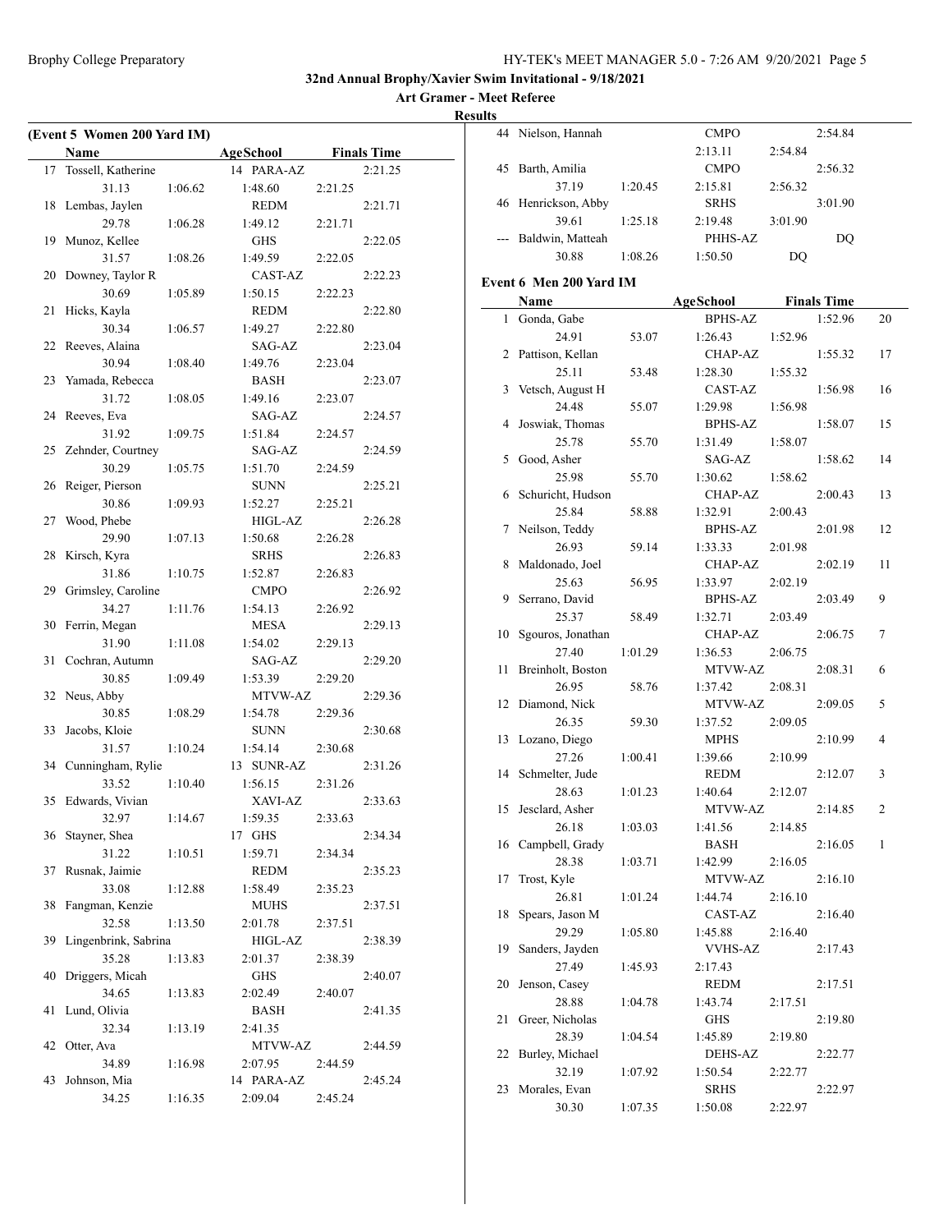**32nd Annual Brophy/Xavier Swim Invitational - 9/18/2021**

**Art Gramer - Meet Referee**

**Results**

**(Event 5 Women 200 Yard IM)**

| | Name | Age | School | Finals Time | |
|---|---|---|---|---|---|
| 17 | Tossell, Katherine | 14 | PARA-AZ | 2:21.25 | |
| | 31.13 | 1:06.62 | 1:48.60 | 2:21.25 | |
| 18 | Lembas, Jaylen | | REDM | 2:21.71 | |
| | 29.78 | 1:06.28 | 1:49.12 | 2:21.71 | |
| 19 | Munoz, Kellee | | GHS | 2:22.05 | |
| | 31.57 | 1:08.26 | 1:49.59 | 2:22.05 | |
| 20 | Downey, Taylor R | | CAST-AZ | 2:22.23 | |
| | 30.69 | 1:05.89 | 1:50.15 | 2:22.23 | |
| 21 | Hicks, Kayla | | REDM | 2:22.80 | |
| | 30.34 | 1:06.57 | 1:49.27 | 2:22.80 | |
| 22 | Reeves, Alaina | | SAG-AZ | 2:23.04 | |
| | 30.94 | 1:08.40 | 1:49.76 | 2:23.04 | |
| 23 | Yamada, Rebecca | | BASH | 2:23.07 | |
| | 31.72 | 1:08.05 | 1:49.16 | 2:23.07 | |
| 24 | Reeves, Eva | | SAG-AZ | 2:24.57 | |
| | 31.92 | 1:09.75 | 1:51.84 | 2:24.57 | |
| 25 | Zehnder, Courtney | | SAG-AZ | 2:24.59 | |
| | 30.29 | 1:05.75 | 1:51.70 | 2:24.59 | |
| 26 | Reiger, Pierson | | SUNN | 2:25.21 | |
| | 30.86 | 1:09.93 | 1:52.27 | 2:25.21 | |
| 27 | Wood, Phebe | | HIGL-AZ | 2:26.28 | |
| | 29.90 | 1:07.13 | 1:50.68 | 2:26.28 | |
| 28 | Kirsch, Kyra | | SRHS | 2:26.83 | |
| | 31.86 | 1:10.75 | 1:52.87 | 2:26.83 | |
| 29 | Grimsley, Caroline | | CMPO | 2:26.92 | |
| | 34.27 | 1:11.76 | 1:54.13 | 2:26.92 | |
| 30 | Ferrin, Megan | | MESA | 2:29.13 | |
| | 31.90 | 1:11.08 | 1:54.02 | 2:29.13 | |
| 31 | Cochran, Autumn | | SAG-AZ | 2:29.20 | |
| | 30.85 | 1:09.49 | 1:53.39 | 2:29.20 | |
| 32 | Neus, Abby | | MTVW-AZ | 2:29.36 | |
| | 30.85 | 1:08.29 | 1:54.78 | 2:29.36 | |
| 33 | Jacobs, Kloie | | SUNN | 2:30.68 | |
| | 31.57 | 1:10.24 | 1:54.14 | 2:30.68 | |
| 34 | Cunningham, Rylie | 13 | SUNR-AZ | 2:31.26 | |
| | 33.52 | 1:10.40 | 1:56.15 | 2:31.26 | |
| 35 | Edwards, Vivian | | XAVI-AZ | 2:33.63 | |
| | 32.97 | 1:14.67 | 1:59.35 | 2:33.63 | |
| 36 | Stayner, Shea | 17 | GHS | 2:34.34 | |
| | 31.22 | 1:10.51 | 1:59.71 | 2:34.34 | |
| 37 | Rusnak, Jaimie | | REDM | 2:35.23 | |
| | 33.08 | 1:12.88 | 1:58.49 | 2:35.23 | |
| 38 | Fangman, Kenzie | | MUHS | 2:37.51 | |
| | 32.58 | 1:13.50 | 2:01.78 | 2:37.51 | |
| 39 | Lingenbrink, Sabrina | | HIGL-AZ | 2:38.39 | |
| | 35.28 | 1:13.83 | 2:01.37 | 2:38.39 | |
| 40 | Driggers, Micah | | GHS | 2:40.07 | |
| | 34.65 | 1:13.83 | 2:02.49 | 2:40.07 | |
| 41 | Lund, Olivia | | BASH | 2:41.35 | |
| | 32.34 | 1:13.19 | 2:41.35 | | |
| 42 | Otter, Ava | | MTVW-AZ | 2:44.59 | |
| | 34.89 | 1:16.98 | 2:07.95 | 2:44.59 | |
| 43 | Johnson, Mia | 14 | PARA-AZ | 2:45.24 | |
| | 34.25 | 1:16.35 | 2:09.04 | 2:45.24 | |
| 44 | Nielson, Hannah | | CMPO | 2:54.84 | |
| | | | 2:13.11 | 2:54.84 | |
| 45 | Barth, Amilia | | CMPO | 2:56.32 | |
| | 37.19 | 1:20.45 | 2:15.81 | 2:56.32 | |
| 46 | Henrickson, Abby | | SRHS | 3:01.90 | |
| | 39.61 | 1:25.18 | 2:19.48 | 3:01.90 | |
| --- | Baldwin, Matteah | | PHHS-AZ | DQ | |
| | 30.88 | 1:08.26 | 1:50.50 | DQ | |

**Event 6 Men 200 Yard IM**

| | Name | Age | School | Finals Time | Points |
|---|---|---|---|---|---|
| 1 | Gonda, Gabe | | BPHS-AZ | 1:52.96 | 20 |
| | 24.91 | 53.07 | 1:26.43 | 1:52.96 | |
| 2 | Pattison, Kellan | | CHAP-AZ | 1:55.32 | 17 |
| | 25.11 | 53.48 | 1:28.30 | 1:55.32 | |
| 3 | Vetsch, August H | | CAST-AZ | 1:56.98 | 16 |
| | 24.48 | 55.07 | 1:29.98 | 1:56.98 | |
| 4 | Joswiak, Thomas | | BPHS-AZ | 1:58.07 | 15 |
| | 25.78 | 55.70 | 1:31.49 | 1:58.07 | |
| 5 | Good, Asher | | SAG-AZ | 1:58.62 | 14 |
| | 25.98 | 55.70 | 1:30.62 | 1:58.62 | |
| 6 | Schuricht, Hudson | | CHAP-AZ | 2:00.43 | 13 |
| | 25.84 | 58.88 | 1:32.91 | 2:00.43 | |
| 7 | Neilson, Teddy | | BPHS-AZ | 2:01.98 | 12 |
| | 26.93 | 59.14 | 1:33.33 | 2:01.98 | |
| 8 | Maldonado, Joel | | CHAP-AZ | 2:02.19 | 11 |
| | 25.63 | 56.95 | 1:33.97 | 2:02.19 | |
| 9 | Serrano, David | | BPHS-AZ | 2:03.49 | 9 |
| | 25.37 | 58.49 | 1:32.71 | 2:03.49 | |
| 10 | Sgouros, Jonathan | | CHAP-AZ | 2:06.75 | 7 |
| | 27.40 | 1:01.29 | 1:36.53 | 2:06.75 | |
| 11 | Breinholt, Boston | | MTVW-AZ | 2:08.31 | 6 |
| | 26.95 | 58.76 | 1:37.42 | 2:08.31 | |
| 12 | Diamond, Nick | | MTVW-AZ | 2:09.05 | 5 |
| | 26.35 | 59.30 | 1:37.52 | 2:09.05 | |
| 13 | Lozano, Diego | | MPHS | 2:10.99 | 4 |
| | 27.26 | 1:00.41 | 1:39.66 | 2:10.99 | |
| 14 | Schmelter, Jude | | REDM | 2:12.07 | 3 |
| | 28.63 | 1:01.23 | 1:40.64 | 2:12.07 | |
| 15 | Jesclard, Asher | | MTVW-AZ | 2:14.85 | 2 |
| | 26.18 | 1:03.03 | 1:41.56 | 2:14.85 | |
| 16 | Campbell, Grady | | BASH | 2:16.05 | 1 |
| | 28.38 | 1:03.71 | 1:42.99 | 2:16.05 | |
| 17 | Trost, Kyle | | MTVW-AZ | 2:16.10 | |
| | 26.81 | 1:01.24 | 1:44.74 | 2:16.10 | |
| 18 | Spears, Jason M | | CAST-AZ | 2:16.40 | |
| | 29.29 | 1:05.80 | 1:45.88 | 2:16.40 | |
| 19 | Sanders, Jayden | | VVHS-AZ | 2:17.43 | |
| | 27.49 | 1:45.93 | 2:17.43 | | |
| 20 | Jenson, Casey | | REDM | 2:17.51 | |
| | 28.88 | 1:04.78 | 1:43.74 | 2:17.51 | |
| 21 | Greer, Nicholas | | GHS | 2:19.80 | |
| | 28.39 | 1:04.54 | 1:45.89 | 2:19.80 | |
| 22 | Burley, Michael | | DEHS-AZ | 2:22.77 | |
| | 32.19 | 1:07.92 | 1:50.54 | 2:22.77 | |
| 23 | Morales, Evan | | SRHS | 2:22.97 | |
| | 30.30 | 1:07.35 | 1:50.08 | 2:22.97 | |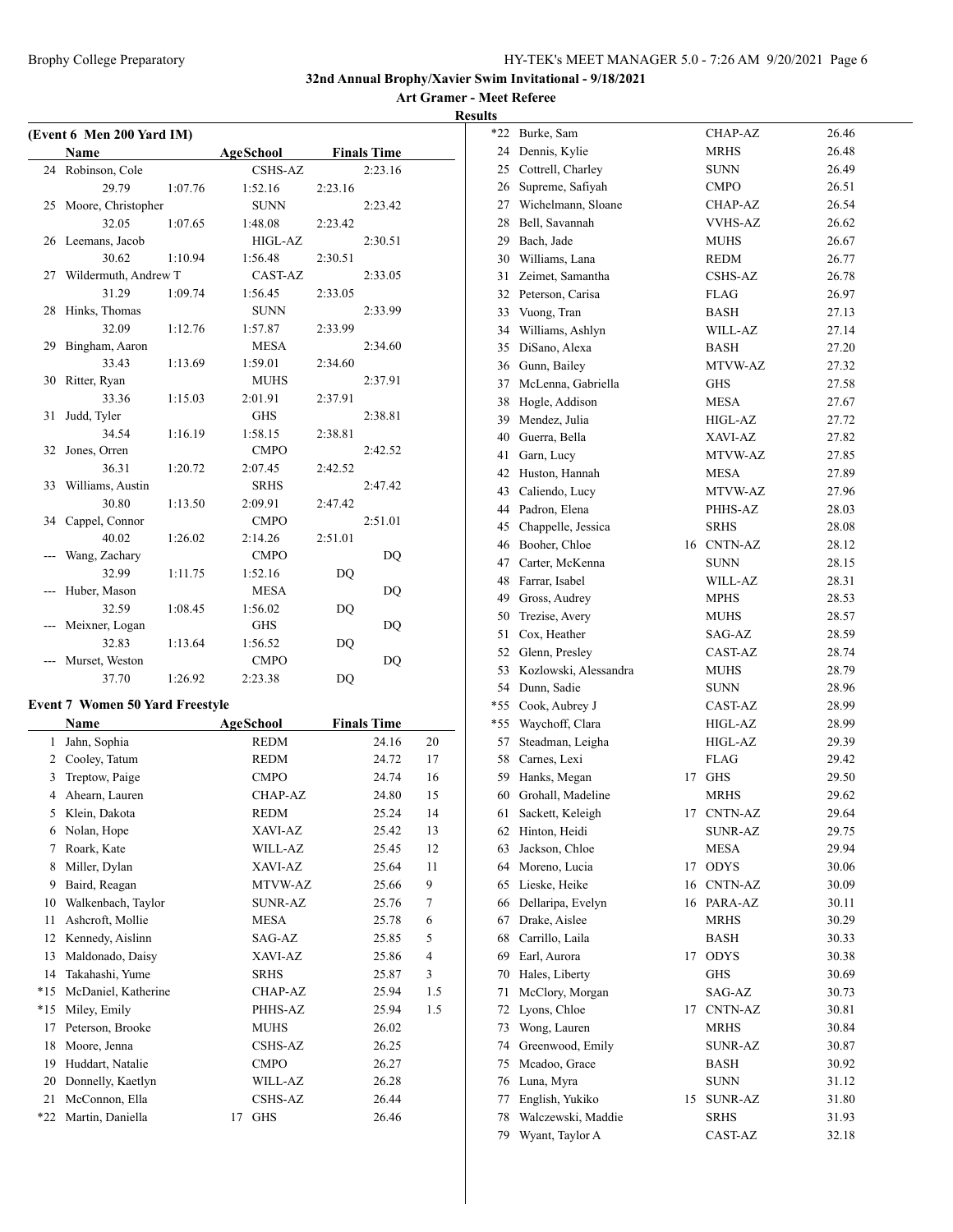**32nd Annual Brophy/Xavier Swim Invitational - 9/18/2021**

**Art Gramer - Meet Referee**

**Results**

**(Event 6 Men 200 Yard IM)**

| | Name | | AgeSchool | | Finals Time |
|---|---|---|---|---|---|
| 24 | Robinson, Cole | | CSHS-AZ | | 2:23.16 |
| | 29.79 | 1:07.76 | 1:52.16 | 2:23.16 | |
| 25 | Moore, Christopher | | SUNN | | 2:23.42 |
| | 32.05 | 1:07.65 | 1:48.08 | 2:23.42 | |
| 26 | Leemans, Jacob | | HIGL-AZ | | 2:30.51 |
| | 30.62 | 1:10.94 | 1:56.48 | 2:30.51 | |
| 27 | Wildermuth, Andrew T | | CAST-AZ | | 2:33.05 |
| | 31.29 | 1:09.74 | 1:56.45 | 2:33.05 | |
| 28 | Hinks, Thomas | | SUNN | | 2:33.99 |
| | 32.09 | 1:12.76 | 1:57.87 | 2:33.99 | |
| 29 | Bingham, Aaron | | MESA | | 2:34.60 |
| | 33.43 | 1:13.69 | 1:59.01 | 2:34.60 | |
| 30 | Ritter, Ryan | | MUHS | | 2:37.91 |
| | 33.36 | 1:15.03 | 2:01.91 | 2:37.91 | |
| 31 | Judd, Tyler | | GHS | | 2:38.81 |
| | 34.54 | 1:16.19 | 1:58.15 | 2:38.81 | |
| 32 | Jones, Orren | | CMPO | | 2:42.52 |
| | 36.31 | 1:20.72 | 2:07.45 | 2:42.52 | |
| 33 | Williams, Austin | | SRHS | | 2:47.42 |
| | 30.80 | 1:13.50 | 2:09.91 | 2:47.42 | |
| 34 | Cappel, Connor | | CMPO | | 2:51.01 |
| | 40.02 | 1:26.02 | 2:14.26 | 2:51.01 | |
| --- | Wang, Zachary | | CMPO | | DQ |
| | 32.99 | 1:11.75 | 1:52.16 | DQ | |
| --- | Huber, Mason | | MESA | | DQ |
| | 32.59 | 1:08.45 | 1:56.02 | DQ | |
| --- | Meixner, Logan | | GHS | | DQ |
| | 32.83 | 1:13.64 | 1:56.52 | DQ | |
| --- | Murset, Weston | | CMPO | | DQ |
| | 37.70 | 1:26.92 | 2:23.38 | DQ | |

**Event 7 Women 50 Yard Freestyle**

| | Name | Age | School | Finals Time | |
|---|---|---|---|---|---|
| 1 | Jahn, Sophia | | REDM | 24.16 | 20 |
| 2 | Cooley, Tatum | | REDM | 24.72 | 17 |
| 3 | Treptow, Paige | | CMPO | 24.74 | 16 |
| 4 | Ahearn, Lauren | | CHAP-AZ | 24.80 | 15 |
| 5 | Klein, Dakota | | REDM | 25.24 | 14 |
| 6 | Nolan, Hope | | XAVI-AZ | 25.42 | 13 |
| 7 | Roark, Kate | | WILL-AZ | 25.45 | 12 |
| 8 | Miller, Dylan | | XAVI-AZ | 25.64 | 11 |
| 9 | Baird, Reagan | | MTVW-AZ | 25.66 | 9 |
| 10 | Walkenbach, Taylor | | SUNR-AZ | 25.76 | 7 |
| 11 | Ashcroft, Mollie | | MESA | 25.78 | 6 |
| 12 | Kennedy, Aislinn | | SAG-AZ | 25.85 | 5 |
| 13 | Maldonado, Daisy | | XAVI-AZ | 25.86 | 4 |
| 14 | Takahashi, Yume | | SRHS | 25.87 | 3 |
| *15 | McDaniel, Katherine | | CHAP-AZ | 25.94 | 1.5 |
| *15 | Miley, Emily | | PHHS-AZ | 25.94 | 1.5 |
| 17 | Peterson, Brooke | | MUHS | 26.02 | |
| 18 | Moore, Jenna | | CSHS-AZ | 26.25 | |
| 19 | Huddart, Natalie | | CMPO | 26.27 | |
| 20 | Donnelly, Kaetlyn | | WILL-AZ | 26.28 | |
| 21 | McConnon, Ella | | CSHS-AZ | 26.44 | |
| *22 | Martin, Daniella | 17 | GHS | 26.46 | |
| *22 | Burke, Sam | | CHAP-AZ | 26.46 | |
| 24 | Dennis, Kylie | | MRHS | 26.48 | |
| 25 | Cottrell, Charley | | SUNN | 26.49 | |
| 26 | Supreme, Safiyah | | CMPO | 26.51 | |
| 27 | Wichelmann, Sloane | | CHAP-AZ | 26.54 | |
| 28 | Bell, Savannah | | VVHS-AZ | 26.62 | |
| 29 | Bach, Jade | | MUHS | 26.67 | |
| 30 | Williams, Lana | | REDM | 26.77 | |
| 31 | Zeimet, Samantha | | CSHS-AZ | 26.78 | |
| 32 | Peterson, Carisa | | FLAG | 26.97 | |
| 33 | Vuong, Tran | | BASH | 27.13 | |
| 34 | Williams, Ashlyn | | WILL-AZ | 27.14 | |
| 35 | DiSano, Alexa | | BASH | 27.20 | |
| 36 | Gunn, Bailey | | MTVW-AZ | 27.32 | |
| 37 | McLenna, Gabriella | | GHS | 27.58 | |
| 38 | Hogle, Addison | | MESA | 27.67 | |
| 39 | Mendez, Julia | | HIGL-AZ | 27.72 | |
| 40 | Guerra, Bella | | XAVI-AZ | 27.82 | |
| 41 | Garn, Lucy | | MTVW-AZ | 27.85 | |
| 42 | Huston, Hannah | | MESA | 27.89 | |
| 43 | Caliendo, Lucy | | MTVW-AZ | 27.96 | |
| 44 | Padron, Elena | | PHHS-AZ | 28.03 | |
| 45 | Chappelle, Jessica | | SRHS | 28.08 | |
| 46 | Booher, Chloe | 16 | CNTN-AZ | 28.12 | |
| 47 | Carter, McKenna | | SUNN | 28.15 | |
| 48 | Farrar, Isabel | | WILL-AZ | 28.31 | |
| 49 | Gross, Audrey | | MPHS | 28.53 | |
| 50 | Trezise, Avery | | MUHS | 28.57 | |
| 51 | Cox, Heather | | SAG-AZ | 28.59 | |
| 52 | Glenn, Presley | | CAST-AZ | 28.74 | |
| 53 | Kozlowski, Alessandra | | MUHS | 28.79 | |
| 54 | Dunn, Sadie | | SUNN | 28.96 | |
| *55 | Cook, Aubrey J | | CAST-AZ | 28.99 | |
| *55 | Waychoff, Clara | | HIGL-AZ | 28.99 | |
| 57 | Steadman, Leigha | | HIGL-AZ | 29.39 | |
| 58 | Carnes, Lexi | | FLAG | 29.42 | |
| 59 | Hanks, Megan | 17 | GHS | 29.50 | |
| 60 | Grohall, Madeline | | MRHS | 29.62 | |
| 61 | Sackett, Keleigh | 17 | CNTN-AZ | 29.64 | |
| 62 | Hinton, Heidi | | SUNR-AZ | 29.75 | |
| 63 | Jackson, Chloe | | MESA | 29.94 | |
| 64 | Moreno, Lucia | 17 | ODYS | 30.06 | |
| 65 | Lieske, Heike | 16 | CNTN-AZ | 30.09 | |
| 66 | Dellaripa, Evelyn | 16 | PARA-AZ | 30.11 | |
| 67 | Drake, Aislee | | MRHS | 30.29 | |
| 68 | Carrillo, Laila | | BASH | 30.33 | |
| 69 | Earl, Aurora | 17 | ODYS | 30.38 | |
| 70 | Hales, Liberty | | GHS | 30.69 | |
| 71 | McClory, Morgan | | SAG-AZ | 30.73 | |
| 72 | Lyons, Chloe | 17 | CNTN-AZ | 30.81 | |
| 73 | Wong, Lauren | | MRHS | 30.84 | |
| 74 | Greenwood, Emily | | SUNR-AZ | 30.87 | |
| 75 | Mcadoo, Grace | | BASH | 30.92 | |
| 76 | Luna, Myra | | SUNN | 31.12 | |
| 77 | English, Yukiko | 15 | SUNR-AZ | 31.80 | |
| 78 | Walczewski, Maddie | | SRHS | 31.93 | |
| 79 | Wyant, Taylor A | | CAST-AZ | 32.18 | |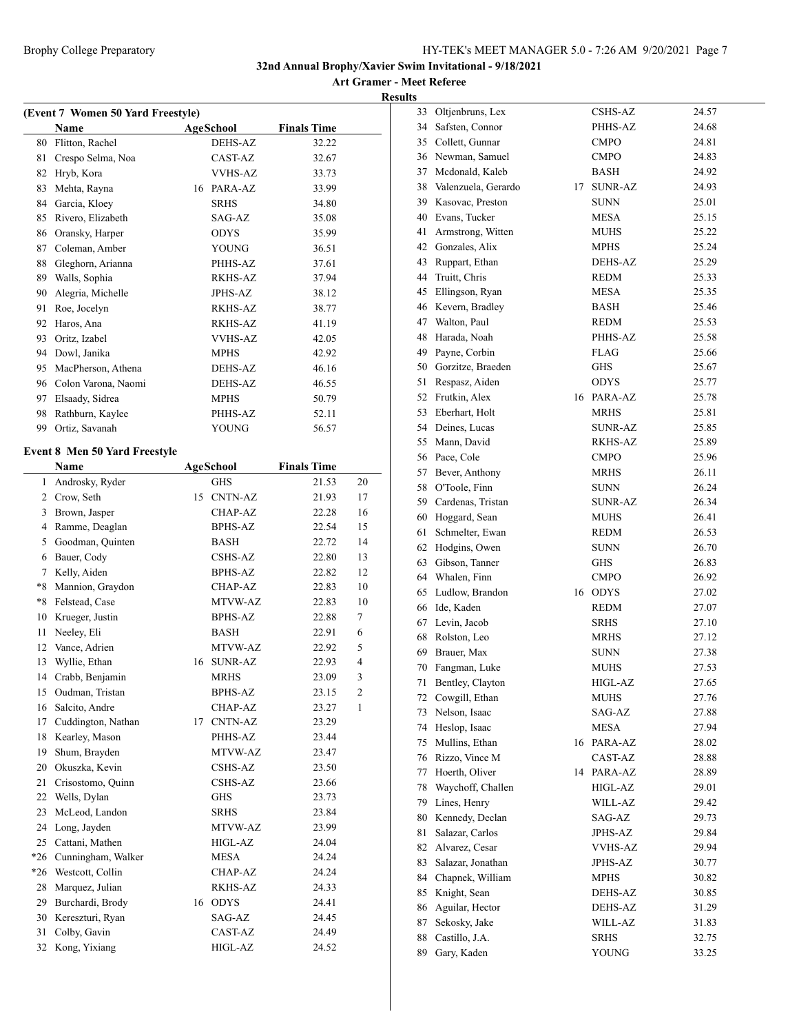## 32nd Annual Brophy/Xavier Swim Invitational - 9/18/2021

**Art Gramer - Meet Referee**

**Results**

### (Event 7 Women 50 Yard Freestyle)

| | Name | Age | School | Finals Time |
|---|---|---|---|---|
| 80 | Flitton, Rachel | | DEHS-AZ | 32.22 |
| 81 | Crespo Selma, Noa | | CAST-AZ | 32.67 |
| 82 | Hryb, Kora | | VVHS-AZ | 33.73 |
| 83 | Mehta, Rayna | 16 | PARA-AZ | 33.99 |
| 84 | Garcia, Kloey | | SRHS | 34.80 |
| 85 | Rivero, Elizabeth | | SAG-AZ | 35.08 |
| 86 | Oransky, Harper | | ODYS | 35.99 |
| 87 | Coleman, Amber | | YOUNG | 36.51 |
| 88 | Gleghorn, Arianna | | PHHS-AZ | 37.61 |
| 89 | Walls, Sophia | | RKHS-AZ | 37.94 |
| 90 | Alegria, Michelle | | JPHS-AZ | 38.12 |
| 91 | Roe, Jocelyn | | RKHS-AZ | 38.77 |
| 92 | Haros, Ana | | RKHS-AZ | 41.19 |
| 93 | Oritz, Izabel | | VVHS-AZ | 42.05 |
| 94 | Dowl, Janika | | MPHS | 42.92 |
| 95 | MacPherson, Athena | | DEHS-AZ | 46.16 |
| 96 | Colon Varona, Naomi | | DEHS-AZ | 46.55 |
| 97 | Elsaady, Sidrea | | MPHS | 50.79 |
| 98 | Rathburn, Kaylee | | PHHS-AZ | 52.11 |
| 99 | Ortiz, Savanah | | YOUNG | 56.57 |

### Event 8 Men 50 Yard Freestyle

| | Name | Age | School | Finals Time | |
|---|---|---|---|---|---|
| 1 | Androsky, Ryder | | GHS | 21.53 | 20 |
| 2 | Crow, Seth | 15 | CNTN-AZ | 21.93 | 17 |
| 3 | Brown, Jasper | | CHAP-AZ | 22.28 | 16 |
| 4 | Ramme, Deaglan | | BPHS-AZ | 22.54 | 15 |
| 5 | Goodman, Quinten | | BASH | 22.72 | 14 |
| 6 | Bauer, Cody | | CSHS-AZ | 22.80 | 13 |
| 7 | Kelly, Aiden | | BPHS-AZ | 22.82 | 12 |
| *8 | Mannion, Graydon | | CHAP-AZ | 22.83 | 10 |
| *8 | Felstead, Case | | MTVW-AZ | 22.83 | 10 |
| 10 | Krueger, Justin | | BPHS-AZ | 22.88 | 7 |
| 11 | Neeley, Eli | | BASH | 22.91 | 6 |
| 12 | Vance, Adrien | | MTVW-AZ | 22.92 | 5 |
| 13 | Wyllie, Ethan | 16 | SUNR-AZ | 22.93 | 4 |
| 14 | Crabb, Benjamin | | MRHS | 23.09 | 3 |
| 15 | Oudman, Tristan | | BPHS-AZ | 23.15 | 2 |
| 16 | Salcito, Andre | | CHAP-AZ | 23.27 | 1 |
| 17 | Cuddington, Nathan | 17 | CNTN-AZ | 23.29 | |
| 18 | Kearley, Mason | | PHHS-AZ | 23.44 | |
| 19 | Shum, Brayden | | MTVW-AZ | 23.47 | |
| 20 | Okuszka, Kevin | | CSHS-AZ | 23.50 | |
| 21 | Crisostomo, Quinn | | CSHS-AZ | 23.66 | |
| 22 | Wells, Dylan | | GHS | 23.73 | |
| 23 | McLeod, Landon | | SRHS | 23.84 | |
| 24 | Long, Jayden | | MTVW-AZ | 23.99 | |
| 25 | Cattani, Mathen | | HIGL-AZ | 24.04 | |
| *26 | Cunningham, Walker | | MESA | 24.24 | |
| *26 | Westcott, Collin | | CHAP-AZ | 24.24 | |
| 28 | Marquez, Julian | | RKHS-AZ | 24.33 | |
| 29 | Burchardi, Brody | 16 | ODYS | 24.41 | |
| 30 | Kereszturi, Ryan | | SAG-AZ | 24.45 | |
| 31 | Colby, Gavin | | CAST-AZ | 24.49 | |
| 32 | Kong, Yixiang | | HIGL-AZ | 24.52 | |
| 33 | Oltjenbruns, Lex | | CSHS-AZ | 24.57 | |
| 34 | Safsten, Connor | | PHHS-AZ | 24.68 | |
| 35 | Collett, Gunnar | | CMPO | 24.81 | |
| 36 | Newman, Samuel | | CMPO | 24.83 | |
| 37 | Mcdonald, Kaleb | | BASH | 24.92 | |
| 38 | Valenzuela, Gerardo | 17 | SUNR-AZ | 24.93 | |
| 39 | Kasovac, Preston | | SUNN | 25.01 | |
| 40 | Evans, Tucker | | MESA | 25.15 | |
| 41 | Armstrong, Witten | | MUHS | 25.22 | |
| 42 | Gonzales, Alix | | MPHS | 25.24 | |
| 43 | Ruppart, Ethan | | DEHS-AZ | 25.29 | |
| 44 | Truitt, Chris | | REDM | 25.33 | |
| 45 | Ellingson, Ryan | | MESA | 25.35 | |
| 46 | Kevern, Bradley | | BASH | 25.46 | |
| 47 | Walton, Paul | | REDM | 25.53 | |
| 48 | Harada, Noah | | PHHS-AZ | 25.58 | |
| 49 | Payne, Corbin | | FLAG | 25.66 | |
| 50 | Gorzitze, Braeden | | GHS | 25.67 | |
| 51 | Respasz, Aiden | | ODYS | 25.77 | |
| 52 | Frutkin, Alex | 16 | PARA-AZ | 25.78 | |
| 53 | Eberhart, Holt | | MRHS | 25.81 | |
| 54 | Deines, Lucas | | SUNR-AZ | 25.85 | |
| 55 | Mann, David | | RKHS-AZ | 25.89 | |
| 56 | Pace, Cole | | CMPO | 25.96 | |
| 57 | Bever, Anthony | | MRHS | 26.11 | |
| 58 | O'Toole, Finn | | SUNN | 26.24 | |
| 59 | Cardenas, Tristan | | SUNR-AZ | 26.34 | |
| 60 | Hoggard, Sean | | MUHS | 26.41 | |
| 61 | Schmelter, Ewan | | REDM | 26.53 | |
| 62 | Hodgins, Owen | | SUNN | 26.70 | |
| 63 | Gibson, Tanner | | GHS | 26.83 | |
| 64 | Whalen, Finn | | CMPO | 26.92 | |
| 65 | Ludlow, Brandon | 16 | ODYS | 27.02 | |
| 66 | Ide, Kaden | | REDM | 27.07 | |
| 67 | Levin, Jacob | | SRHS | 27.10 | |
| 68 | Rolston, Leo | | MRHS | 27.12 | |
| 69 | Brauer, Max | | SUNN | 27.38 | |
| 70 | Fangman, Luke | | MUHS | 27.53 | |
| 71 | Bentley, Clayton | | HIGL-AZ | 27.65 | |
| 72 | Cowgill, Ethan | | MUHS | 27.76 | |
| 73 | Nelson, Isaac | | SAG-AZ | 27.88 | |
| 74 | Heslop, Isaac | | MESA | 27.94 | |
| 75 | Mullins, Ethan | 16 | PARA-AZ | 28.02 | |
| 76 | Rizzo, Vince M | | CAST-AZ | 28.88 | |
| 77 | Hoerth, Oliver | 14 | PARA-AZ | 28.89 | |
| 78 | Waychoff, Challen | | HIGL-AZ | 29.01 | |
| 79 | Lines, Henry | | WILL-AZ | 29.42 | |
| 80 | Kennedy, Declan | | SAG-AZ | 29.73 | |
| 81 | Salazar, Carlos | | JPHS-AZ | 29.84 | |
| 82 | Alvarez, Cesar | | VVHS-AZ | 29.94 | |
| 83 | Salazar, Jonathan | | JPHS-AZ | 30.77 | |
| 84 | Chapnek, William | | MPHS | 30.82 | |
| 85 | Knight, Sean | | DEHS-AZ | 30.85 | |
| 86 | Aguilar, Hector | | DEHS-AZ | 31.29 | |
| 87 | Sekosky, Jake | | WILL-AZ | 31.83 | |
| 88 | Castillo, J.A. | | SRHS | 32.75 | |
| 89 | Gary, Kaden | | YOUNG | 33.25 | |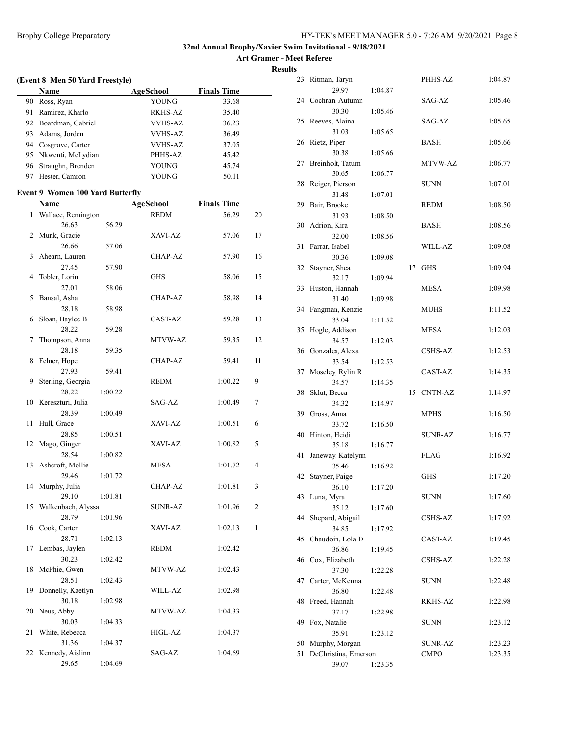## 32nd Annual Brophy/Xavier Swim Invitational - 9/18/2021

### Art Gramer - Meet Referee

### Results

**(Event 8 Men 50 Yard Freestyle)**

| | Name | Age | School | Finals Time | |
|---|---|---|---|---|---|
| 90 | Ross, Ryan | | YOUNG | 33.68 | |
| 91 | Ramirez, Kharlo | | RKHS-AZ | 35.40 | |
| 92 | Boardman, Gabriel | | VVHS-AZ | 36.23 | |
| 93 | Adams, Jorden | | VVHS-AZ | 36.49 | |
| 94 | Cosgrove, Carter | | VVHS-AZ | 37.05 | |
| 95 | Nkwenti, McLydian | | PHHS-AZ | 45.42 | |
| 96 | Straughn, Brenden | | YOUNG | 45.74 | |
| 97 | Hester, Camron | | YOUNG | 50.11 | |

**Event 9 Women 100 Yard Butterfly**

| | Name | Age | School | Finals Time | Points |
|---|---|---|---|---|---|
| 1 | Wallace, Remington | | REDM | 56.29 | 20 |
| | 26.63 | 56.29 | | | |
| 2 | Munk, Gracie | | XAVI-AZ | 57.06 | 17 |
| | 26.66 | 57.06 | | | |
| 3 | Ahearn, Lauren | | CHAP-AZ | 57.90 | 16 |
| | 27.45 | 57.90 | | | |
| 4 | Tobler, Lorin | | GHS | 58.06 | 15 |
| | 27.01 | 58.06 | | | |
| 5 | Bansal, Asha | | CHAP-AZ | 58.98 | 14 |
| | 28.18 | 58.98 | | | |
| 6 | Sloan, Baylee B | | CAST-AZ | 59.28 | 13 |
| | 28.22 | 59.28 | | | |
| 7 | Thompson, Anna | | MTVW-AZ | 59.35 | 12 |
| | 28.18 | 59.35 | | | |
| 8 | Felner, Hope | | CHAP-AZ | 59.41 | 11 |
| | 27.93 | 59.41 | | | |
| 9 | Sterling, Georgia | | REDM | 1:00.22 | 9 |
| | 28.22 | 1:00.22 | | | |
| 10 | Kereszturi, Julia | | SAG-AZ | 1:00.49 | 7 |
| | 28.39 | 1:00.49 | | | |
| 11 | Hull, Grace | | XAVI-AZ | 1:00.51 | 6 |
| | 28.85 | 1:00.51 | | | |
| 12 | Mago, Ginger | | XAVI-AZ | 1:00.82 | 5 |
| | 28.54 | 1:00.82 | | | |
| 13 | Ashcroft, Mollie | | MESA | 1:01.72 | 4 |
| | 29.46 | 1:01.72 | | | |
| 14 | Murphy, Julia | | CHAP-AZ | 1:01.81 | 3 |
| | 29.10 | 1:01.81 | | | |
| 15 | Walkenbach, Alyssa | | SUNR-AZ | 1:01.96 | 2 |
| | 28.79 | 1:01.96 | | | |
| 16 | Cook, Carter | | XAVI-AZ | 1:02.13 | 1 |
| | 28.71 | 1:02.13 | | | |
| 17 | Lembas, Jaylen | | REDM | 1:02.42 | |
| | 30.23 | 1:02.42 | | | |
| 18 | McPhie, Gwen | | MTVW-AZ | 1:02.43 | |
| | 28.51 | 1:02.43 | | | |
| 19 | Donnelly, Kaetlyn | | WILL-AZ | 1:02.98 | |
| | 30.18 | 1:02.98 | | | |
| 20 | Neus, Abby | | MTVW-AZ | 1:04.33 | |
| | 30.03 | 1:04.33 | | | |
| 21 | White, Rebecca | | HIGL-AZ | 1:04.37 | |
| | 31.36 | 1:04.37 | | | |
| 22 | Kennedy, Aislinn | | SAG-AZ | 1:04.69 | |
| | 29.65 | 1:04.69 | | | |
| 23 | Ritman, Taryn | | PHHS-AZ | 1:04.87 | |
| | 29.97 | 1:04.87 | | | |
| 24 | Cochran, Autumn | | SAG-AZ | 1:05.46 | |
| | 30.30 | 1:05.46 | | | |
| 25 | Reeves, Alaina | | SAG-AZ | 1:05.65 | |
| | 31.03 | 1:05.65 | | | |
| 26 | Rietz, Piper | | BASH | 1:05.66 | |
| | 30.38 | 1:05.66 | | | |
| 27 | Breinholt, Tatum | | MTVW-AZ | 1:06.77 | |
| | 30.65 | 1:06.77 | | | |
| 28 | Reiger, Pierson | | SUNN | 1:07.01 | |
| | 31.48 | 1:07.01 | | | |
| 29 | Bair, Brooke | | REDM | 1:08.50 | |
| | 31.93 | 1:08.50 | | | |
| 30 | Adrion, Kira | | BASH | 1:08.56 | |
| | 32.00 | 1:08.56 | | | |
| 31 | Farrar, Isabel | | WILL-AZ | 1:09.08 | |
| | 30.36 | 1:09.08 | | | |
| 32 | Stayner, Shea | 17 | GHS | 1:09.94 | |
| | 32.17 | 1:09.94 | | | |
| 33 | Huston, Hannah | | MESA | 1:09.98 | |
| | 31.40 | 1:09.98 | | | |
| 34 | Fangman, Kenzie | | MUHS | 1:11.52 | |
| | 33.04 | 1:11.52 | | | |
| 35 | Hogle, Addison | | MESA | 1:12.03 | |
| | 34.57 | 1:12.03 | | | |
| 36 | Gonzales, Alexa | | CSHS-AZ | 1:12.53 | |
| | 33.54 | 1:12.53 | | | |
| 37 | Moseley, Rylin R | | CAST-AZ | 1:14.35 | |
| | 34.57 | 1:14.35 | | | |
| 38 | Sklut, Becca | 15 | CNTN-AZ | 1:14.97 | |
| | 34.32 | 1:14.97 | | | |
| 39 | Gross, Anna | | MPHS | 1:16.50 | |
| | 33.72 | 1:16.50 | | | |
| 40 | Hinton, Heidi | | SUNR-AZ | 1:16.77 | |
| | 35.18 | 1:16.77 | | | |
| 41 | Janeway, Katelynn | | FLAG | 1:16.92 | |
| | 35.46 | 1:16.92 | | | |
| 42 | Stayner, Paige | | GHS | 1:17.20 | |
| | 36.10 | 1:17.20 | | | |
| 43 | Luna, Myra | | SUNN | 1:17.60 | |
| | 35.12 | 1:17.60 | | | |
| 44 | Shepard, Abigail | | CSHS-AZ | 1:17.92 | |
| | 34.85 | 1:17.92 | | | |
| 45 | Chaudoin, Lola D | | CAST-AZ | 1:19.45 | |
| | 36.86 | 1:19.45 | | | |
| 46 | Cox, Elizabeth | | CSHS-AZ | 1:22.28 | |
| | 37.30 | 1:22.28 | | | |
| 47 | Carter, McKenna | | SUNN | 1:22.48 | |
| | 36.80 | 1:22.48 | | | |
| 48 | Freed, Hannah | | RKHS-AZ | 1:22.98 | |
| | 37.17 | 1:22.98 | | | |
| 49 | Fox, Natalie | | SUNN | 1:23.12 | |
| | 35.91 | 1:23.12 | | | |
| 50 | Murphy, Morgan | | SUNR-AZ | 1:23.23 | |
| 51 | DeChristina, Emerson | | CMPO | 1:23.35 | |
| | 39.07 | 1:23.35 | | | |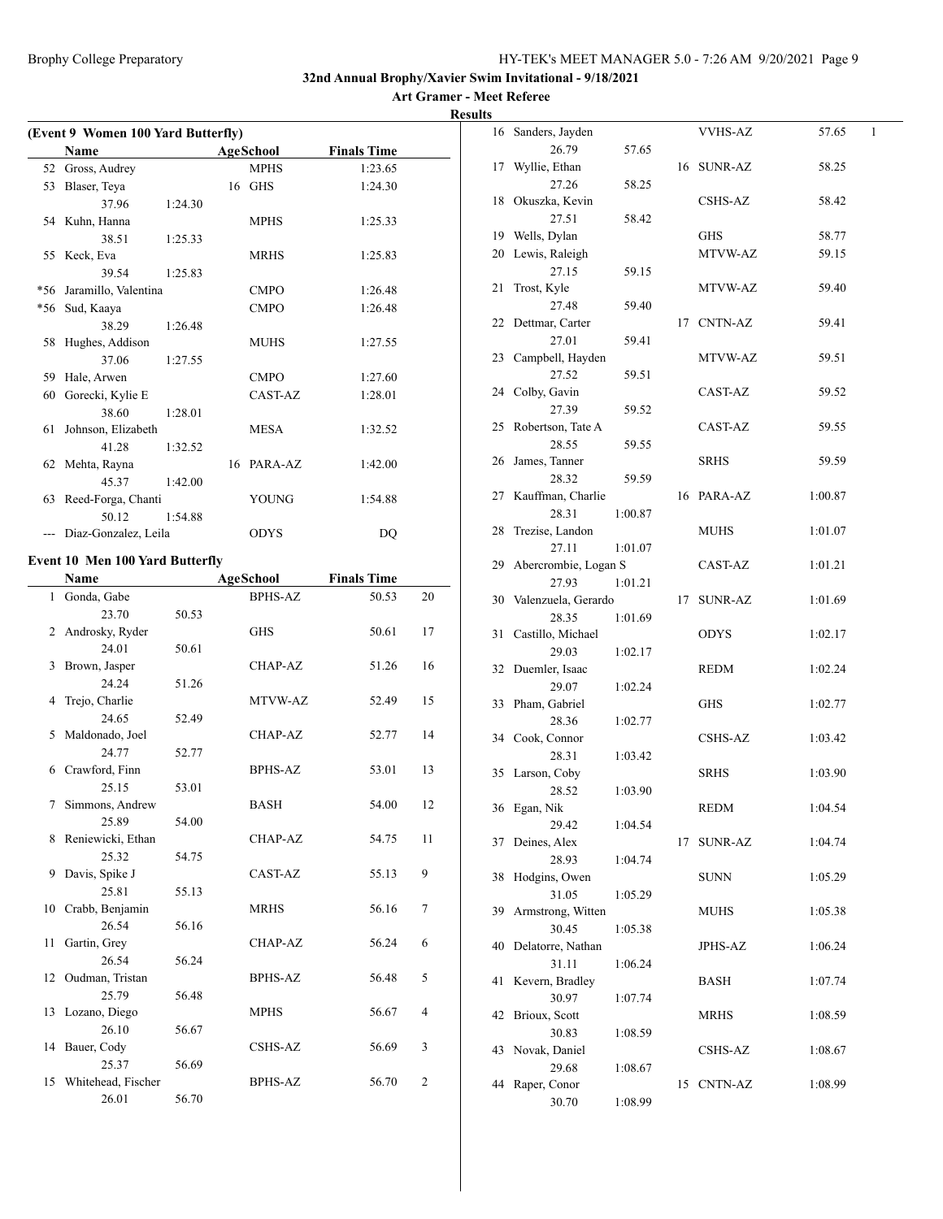**32nd Annual Brophy/Xavier Swim Invitational - 9/18/2021**

**Art Gramer - Meet Referee**

**Results**

**(Event 9 Women 100 Yard Butterfly)**

| | Name | Age | School | Finals Time |
|---|---|---|---|---|
| 52 | Gross, Audrey | | MPHS | 1:23.65 |
| 53 | Blaser, Teya | 16 | GHS | 1:24.30 |
| | 37.96 | 1:24.30 | | |
| 54 | Kuhn, Hanna | | MPHS | 1:25.33 |
| | 38.51 | 1:25.33 | | |
| 55 | Keck, Eva | | MRHS | 1:25.83 |
| | 39.54 | 1:25.83 | | |
| *56 | Jaramillo, Valentina | | CMPO | 1:26.48 |
| *56 | Sud, Kaaya | | CMPO | 1:26.48 |
| | 38.29 | 1:26.48 | | |
| 58 | Hughes, Addison | | MUHS | 1:27.55 |
| | 37.06 | 1:27.55 | | |
| 59 | Hale, Arwen | | CMPO | 1:27.60 |
| 60 | Gorecki, Kylie E | | CAST-AZ | 1:28.01 |
| | 38.60 | 1:28.01 | | |
| 61 | Johnson, Elizabeth | | MESA | 1:32.52 |
| | 41.28 | 1:32.52 | | |
| 62 | Mehta, Rayna | 16 | PARA-AZ | 1:42.00 |
| | 45.37 | 1:42.00 | | |
| 63 | Reed-Forga, Chanti | | YOUNG | 1:54.88 |
| | 50.12 | 1:54.88 | | |
| --- | Diaz-Gonzalez, Leila | | ODYS | DQ |

**Event 10 Men 100 Yard Butterfly**

| | Name | Age | School | Finals Time | Points |
|---|---|---|---|---|---|
| 1 | Gonda, Gabe | | BPHS-AZ | 50.53 | 20 |
| | 23.70 | 50.53 | | | |
| 2 | Androsky, Ryder | | GHS | 50.61 | 17 |
| | 24.01 | 50.61 | | | |
| 3 | Brown, Jasper | | CHAP-AZ | 51.26 | 16 |
| | 24.24 | 51.26 | | | |
| 4 | Trejo, Charlie | | MTVW-AZ | 52.49 | 15 |
| | 24.65 | 52.49 | | | |
| 5 | Maldonado, Joel | | CHAP-AZ | 52.77 | 14 |
| | 24.77 | 52.77 | | | |
| 6 | Crawford, Finn | | BPHS-AZ | 53.01 | 13 |
| | 25.15 | 53.01 | | | |
| 7 | Simmons, Andrew | | BASH | 54.00 | 12 |
| | 25.89 | 54.00 | | | |
| 8 | Reniewicki, Ethan | | CHAP-AZ | 54.75 | 11 |
| | 25.32 | 54.75 | | | |
| 9 | Davis, Spike J | | CAST-AZ | 55.13 | 9 |
| | 25.81 | 55.13 | | | |
| 10 | Crabb, Benjamin | | MRHS | 56.16 | 7 |
| | 26.54 | 56.16 | | | |
| 11 | Gartin, Grey | | CHAP-AZ | 56.24 | 6 |
| | 26.54 | 56.24 | | | |
| 12 | Oudman, Tristan | | BPHS-AZ | 56.48 | 5 |
| | 25.79 | 56.48 | | | |
| 13 | Lozano, Diego | | MPHS | 56.67 | 4 |
| | 26.10 | 56.67 | | | |
| 14 | Bauer, Cody | | CSHS-AZ | 56.69 | 3 |
| | 25.37 | 56.69 | | | |
| 15 | Whitehead, Fischer | | BPHS-AZ | 56.70 | 2 |
| | 26.01 | 56.70 | | | |
| 16 | Sanders, Jayden | | VVHS-AZ | 57.65 | 1 |
| | 26.79 | 57.65 | | | |
| 17 | Wyllie, Ethan | 16 | SUNR-AZ | 58.25 | |
| | 27.26 | 58.25 | | | |
| 18 | Okuszka, Kevin | | CSHS-AZ | 58.42 | |
| | 27.51 | 58.42 | | | |
| 19 | Wells, Dylan | | GHS | 58.77 | |
| 20 | Lewis, Raleigh | | MTVW-AZ | 59.15 | |
| | 27.15 | 59.15 | | | |
| 21 | Trost, Kyle | | MTVW-AZ | 59.40 | |
| | 27.48 | 59.40 | | | |
| 22 | Dettmar, Carter | 17 | CNTN-AZ | 59.41 | |
| | 27.01 | 59.41 | | | |
| 23 | Campbell, Hayden | | MTVW-AZ | 59.51 | |
| | 27.52 | 59.51 | | | |
| 24 | Colby, Gavin | | CAST-AZ | 59.52 | |
| | 27.39 | 59.52 | | | |
| 25 | Robertson, Tate A | | CAST-AZ | 59.55 | |
| | 28.55 | 59.55 | | | |
| 26 | James, Tanner | | SRHS | 59.59 | |
| | 28.32 | 59.59 | | | |
| 27 | Kauffman, Charlie | 16 | PARA-AZ | 1:00.87 | |
| | 28.31 | 1:00.87 | | | |
| 28 | Trezise, Landon | | MUHS | 1:01.07 | |
| | 27.11 | 1:01.07 | | | |
| 29 | Abercrombie, Logan S | | CAST-AZ | 1:01.21 | |
| | 27.93 | 1:01.21 | | | |
| 30 | Valenzuela, Gerardo | 17 | SUNR-AZ | 1:01.69 | |
| | 28.35 | 1:01.69 | | | |
| 31 | Castillo, Michael | | ODYS | 1:02.17 | |
| | 29.03 | 1:02.17 | | | |
| 32 | Duemler, Isaac | | REDM | 1:02.24 | |
| | 29.07 | 1:02.24 | | | |
| 33 | Pham, Gabriel | | GHS | 1:02.77 | |
| | 28.36 | 1:02.77 | | | |
| 34 | Cook, Connor | | CSHS-AZ | 1:03.42 | |
| | 28.31 | 1:03.42 | | | |
| 35 | Larson, Coby | | SRHS | 1:03.90 | |
| | 28.52 | 1:03.90 | | | |
| 36 | Egan, Nik | | REDM | 1:04.54 | |
| | 29.42 | 1:04.54 | | | |
| 37 | Deines, Alex | 17 | SUNR-AZ | 1:04.74 | |
| | 28.93 | 1:04.74 | | | |
| 38 | Hodgins, Owen | | SUNN | 1:05.29 | |
| | 31.05 | 1:05.29 | | | |
| 39 | Armstrong, Witten | | MUHS | 1:05.38 | |
| | 30.45 | 1:05.38 | | | |
| 40 | Delatorre, Nathan | | JPHS-AZ | 1:06.24 | |
| | 31.11 | 1:06.24 | | | |
| 41 | Kevern, Bradley | | BASH | 1:07.74 | |
| | 30.97 | 1:07.74 | | | |
| 42 | Brioux, Scott | | MRHS | 1:08.59 | |
| | 30.83 | 1:08.59 | | | |
| 43 | Novak, Daniel | | CSHS-AZ | 1:08.67 | |
| | 29.68 | 1:08.67 | | | |
| 44 | Raper, Conor | 15 | CNTN-AZ | 1:08.99 | |
| | 30.70 | 1:08.99 | | | |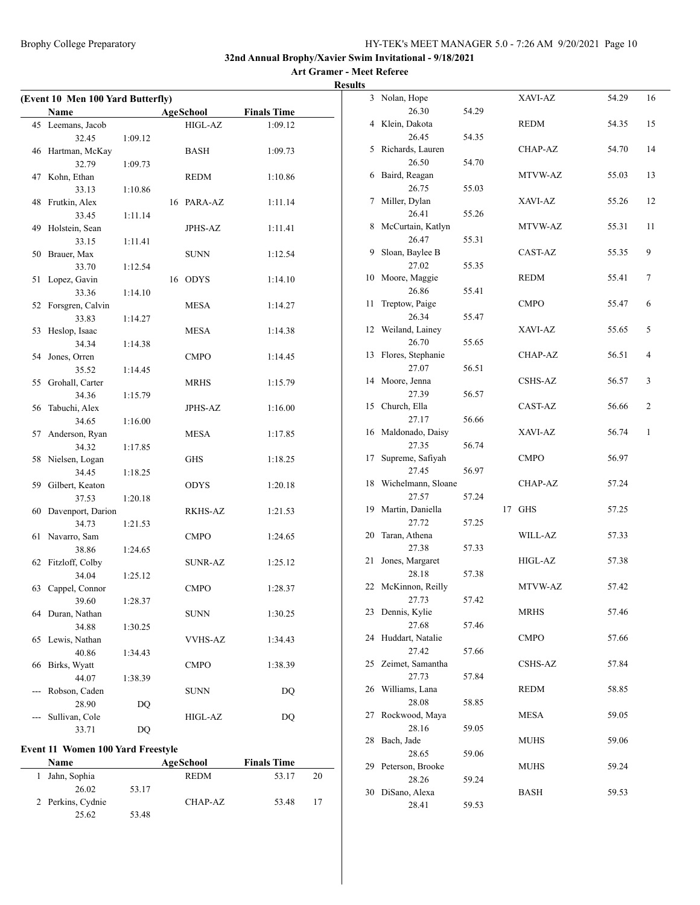**32nd Annual Brophy/Xavier Swim Invitational - 9/18/2021**

**Art Gramer - Meet Referee**

**Results**

### (Event 10 Men 100 Yard Butterfly)

| | Name | Age | School | Finals Time |
|---|---|---|---|---|
| 45 | Leemans, Jacob | | HIGL-AZ | 1:09.12 |
| | 32.45 | 1:09.12 | | |
| 46 | Hartman, McKay | | BASH | 1:09.73 |
| | 32.79 | 1:09.73 | | |
| 47 | Kohn, Ethan | | REDM | 1:10.86 |
| | 33.13 | 1:10.86 | | |
| 48 | Frutkin, Alex | 16 | PARA-AZ | 1:11.14 |
| | 33.45 | 1:11.14 | | |
| 49 | Holstein, Sean | | JPHS-AZ | 1:11.41 |
| | 33.15 | 1:11.41 | | |
| 50 | Brauer, Max | | SUNN | 1:12.54 |
| | 33.70 | 1:12.54 | | |
| 51 | Lopez, Gavin | 16 | ODYS | 1:14.10 |
| | 33.36 | 1:14.10 | | |
| 52 | Forsgren, Calvin | | MESA | 1:14.27 |
| | 33.83 | 1:14.27 | | |
| 53 | Heslop, Isaac | | MESA | 1:14.38 |
| | 34.34 | 1:14.38 | | |
| 54 | Jones, Orren | | CMPO | 1:14.45 |
| | 35.52 | 1:14.45 | | |
| 55 | Grohall, Carter | | MRHS | 1:15.79 |
| | 34.36 | 1:15.79 | | |
| 56 | Tabuchi, Alex | | JPHS-AZ | 1:16.00 |
| | 34.65 | 1:16.00 | | |
| 57 | Anderson, Ryan | | MESA | 1:17.85 |
| | 34.32 | 1:17.85 | | |
| 58 | Nielsen, Logan | | GHS | 1:18.25 |
| | 34.45 | 1:18.25 | | |
| 59 | Gilbert, Keaton | | ODYS | 1:20.18 |
| | 37.53 | 1:20.18 | | |
| 60 | Davenport, Darion | | RKHS-AZ | 1:21.53 |
| | 34.73 | 1:21.53 | | |
| 61 | Navarro, Sam | | CMPO | 1:24.65 |
| | 38.86 | 1:24.65 | | |
| 62 | Fitzloff, Colby | | SUNR-AZ | 1:25.12 |
| | 34.04 | 1:25.12 | | |
| 63 | Cappel, Connor | | CMPO | 1:28.37 |
| | 39.60 | 1:28.37 | | |
| 64 | Duran, Nathan | | SUNN | 1:30.25 |
| | 34.88 | 1:30.25 | | |
| 65 | Lewis, Nathan | | VVHS-AZ | 1:34.43 |
| | 40.86 | 1:34.43 | | |
| 66 | Birks, Wyatt | | CMPO | 1:38.39 |
| | 44.07 | 1:38.39 | | |
| --- | Robson, Caden | | SUNN | DQ |
| | 28.90 | DQ | | |
| --- | Sullivan, Cole | | HIGL-AZ | DQ |
| | 33.71 | DQ | | |

### Event 11 Women 100 Yard Freestyle

| | Name | Age | School | Finals Time | Points |
|---|---|---|---|---|---|
| 1 | Jahn, Sophia | | REDM | 53.17 | 20 |
| | 26.02 | 53.17 | | | |
| 2 | Perkins, Cydnie | | CHAP-AZ | 53.48 | 17 |
| | 25.62 | 53.48 | | | |
| 3 | Nolan, Hope | | XAVI-AZ | 54.29 | 16 |
| | 26.30 | 54.29 | | | |
| 4 | Klein, Dakota | | REDM | 54.35 | 15 |
| | 26.45 | 54.35 | | | |
| 5 | Richards, Lauren | | CHAP-AZ | 54.70 | 14 |
| | 26.50 | 54.70 | | | |
| 6 | Baird, Reagan | | MTVW-AZ | 55.03 | 13 |
| | 26.75 | 55.03 | | | |
| 7 | Miller, Dylan | | XAVI-AZ | 55.26 | 12 |
| | 26.41 | 55.26 | | | |
| 8 | McCurtain, Katlyn | | MTVW-AZ | 55.31 | 11 |
| | 26.47 | 55.31 | | | |
| 9 | Sloan, Baylee B | | CAST-AZ | 55.35 | 9 |
| | 27.02 | 55.35 | | | |
| 10 | Moore, Maggie | | REDM | 55.41 | 7 |
| | 26.86 | 55.41 | | | |
| 11 | Treptow, Paige | | CMPO | 55.47 | 6 |
| | 26.34 | 55.47 | | | |
| 12 | Weiland, Lainey | | XAVI-AZ | 55.65 | 5 |
| | 26.70 | 55.65 | | | |
| 13 | Flores, Stephanie | | CHAP-AZ | 56.51 | 4 |
| | 27.07 | 56.51 | | | |
| 14 | Moore, Jenna | | CSHS-AZ | 56.57 | 3 |
| | 27.39 | 56.57 | | | |
| 15 | Church, Ella | | CAST-AZ | 56.66 | 2 |
| | 27.17 | 56.66 | | | |
| 16 | Maldonado, Daisy | | XAVI-AZ | 56.74 | 1 |
| | 27.35 | 56.74 | | | |
| 17 | Supreme, Safiyah | | CMPO | 56.97 | |
| | 27.45 | 56.97 | | | |
| 18 | Wichelmann, Sloane | | CHAP-AZ | 57.24 | |
| | 27.57 | 57.24 | | | |
| 19 | Martin, Daniella | 17 | GHS | 57.25 | |
| | 27.72 | 57.25 | | | |
| 20 | Taran, Athena | | WILL-AZ | 57.33 | |
| | 27.38 | 57.33 | | | |
| 21 | Jones, Margaret | | HIGL-AZ | 57.38 | |
| | 28.18 | 57.38 | | | |
| 22 | McKinnon, Reilly | | MTVW-AZ | 57.42 | |
| | 27.73 | 57.42 | | | |
| 23 | Dennis, Kylie | | MRHS | 57.46 | |
| | 27.68 | 57.46 | | | |
| 24 | Huddart, Natalie | | CMPO | 57.66 | |
| | 27.42 | 57.66 | | | |
| 25 | Zeimet, Samantha | | CSHS-AZ | 57.84 | |
| | 27.73 | 57.84 | | | |
| 26 | Williams, Lana | | REDM | 58.85 | |
| | 28.08 | 58.85 | | | |
| 27 | Rockwood, Maya | | MESA | 59.05 | |
| | 28.16 | 59.05 | | | |
| 28 | Bach, Jade | | MUHS | 59.06 | |
| | 28.65 | 59.06 | | | |
| 29 | Peterson, Brooke | | MUHS | 59.24 | |
| | 28.26 | 59.24 | | | |
| 30 | DiSano, Alexa | | BASH | 59.53 | |
| | 28.41 | 59.53 | | | |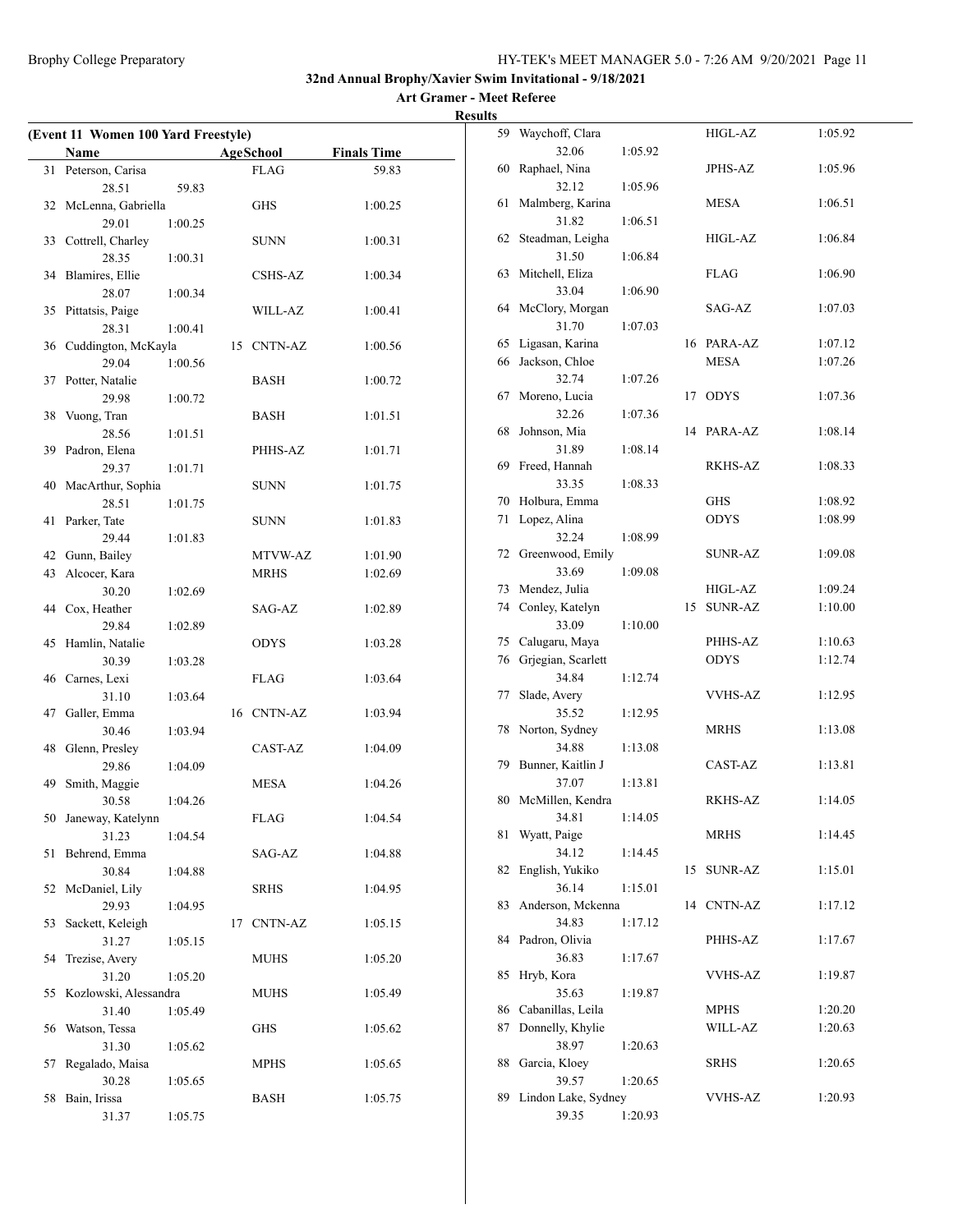**32nd Annual Brophy/Xavier Swim Invitational - 9/18/2021**

**Art Gramer - Meet Referee**

**Results**

**(Event 11 Women 100 Yard Freestyle)**

| | Name | Age | School | Finals Time |
|---|---|---|---|---|
| 31 | Peterson, Carisa | | FLAG | 59.83 |
| | 28.51 59.83 | | | |
| 32 | McLenna, Gabriella | | GHS | 1:00.25 |
| | 29.01 1:00.25 | | | |
| 33 | Cottrell, Charley | | SUNN | 1:00.31 |
| | 28.35 1:00.31 | | | |
| 34 | Blamires, Ellie | | CSHS-AZ | 1:00.34 |
| | 28.07 1:00.34 | | | |
| 35 | Pittatsis, Paige | | WILL-AZ | 1:00.41 |
| | 28.31 1:00.41 | | | |
| 36 | Cuddington, McKayla | 15 | CNTN-AZ | 1:00.56 |
| | 29.04 1:00.56 | | | |
| 37 | Potter, Natalie | | BASH | 1:00.72 |
| | 29.98 1:00.72 | | | |
| 38 | Vuong, Tran | | BASH | 1:01.51 |
| | 28.56 1:01.51 | | | |
| 39 | Padron, Elena | | PHHS-AZ | 1:01.71 |
| | 29.37 1:01.71 | | | |
| 40 | MacArthur, Sophia | | SUNN | 1:01.75 |
| | 28.51 1:01.75 | | | |
| 41 | Parker, Tate | | SUNN | 1:01.83 |
| | 29.44 1:01.83 | | | |
| 42 | Gunn, Bailey | | MTVW-AZ | 1:01.90 |
| 43 | Alcocer, Kara | | MRHS | 1:02.69 |
| | 30.20 1:02.69 | | | |
| 44 | Cox, Heather | | SAG-AZ | 1:02.89 |
| | 29.84 1:02.89 | | | |
| 45 | Hamlin, Natalie | | ODYS | 1:03.28 |
| | 30.39 1:03.28 | | | |
| 46 | Carnes, Lexi | | FLAG | 1:03.64 |
| | 31.10 1:03.64 | | | |
| 47 | Galler, Emma | 16 | CNTN-AZ | 1:03.94 |
| | 30.46 1:03.94 | | | |
| 48 | Glenn, Presley | | CAST-AZ | 1:04.09 |
| | 29.86 1:04.09 | | | |
| 49 | Smith, Maggie | | MESA | 1:04.26 |
| | 30.58 1:04.26 | | | |
| 50 | Janeway, Katelynn | | FLAG | 1:04.54 |
| | 31.23 1:04.54 | | | |
| 51 | Behrend, Emma | | SAG-AZ | 1:04.88 |
| | 30.84 1:04.88 | | | |
| 52 | McDaniel, Lily | | SRHS | 1:04.95 |
| | 29.93 1:04.95 | | | |
| 53 | Sackett, Keleigh | 17 | CNTN-AZ | 1:05.15 |
| | 31.27 1:05.15 | | | |
| 54 | Trezise, Avery | | MUHS | 1:05.20 |
| | 31.20 1:05.20 | | | |
| 55 | Kozlowski, Alessandra | | MUHS | 1:05.49 |
| | 31.40 1:05.49 | | | |
| 56 | Watson, Tessa | | GHS | 1:05.62 |
| | 31.30 1:05.62 | | | |
| 57 | Regalado, Maisa | | MPHS | 1:05.65 |
| | 30.28 1:05.65 | | | |
| 58 | Bain, Irissa | | BASH | 1:05.75 |
| | 31.37 1:05.75 | | | |
| 59 | Waychoff, Clara | | HIGL-AZ | 1:05.92 |
| | 32.06 1:05.92 | | | |
| 60 | Raphael, Nina | | JPHS-AZ | 1:05.96 |
| | 32.12 1:05.96 | | | |
| 61 | Malmberg, Karina | | MESA | 1:06.51 |
| | 31.82 1:06.51 | | | |
| 62 | Steadman, Leigha | | HIGL-AZ | 1:06.84 |
| | 31.50 1:06.84 | | | |
| 63 | Mitchell, Eliza | | FLAG | 1:06.90 |
| | 33.04 1:06.90 | | | |
| 64 | McClory, Morgan | | SAG-AZ | 1:07.03 |
| | 31.70 1:07.03 | | | |
| 65 | Ligasan, Karina | 16 | PARA-AZ | 1:07.12 |
| 66 | Jackson, Chloe | | MESA | 1:07.26 |
| | 32.74 1:07.26 | | | |
| 67 | Moreno, Lucia | 17 | ODYS | 1:07.36 |
| | 32.26 1:07.36 | | | |
| 68 | Johnson, Mia | 14 | PARA-AZ | 1:08.14 |
| | 31.89 1:08.14 | | | |
| 69 | Freed, Hannah | | RKHS-AZ | 1:08.33 |
| | 33.35 1:08.33 | | | |
| 70 | Holbura, Emma | | GHS | 1:08.92 |
| 71 | Lopez, Alina | | ODYS | 1:08.99 |
| | 32.24 1:08.99 | | | |
| 72 | Greenwood, Emily | | SUNR-AZ | 1:09.08 |
| | 33.69 1:09.08 | | | |
| 73 | Mendez, Julia | | HIGL-AZ | 1:09.24 |
| 74 | Conley, Katelyn | 15 | SUNR-AZ | 1:10.00 |
| | 33.09 1:10.00 | | | |
| 75 | Calugaru, Maya | | PHHS-AZ | 1:10.63 |
| 76 | Grjegian, Scarlett | | ODYS | 1:12.74 |
| | 34.84 1:12.74 | | | |
| 77 | Slade, Avery | | VVHS-AZ | 1:12.95 |
| | 35.52 1:12.95 | | | |
| 78 | Norton, Sydney | | MRHS | 1:13.08 |
| | 34.88 1:13.08 | | | |
| 79 | Bunner, Kaitlin J | | CAST-AZ | 1:13.81 |
| | 37.07 1:13.81 | | | |
| 80 | McMillen, Kendra | | RKHS-AZ | 1:14.05 |
| | 34.81 1:14.05 | | | |
| 81 | Wyatt, Paige | | MRHS | 1:14.45 |
| | 34.12 1:14.45 | | | |
| 82 | English, Yukiko | 15 | SUNR-AZ | 1:15.01 |
| | 36.14 1:15.01 | | | |
| 83 | Anderson, Mckenna | 14 | CNTN-AZ | 1:17.12 |
| | 34.83 1:17.12 | | | |
| 84 | Padron, Olivia | | PHHS-AZ | 1:17.67 |
| | 36.83 1:17.67 | | | |
| 85 | Hryb, Kora | | VVHS-AZ | 1:19.87 |
| | 35.63 1:19.87 | | | |
| 86 | Cabanillas, Leila | | MPHS | 1:20.20 |
| 87 | Donnelly, Khylie | | WILL-AZ | 1:20.63 |
| | 38.97 1:20.63 | | | |
| 88 | Garcia, Kloey | | SRHS | 1:20.65 |
| | 39.57 1:20.65 | | | |
| 89 | Lindon Lake, Sydney | | VVHS-AZ | 1:20.93 |
| | 39.35 1:20.93 | | | |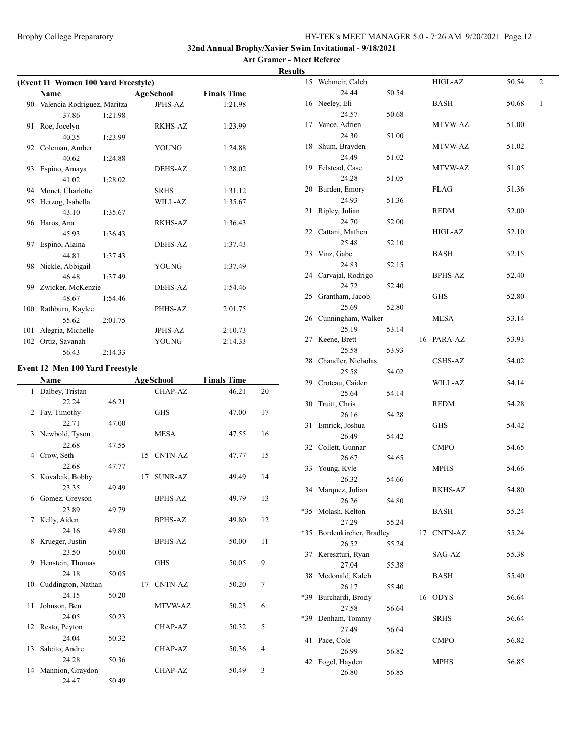**32nd Annual Brophy/Xavier Swim Invitational - 9/18/2021**

**Art Gramer - Meet Referee**

**Results**

**(Event 11 Women 100 Yard Freestyle)**

| | Name | | Age | School | Finals Time | |
|---|---|---|---|---|---|---|
| 90 | Valencia Rodriguez, Maritza | | | JPHS-AZ | 1:21.98 | |
| | 37.86 | 1:21.98 | | | | |
| 91 | Roe, Jocelyn | | | RKHS-AZ | 1:23.99 | |
| | 40.35 | 1:23.99 | | | | |
| 92 | Coleman, Amber | | | YOUNG | 1:24.88 | |
| | 40.62 | 1:24.88 | | | | |
| 93 | Espino, Amaya | | | DEHS-AZ | 1:28.02 | |
| | 41.02 | 1:28.02 | | | | |
| 94 | Monet, Charlotte | | | SRHS | 1:31.12 | |
| 95 | Herzog, Isabella | | | WILL-AZ | 1:35.67 | |
| | 43.10 | 1:35.67 | | | | |
| 96 | Haros, Ana | | | RKHS-AZ | 1:36.43 | |
| | 45.93 | 1:36.43 | | | | |
| 97 | Espino, Alaina | | | DEHS-AZ | 1:37.43 | |
| | 44.81 | 1:37.43 | | | | |
| 98 | Nickle, Abbigail | | | YOUNG | 1:37.49 | |
| | 46.48 | 1:37.49 | | | | |
| 99 | Zwicker, McKenzie | | | DEHS-AZ | 1:54.46 | |
| | 48.67 | 1:54.46 | | | | |
| 100 | Rathburn, Kaylee | | | PHHS-AZ | 2:01.75 | |
| | 55.62 | 2:01.75 | | | | |
| 101 | Alegria, Michelle | | | JPHS-AZ | 2:10.73 | |
| 102 | Ortiz, Savanah | | | YOUNG | 2:14.33 | |
| | 56.43 | 2:14.33 | | | | |

**Event 12 Men 100 Yard Freestyle**

| | Name | | Age | School | Finals Time | |
|---|---|---|---|---|---|---|
| 1 | Dalbey, Tristan | | | CHAP-AZ | 46.21 | 20 |
| | 22.24 | 46.21 | | | | |
| 2 | Fay, Timothy | | | GHS | 47.00 | 17 |
| | 22.71 | 47.00 | | | | |
| 3 | Newbold, Tyson | | | MESA | 47.55 | 16 |
| | 22.68 | 47.55 | | | | |
| 4 | Crow, Seth | | 15 | CNTN-AZ | 47.77 | 15 |
| | 22.68 | 47.77 | | | | |
| 5 | Kovalcik, Bobby | | 17 | SUNR-AZ | 49.49 | 14 |
| | 23.35 | 49.49 | | | | |
| 6 | Gomez, Greyson | | | BPHS-AZ | 49.79 | 13 |
| | 23.89 | 49.79 | | | | |
| 7 | Kelly, Aiden | | | BPHS-AZ | 49.80 | 12 |
| | 24.16 | 49.80 | | | | |
| 8 | Krueger, Justin | | | BPHS-AZ | 50.00 | 11 |
| | 23.50 | 50.00 | | | | |
| 9 | Henstein, Thomas | | | GHS | 50.05 | 9 |
| | 24.18 | 50.05 | | | | |
| 10 | Cuddington, Nathan | | 17 | CNTN-AZ | 50.20 | 7 |
| | 24.15 | 50.20 | | | | |
| 11 | Johnson, Ben | | | MTVW-AZ | 50.23 | 6 |
| | 24.05 | 50.23 | | | | |
| 12 | Resto, Peyton | | | CHAP-AZ | 50.32 | 5 |
| | 24.04 | 50.32 | | | | |
| 13 | Salcito, Andre | | | CHAP-AZ | 50.36 | 4 |
| | 24.28 | 50.36 | | | | |
| 14 | Mannion, Graydon | | | CHAP-AZ | 50.49 | 3 |
| | 24.47 | 50.49 | | | | |
| 15 | Wehmeir, Caleb | | | HIGL-AZ | 50.54 | 2 |
| | 24.44 | 50.54 | | | | |
| 16 | Neeley, Eli | | | BASH | 50.68 | 1 |
| | 24.57 | 50.68 | | | | |
| 17 | Vance, Adrien | | | MTVW-AZ | 51.00 | |
| | 24.30 | 51.00 | | | | |
| 18 | Shum, Brayden | | | MTVW-AZ | 51.02 | |
| | 24.49 | 51.02 | | | | |
| 19 | Felstead, Case | | | MTVW-AZ | 51.05 | |
| | 24.28 | 51.05 | | | | |
| 20 | Burden, Emory | | | FLAG | 51.36 | |
| | 24.93 | 51.36 | | | | |
| 21 | Ripley, Julian | | | REDM | 52.00 | |
| | 24.70 | 52.00 | | | | |
| 22 | Cattani, Mathen | | | HIGL-AZ | 52.10 | |
| | 25.48 | 52.10 | | | | |
| 23 | Vinz, Gabe | | | BASH | 52.15 | |
| | 24.83 | 52.15 | | | | |
| 24 | Carvajal, Rodrigo | | | BPHS-AZ | 52.40 | |
| | 24.72 | 52.40 | | | | |
| 25 | Grantham, Jacob | | | GHS | 52.80 | |
| | 25.69 | 52.80 | | | | |
| 26 | Cunningham, Walker | | | MESA | 53.14 | |
| | 25.19 | 53.14 | | | | |
| 27 | Keene, Brett | | 16 | PARA-AZ | 53.93 | |
| | 25.58 | 53.93 | | | | |
| 28 | Chandler, Nicholas | | | CSHS-AZ | 54.02 | |
| | 25.58 | 54.02 | | | | |
| 29 | Croteau, Caiden | | | WILL-AZ | 54.14 | |
| | 25.64 | 54.14 | | | | |
| 30 | Truitt, Chris | | | REDM | 54.28 | |
| | 26.16 | 54.28 | | | | |
| 31 | Emrick, Joshua | | | GHS | 54.42 | |
| | 26.49 | 54.42 | | | | |
| 32 | Collett, Gunnar | | | CMPO | 54.65 | |
| | 26.67 | 54.65 | | | | |
| 33 | Young, Kyle | | | MPHS | 54.66 | |
| | 26.32 | 54.66 | | | | |
| 34 | Marquez, Julian | | | RKHS-AZ | 54.80 | |
| | 26.26 | 54.80 | | | | |
| *35 | Molash, Kelton | | | BASH | 55.24 | |
| | 27.29 | 55.24 | | | | |
| *35 | Bordenkircher, Bradley | | 17 | CNTN-AZ | 55.24 | |
| | 26.52 | 55.24 | | | | |
| 37 | Kereszturi, Ryan | | | SAG-AZ | 55.38 | |
| | 27.04 | 55.38 | | | | |
| 38 | Mcdonald, Kaleb | | | BASH | 55.40 | |
| | 26.17 | 55.40 | | | | |
| *39 | Burchardi, Brody | | 16 | ODYS | 56.64 | |
| | 27.58 | 56.64 | | | | |
| *39 | Denham, Tommy | | | SRHS | 56.64 | |
| | 27.49 | 56.64 | | | | |
| 41 | Pace, Cole | | | CMPO | 56.82 | |
| | 26.99 | 56.82 | | | | |
| 42 | Fogel, Hayden | | | MPHS | 56.85 | |
| | 26.80 | 56.85 | | | | |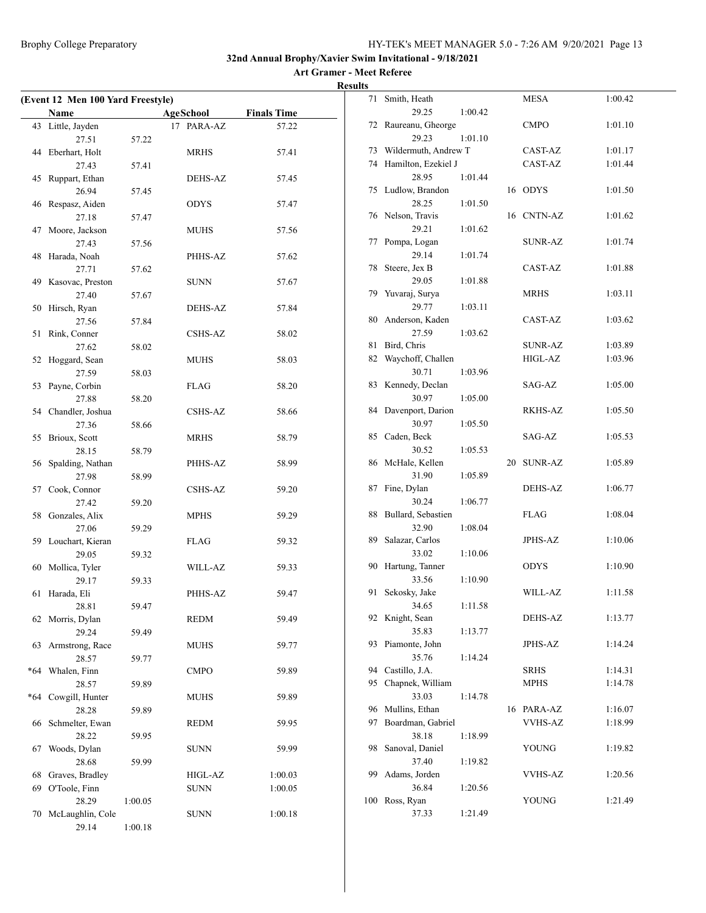**32nd Annual Brophy/Xavier Swim Invitational - 9/18/2021**

**Art Gramer - Meet Referee**

**Results**

**(Event 12 Men 100 Yard Freestyle)**

| | Name | Age | School | Finals Time | Split 1 | Split 2 |
|---|---|---|---|---|---|---|
| 43 | Little, Jayden | 17 | PARA-AZ | 57.22 | 27.51 | 57.22 |
| 44 | Eberhart, Holt | | MRHS | 57.41 | 27.43 | 57.41 |
| 45 | Ruppart, Ethan | | DEHS-AZ | 57.45 | 26.94 | 57.45 |
| 46 | Respasz, Aiden | | ODYS | 57.47 | 27.18 | 57.47 |
| 47 | Moore, Jackson | | MUHS | 57.56 | 27.43 | 57.56 |
| 48 | Harada, Noah | | PHHS-AZ | 57.62 | 27.71 | 57.62 |
| 49 | Kasovac, Preston | | SUNN | 57.67 | 27.40 | 57.67 |
| 50 | Hirsch, Ryan | | DEHS-AZ | 57.84 | 27.56 | 57.84 |
| 51 | Rink, Conner | | CSHS-AZ | 58.02 | 27.62 | 58.02 |
| 52 | Hoggard, Sean | | MUHS | 58.03 | 27.59 | 58.03 |
| 53 | Payne, Corbin | | FLAG | 58.20 | 27.88 | 58.20 |
| 54 | Chandler, Joshua | | CSHS-AZ | 58.66 | 27.36 | 58.66 |
| 55 | Brioux, Scott | | MRHS | 58.79 | 28.15 | 58.79 |
| 56 | Spalding, Nathan | | PHHS-AZ | 58.99 | 27.98 | 58.99 |
| 57 | Cook, Connor | | CSHS-AZ | 59.20 | 27.42 | 59.20 |
| 58 | Gonzales, Alix | | MPHS | 59.29 | 27.06 | 59.29 |
| 59 | Louchart, Kieran | | FLAG | 59.32 | 29.05 | 59.32 |
| 60 | Mollica, Tyler | | WILL-AZ | 59.33 | 29.17 | 59.33 |
| 61 | Harada, Eli | | PHHS-AZ | 59.47 | 28.81 | 59.47 |
| 62 | Morris, Dylan | | REDM | 59.49 | 29.24 | 59.49 |
| 63 | Armstrong, Race | | MUHS | 59.77 | 28.57 | 59.77 |
| *64 | Whalen, Finn | | CMPO | 59.89 | 28.57 | 59.89 |
| *64 | Cowgill, Hunter | | MUHS | 59.89 | 28.28 | 59.89 |
| 66 | Schmelter, Ewan | | REDM | 59.95 | 28.22 | 59.95 |
| 67 | Woods, Dylan | | SUNN | 59.99 | 28.68 | 59.99 |
| 68 | Graves, Bradley | | HIGL-AZ | 1:00.03 | | |
| 69 | O'Toole, Finn | | SUNN | 1:00.05 | 28.29 | 1:00.05 |
| 70 | McLaughlin, Cole | | SUNN | 1:00.18 | 29.14 | 1:00.18 |
| 71 | Smith, Heath | | MESA | 1:00.42 | 29.25 | 1:00.42 |
| 72 | Raureanu, Gheorge | | CMPO | 1:01.10 | 29.23 | 1:01.10 |
| 73 | Wildermuth, Andrew T | | CAST-AZ | 1:01.17 | | |
| 74 | Hamilton, Ezekiel J | | CAST-AZ | 1:01.44 | 28.95 | 1:01.44 |
| 75 | Ludlow, Brandon | 16 | ODYS | 1:01.50 | 28.25 | 1:01.50 |
| 76 | Nelson, Travis | 16 | CNTN-AZ | 1:01.62 | 29.21 | 1:01.62 |
| 77 | Pompa, Logan | | SUNR-AZ | 1:01.74 | 29.14 | 1:01.74 |
| 78 | Steere, Jex B | | CAST-AZ | 1:01.88 | 29.05 | 1:01.88 |
| 79 | Yuvaraj, Surya | | MRHS | 1:03.11 | 29.77 | 1:03.11 |
| 80 | Anderson, Kaden | | CAST-AZ | 1:03.62 | 27.59 | 1:03.62 |
| 81 | Bird, Chris | | SUNR-AZ | 1:03.89 | | |
| 82 | Waychoff, Challen | | HIGL-AZ | 1:03.96 | 30.71 | 1:03.96 |
| 83 | Kennedy, Declan | | SAG-AZ | 1:05.00 | 30.97 | 1:05.00 |
| 84 | Davenport, Darion | | RKHS-AZ | 1:05.50 | 30.97 | 1:05.50 |
| 85 | Caden, Beck | | SAG-AZ | 1:05.53 | 30.52 | 1:05.53 |
| 86 | McHale, Kellen | 20 | SUNR-AZ | 1:05.89 | 31.90 | 1:05.89 |
| 87 | Fine, Dylan | | DEHS-AZ | 1:06.77 | 30.24 | 1:06.77 |
| 88 | Bullard, Sebastien | | FLAG | 1:08.04 | 32.90 | 1:08.04 |
| 89 | Salazar, Carlos | | JPHS-AZ | 1:10.06 | 33.02 | 1:10.06 |
| 90 | Hartung, Tanner | | ODYS | 1:10.90 | 33.56 | 1:10.90 |
| 91 | Sekosky, Jake | | WILL-AZ | 1:11.58 | 34.65 | 1:11.58 |
| 92 | Knight, Sean | | DEHS-AZ | 1:13.77 | 35.83 | 1:13.77 |
| 93 | Piamonte, John | | JPHS-AZ | 1:14.24 | 35.76 | 1:14.24 |
| 94 | Castillo, J.A. | | SRHS | 1:14.31 | | |
| 95 | Chapnek, William | | MPHS | 1:14.78 | 33.03 | 1:14.78 |
| 96 | Mullins, Ethan | 16 | PARA-AZ | 1:16.07 | | |
| 97 | Boardman, Gabriel | | VVHS-AZ | 1:18.99 | 38.18 | 1:18.99 |
| 98 | Sanoval, Daniel | | YOUNG | 1:19.82 | 37.40 | 1:19.82 |
| 99 | Adams, Jorden | | VVHS-AZ | 1:20.56 | 36.84 | 1:20.56 |
| 100 | Ross, Ryan | | YOUNG | 1:21.49 | 37.33 | 1:21.49 |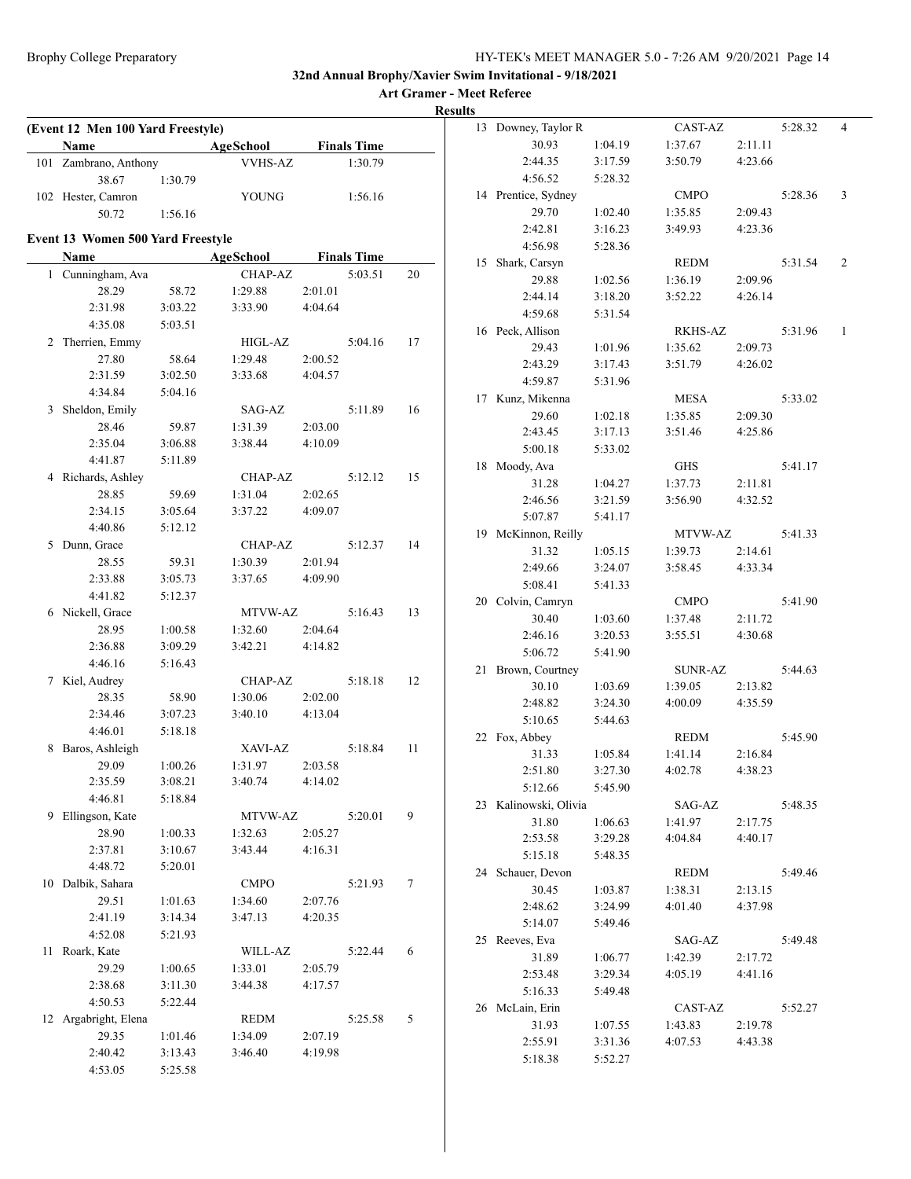**32nd Annual Brophy/Xavier Swim Invitational - 9/18/2021**

**Art Gramer - Meet Referee**

**Results**

### (Event 12 Men 100 Yard Freestyle)

| | Name | AgeSchool | Finals Time | |
|---|---|---|---|---|
| 101 | Zambrano, Anthony | VVHS-AZ | 1:30.79 | |
| | 38.67 | 1:30.79 | | |
| 102 | Hester, Camron | YOUNG | 1:56.16 | |
| | 50.72 | 1:56.16 | | |

### Event 13 Women 500 Yard Freestyle

| | Name | | AgeSchool | | Finals Time | |
|---|---|---|---|---|---|---|
| 1 | Cunningham, Ava | | CHAP-AZ | | 5:03.51 | 20 |
| | 28.29 | 58.72 | 1:29.88 | 2:01.01 | | |
| | 2:31.98 | 3:03.22 | 3:33.90 | 4:04.64 | | |
| | 4:35.08 | 5:03.51 | | | | |
| 2 | Therrien, Emmy | | HIGL-AZ | | 5:04.16 | 17 |
| | 27.80 | 58.64 | 1:29.48 | 2:00.52 | | |
| | 2:31.59 | 3:02.50 | 3:33.68 | 4:04.57 | | |
| | 4:34.84 | 5:04.16 | | | | |
| 3 | Sheldon, Emily | | SAG-AZ | | 5:11.89 | 16 |
| | 28.46 | 59.87 | 1:31.39 | 2:03.00 | | |
| | 2:35.04 | 3:06.88 | 3:38.44 | 4:10.09 | | |
| | 4:41.87 | 5:11.89 | | | | |
| 4 | Richards, Ashley | | CHAP-AZ | | 5:12.12 | 15 |
| | 28.85 | 59.69 | 1:31.04 | 2:02.65 | | |
| | 2:34.15 | 3:05.64 | 3:37.22 | 4:09.07 | | |
| | 4:40.86 | 5:12.12 | | | | |
| 5 | Dunn, Grace | | CHAP-AZ | | 5:12.37 | 14 |
| | 28.55 | 59.31 | 1:30.39 | 2:01.94 | | |
| | 2:33.88 | 3:05.73 | 3:37.65 | 4:09.90 | | |
| | 4:41.82 | 5:12.37 | | | | |
| 6 | Nickell, Grace | | MTVW-AZ | | 5:16.43 | 13 |
| | 28.95 | 1:00.58 | 1:32.60 | 2:04.64 | | |
| | 2:36.88 | 3:09.29 | 3:42.21 | 4:14.82 | | |
| | 4:46.16 | 5:16.43 | | | | |
| 7 | Kiel, Audrey | | CHAP-AZ | | 5:18.18 | 12 |
| | 28.35 | 58.90 | 1:30.06 | 2:02.00 | | |
| | 2:34.46 | 3:07.23 | 3:40.10 | 4:13.04 | | |
| | 4:46.01 | 5:18.18 | | | | |
| 8 | Baros, Ashleigh | | XAVI-AZ | | 5:18.84 | 11 |
| | 29.09 | 1:00.26 | 1:31.97 | 2:03.58 | | |
| | 2:35.59 | 3:08.21 | 3:40.74 | 4:14.02 | | |
| | 4:46.81 | 5:18.84 | | | | |
| 9 | Ellingson, Kate | | MTVW-AZ | | 5:20.01 | 9 |
| | 28.90 | 1:00.33 | 1:32.63 | 2:05.27 | | |
| | 2:37.81 | 3:10.67 | 3:43.44 | 4:16.31 | | |
| | 4:48.72 | 5:20.01 | | | | |
| 10 | Dalbik, Sahara | | CMPO | | 5:21.93 | 7 |
| | 29.51 | 1:01.63 | 1:34.60 | 2:07.76 | | |
| | 2:41.19 | 3:14.34 | 3:47.13 | 4:20.35 | | |
| | 4:52.08 | 5:21.93 | | | | |
| 11 | Roark, Kate | | WILL-AZ | | 5:22.44 | 6 |
| | 29.29 | 1:00.65 | 1:33.01 | 2:05.79 | | |
| | 2:38.68 | 3:11.30 | 3:44.38 | 4:17.57 | | |
| | 4:50.53 | 5:22.44 | | | | |
| 12 | Argabright, Elena | | REDM | | 5:25.58 | 5 |
| | 29.35 | 1:01.46 | 1:34.09 | 2:07.19 | | |
| | 2:40.42 | 3:13.43 | 3:46.40 | 4:19.98 | | |
| | 4:53.05 | 5:25.58 | | | | |
| 13 | Downey, Taylor R | | CAST-AZ | | 5:28.32 | 4 |
| | 30.93 | 1:04.19 | 1:37.67 | 2:11.11 | | |
| | 2:44.35 | 3:17.59 | 3:50.79 | 4:23.66 | | |
| | 4:56.52 | 5:28.32 | | | | |
| 14 | Prentice, Sydney | | CMPO | | 5:28.36 | 3 |
| | 29.70 | 1:02.40 | 1:35.85 | 2:09.43 | | |
| | 2:42.81 | 3:16.23 | 3:49.93 | 4:23.36 | | |
| | 4:56.98 | 5:28.36 | | | | |
| 15 | Shark, Carsyn | | REDM | | 5:31.54 | 2 |
| | 29.88 | 1:02.56 | 1:36.19 | 2:09.96 | | |
| | 2:44.14 | 3:18.20 | 3:52.22 | 4:26.14 | | |
| | 4:59.68 | 5:31.54 | | | | |
| 16 | Peck, Allison | | RKHS-AZ | | 5:31.96 | 1 |
| | 29.43 | 1:01.96 | 1:35.62 | 2:09.73 | | |
| | 2:43.29 | 3:17.43 | 3:51.79 | 4:26.02 | | |
| | 4:59.87 | 5:31.96 | | | | |
| 17 | Kunz, Mikenna | | MESA | | 5:33.02 | |
| | 29.60 | 1:02.18 | 1:35.85 | 2:09.30 | | |
| | 2:43.45 | 3:17.13 | 3:51.46 | 4:25.86 | | |
| | 5:00.18 | 5:33.02 | | | | |
| 18 | Moody, Ava | | GHS | | 5:41.17 | |
| | 31.28 | 1:04.27 | 1:37.73 | 2:11.81 | | |
| | 2:46.56 | 3:21.59 | 3:56.90 | 4:32.52 | | |
| | 5:07.87 | 5:41.17 | | | | |
| 19 | McKinnon, Reilly | | MTVW-AZ | | 5:41.33 | |
| | 31.32 | 1:05.15 | 1:39.73 | 2:14.61 | | |
| | 2:49.66 | 3:24.07 | 3:58.45 | 4:33.34 | | |
| | 5:08.41 | 5:41.33 | | | | |
| 20 | Colvin, Camryn | | CMPO | | 5:41.90 | |
| | 30.40 | 1:03.60 | 1:37.48 | 2:11.72 | | |
| | 2:46.16 | 3:20.53 | 3:55.51 | 4:30.68 | | |
| | 5:06.72 | 5:41.90 | | | | |
| 21 | Brown, Courtney | | SUNR-AZ | | 5:44.63 | |
| | 30.10 | 1:03.69 | 1:39.05 | 2:13.82 | | |
| | 2:48.82 | 3:24.30 | 4:00.09 | 4:35.59 | | |
| | 5:10.65 | 5:44.63 | | | | |
| 22 | Fox, Abbey | | REDM | | 5:45.90 | |
| | 31.33 | 1:05.84 | 1:41.14 | 2:16.84 | | |
| | 2:51.80 | 3:27.30 | 4:02.78 | 4:38.23 | | |
| | 5:12.66 | 5:45.90 | | | | |
| 23 | Kalinowski, Olivia | | SAG-AZ | | 5:48.35 | |
| | 31.80 | 1:06.63 | 1:41.97 | 2:17.75 | | |
| | 2:53.58 | 3:29.28 | 4:04.84 | 4:40.17 | | |
| | 5:15.18 | 5:48.35 | | | | |
| 24 | Schauer, Devon | | REDM | | 5:49.46 | |
| | 30.45 | 1:03.87 | 1:38.31 | 2:13.15 | | |
| | 2:48.62 | 3:24.99 | 4:01.40 | 4:37.98 | | |
| | 5:14.07 | 5:49.46 | | | | |
| 25 | Reeves, Eva | | SAG-AZ | | 5:49.48 | |
| | 31.89 | 1:06.77 | 1:42.39 | 2:17.72 | | |
| | 2:53.48 | 3:29.34 | 4:05.19 | 4:41.16 | | |
| | 5:16.33 | 5:49.48 | | | | |
| 26 | McLain, Erin | | CAST-AZ | | 5:52.27 | |
| | 31.93 | 1:07.55 | 1:43.83 | 2:19.78 | | |
| | 2:55.91 | 3:31.36 | 4:07.53 | 4:43.38 | | |
| | 5:18.38 | 5:52.27 | | | | |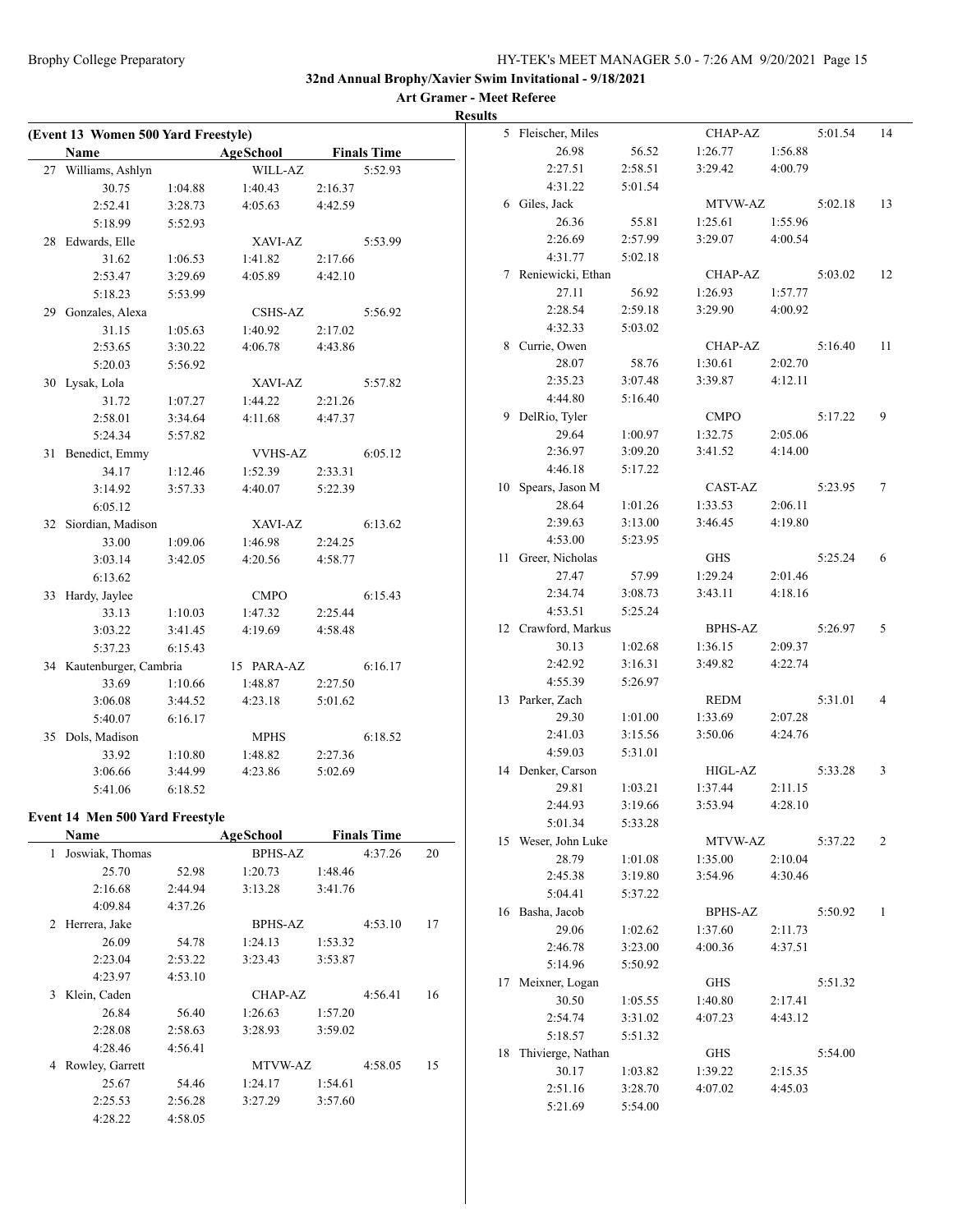**32nd Annual Brophy/Xavier Swim Invitational - 9/18/2021**

**Art Gramer - Meet Referee**

**Results**

### (Event 13 Women 500 Yard Freestyle)

| | Name | | AgeSchool | | Finals Time |
|---|---|---|---|---|---|
| 27 | Williams, Ashlyn | | WILL-AZ | | 5:52.93 |
| | 30.75 | 1:04.88 | 1:40.43 | 2:16.37 | |
| | 2:52.41 | 3:28.73 | 4:05.63 | 4:42.59 | |
| | 5:18.99 | 5:52.93 | | | |
| 28 | Edwards, Elle | | XAVI-AZ | | 5:53.99 |
| | 31.62 | 1:06.53 | 1:41.82 | 2:17.66 | |
| | 2:53.47 | 3:29.69 | 4:05.89 | 4:42.10 | |
| | 5:18.23 | 5:53.99 | | | |
| 29 | Gonzales, Alexa | | CSHS-AZ | | 5:56.92 |
| | 31.15 | 1:05.63 | 1:40.92 | 2:17.02 | |
| | 2:53.65 | 3:30.22 | 4:06.78 | 4:43.86 | |
| | 5:20.03 | 5:56.92 | | | |
| 30 | Lysak, Lola | | XAVI-AZ | | 5:57.82 |
| | 31.72 | 1:07.27 | 1:44.22 | 2:21.26 | |
| | 2:58.01 | 3:34.64 | 4:11.68 | 4:47.37 | |
| | 5:24.34 | 5:57.82 | | | |
| 31 | Benedict, Emmy | | VVHS-AZ | | 6:05.12 |
| | 34.17 | 1:12.46 | 1:52.39 | 2:33.31 | |
| | 3:14.92 | 3:57.33 | 4:40.07 | 5:22.39 | |
| | 6:05.12 | | | | |
| 32 | Siordian, Madison | | XAVI-AZ | | 6:13.62 |
| | 33.00 | 1:09.06 | 1:46.98 | 2:24.25 | |
| | 3:03.14 | 3:42.05 | 4:20.56 | 4:58.77 | |
| | 6:13.62 | | | | |
| 33 | Hardy, Jaylee | | CMPO | | 6:15.43 |
| | 33.13 | 1:10.03 | 1:47.32 | 2:25.44 | |
| | 3:03.22 | 3:41.45 | 4:19.69 | 4:58.48 | |
| | 5:37.23 | 6:15.43 | | | |
| 34 | Kautenburger, Cambria | | 15 PARA-AZ | | 6:16.17 |
| | 33.69 | 1:10.66 | 1:48.87 | 2:27.50 | |
| | 3:06.08 | 3:44.52 | 4:23.18 | 5:01.62 | |
| | 5:40.07 | 6:16.17 | | | |
| 35 | Dols, Madison | | MPHS | | 6:18.52 |
| | 33.92 | 1:10.80 | 1:48.82 | 2:27.36 | |
| | 3:06.66 | 3:44.99 | 4:23.86 | 5:02.69 | |
| | 5:41.06 | 6:18.52 | | | |

### Event 14 Men 500 Yard Freestyle

| | Name | | AgeSchool | | Finals Time | |
|---|---|---|---|---|---|---|
| 1 | Joswiak, Thomas | | BPHS-AZ | | 4:37.26 | 20 |
| | 25.70 | 52.98 | 1:20.73 | 1:48.46 | | |
| | 2:16.68 | 2:44.94 | 3:13.28 | 3:41.76 | | |
| | 4:09.84 | 4:37.26 | | | | |
| 2 | Herrera, Jake | | BPHS-AZ | | 4:53.10 | 17 |
| | 26.09 | 54.78 | 1:24.13 | 1:53.32 | | |
| | 2:23.04 | 2:53.22 | 3:23.43 | 3:53.87 | | |
| | 4:23.97 | 4:53.10 | | | | |
| 3 | Klein, Caden | | CHAP-AZ | | 4:56.41 | 16 |
| | 26.84 | 56.40 | 1:26.63 | 1:57.20 | | |
| | 2:28.08 | 2:58.63 | 3:28.93 | 3:59.02 | | |
| | 4:28.46 | 4:56.41 | | | | |
| 4 | Rowley, Garrett | | MTVW-AZ | | 4:58.05 | 15 |
| | 25.67 | 54.46 | 1:24.17 | 1:54.61 | | |
| | 2:25.53 | 2:56.28 | 3:27.29 | 3:57.60 | | |
| | 4:28.22 | 4:58.05 | | | | |
| 5 | Fleischer, Miles | | CHAP-AZ | | 5:01.54 | 14 |
| | 26.98 | 56.52 | 1:26.77 | 1:56.88 | | |
| | 2:27.51 | 2:58.51 | 3:29.42 | 4:00.79 | | |
| | 4:31.22 | 5:01.54 | | | | |
| 6 | Giles, Jack | | MTVW-AZ | | 5:02.18 | 13 |
| | 26.36 | 55.81 | 1:25.61 | 1:55.96 | | |
| | 2:26.69 | 2:57.99 | 3:29.07 | 4:00.54 | | |
| | 4:31.77 | 5:02.18 | | | | |
| 7 | Reniewicki, Ethan | | CHAP-AZ | | 5:03.02 | 12 |
| | 27.11 | 56.92 | 1:26.93 | 1:57.77 | | |
| | 2:28.54 | 2:59.18 | 3:29.90 | 4:00.92 | | |
| | 4:32.33 | 5:03.02 | | | | |
| 8 | Currie, Owen | | CHAP-AZ | | 5:16.40 | 11 |
| | 28.07 | 58.76 | 1:30.61 | 2:02.70 | | |
| | 2:35.23 | 3:07.48 | 3:39.87 | 4:12.11 | | |
| | 4:44.80 | 5:16.40 | | | | |
| 9 | DelRio, Tyler | | CMPO | | 5:17.22 | 9 |
| | 29.64 | 1:00.97 | 1:32.75 | 2:05.06 | | |
| | 2:36.97 | 3:09.20 | 3:41.52 | 4:14.00 | | |
| | 4:46.18 | 5:17.22 | | | | |
| 10 | Spears, Jason M | | CAST-AZ | | 5:23.95 | 7 |
| | 28.64 | 1:01.26 | 1:33.53 | 2:06.11 | | |
| | 2:39.63 | 3:13.00 | 3:46.45 | 4:19.80 | | |
| | 4:53.00 | 5:23.95 | | | | |
| 11 | Greer, Nicholas | | GHS | | 5:25.24 | 6 |
| | 27.47 | 57.99 | 1:29.24 | 2:01.46 | | |
| | 2:34.74 | 3:08.73 | 3:43.11 | 4:18.16 | | |
| | 4:53.51 | 5:25.24 | | | | |
| 12 | Crawford, Markus | | BPHS-AZ | | 5:26.97 | 5 |
| | 30.13 | 1:02.68 | 1:36.15 | 2:09.37 | | |
| | 2:42.92 | 3:16.31 | 3:49.82 | 4:22.74 | | |
| | 4:55.39 | 5:26.97 | | | | |
| 13 | Parker, Zach | | REDM | | 5:31.01 | 4 |
| | 29.30 | 1:01.00 | 1:33.69 | 2:07.28 | | |
| | 2:41.03 | 3:15.56 | 3:50.06 | 4:24.76 | | |
| | 4:59.03 | 5:31.01 | | | | |
| 14 | Denker, Carson | | HIGL-AZ | | 5:33.28 | 3 |
| | 29.81 | 1:03.21 | 1:37.44 | 2:11.15 | | |
| | 2:44.93 | 3:19.66 | 3:53.94 | 4:28.10 | | |
| | 5:01.34 | 5:33.28 | | | | |
| 15 | Weser, John Luke | | MTVW-AZ | | 5:37.22 | 2 |
| | 28.79 | 1:01.08 | 1:35.00 | 2:10.04 | | |
| | 2:45.38 | 3:19.80 | 3:54.96 | 4:30.46 | | |
| | 5:04.41 | 5:37.22 | | | | |
| 16 | Basha, Jacob | | BPHS-AZ | | 5:50.92 | 1 |
| | 29.06 | 1:02.62 | 1:37.60 | 2:11.73 | | |
| | 2:46.78 | 3:23.00 | 4:00.36 | 4:37.51 | | |
| | 5:14.96 | 5:50.92 | | | | |
| 17 | Meixner, Logan | | GHS | | 5:51.32 | |
| | 30.50 | 1:05.55 | 1:40.80 | 2:17.41 | | |
| | 2:54.74 | 3:31.02 | 4:07.23 | 4:43.12 | | |
| | 5:18.57 | 5:51.32 | | | | |
| 18 | Thivierge, Nathan | | GHS | | 5:54.00 | |
| | 30.17 | 1:03.82 | 1:39.22 | 2:15.35 | | |
| | 2:51.16 | 3:28.70 | 4:07.02 | 4:45.03 | | |
| | 5:21.69 | 5:54.00 | | | | |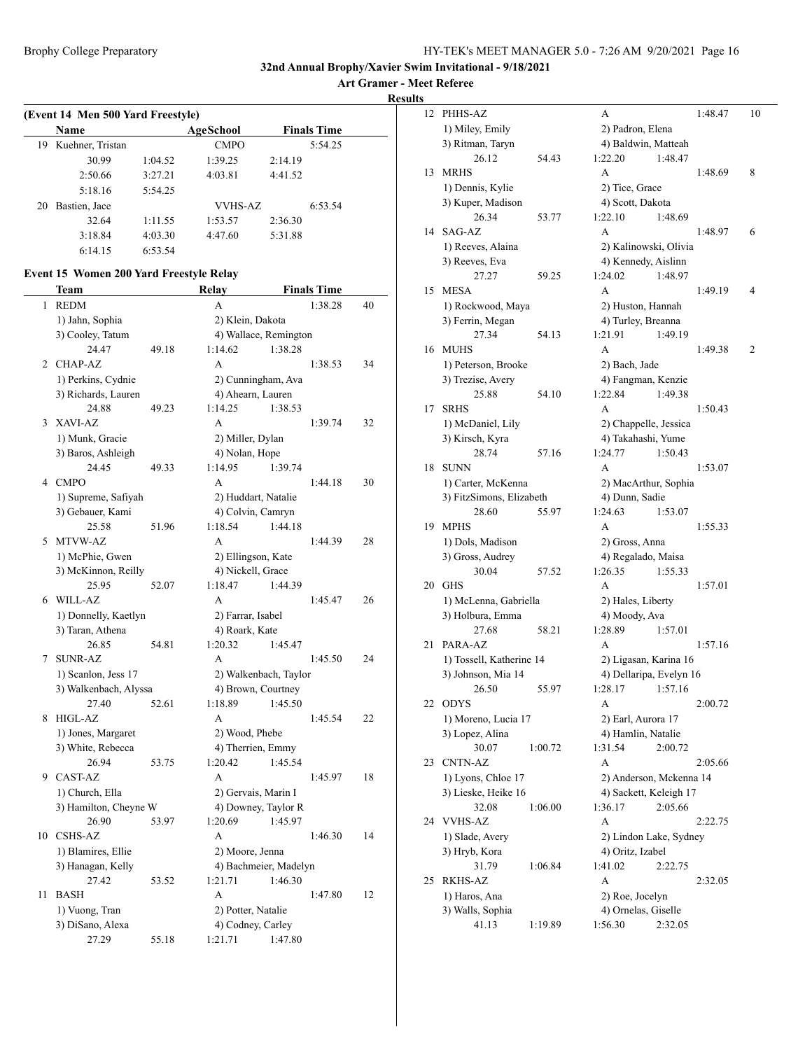## 32nd Annual Brophy/Xavier Swim Invitational - 9/18/2021

**Art Gramer - Meet Referee**

**Results**

### (Event 14 Men 500 Yard Freestyle)

| | Name | | AgeSchool | | Finals Time |
|---|---|---|---|---|---|
| 19 | Kuehner, Tristan | | CMPO | | 5:54.25 |
| | 30.99 | 1:04.52 | 1:39.25 | 2:14.19 | |
| | 2:50.66 | 3:27.21 | 4:03.81 | 4:41.52 | |
| | 5:18.16 | 5:54.25 | | | |
| 20 | Bastien, Jace | | VVHS-AZ | | 6:53.54 |
| | 32.64 | 1:11.55 | 1:53.57 | 2:36.30 | |
| | 3:18.84 | 4:03.30 | 4:47.60 | 5:31.88 | |
| | 6:14.15 | 6:53.54 | | | |

### Event 15 Women 200 Yard Freestyle Relay

| | Team | | Relay | | Finals Time | |
|---|---|---|---|---|---|---|
| 1 | REDM | | A | | 1:38.28 | 40 |
| | 1) Jahn, Sophia | | 2) Klein, Dakota | | | |
| | 3) Cooley, Tatum | | 4) Wallace, Remington | | | |
| | 24.47 | 49.18 | 1:14.62 | 1:38.28 | | |
| 2 | CHAP-AZ | | A | | 1:38.53 | 34 |
| | 1) Perkins, Cydnie | | 2) Cunningham, Ava | | | |
| | 3) Richards, Lauren | | 4) Ahearn, Lauren | | | |
| | 24.88 | 49.23 | 1:14.25 | 1:38.53 | | |
| 3 | XAVI-AZ | | A | | 1:39.74 | 32 |
| | 1) Munk, Gracie | | 2) Miller, Dylan | | | |
| | 3) Baros, Ashleigh | | 4) Nolan, Hope | | | |
| | 24.45 | 49.33 | 1:14.95 | 1:39.74 | | |
| 4 | CMPO | | A | | 1:44.18 | 30 |
| | 1) Supreme, Safiyah | | 2) Huddart, Natalie | | | |
| | 3) Gebauer, Kami | | 4) Colvin, Camryn | | | |
| | 25.58 | 51.96 | 1:18.54 | 1:44.18 | | |
| 5 | MTVW-AZ | | A | | 1:44.39 | 28 |
| | 1) McPhie, Gwen | | 2) Ellingson, Kate | | | |
| | 3) McKinnon, Reilly | | 4) Nickell, Grace | | | |
| | 25.95 | 52.07 | 1:18.47 | 1:44.39 | | |
| 6 | WILL-AZ | | A | | 1:45.47 | 26 |
| | 1) Donnelly, Kaetlyn | | 2) Farrar, Isabel | | | |
| | 3) Taran, Athena | | 4) Roark, Kate | | | |
| | 26.85 | 54.81 | 1:20.32 | 1:45.47 | | |
| 7 | SUNR-AZ | | A | | 1:45.50 | 24 |
| | 1) Scanlon, Jess 17 | | 2) Walkenbach, Taylor | | | |
| | 3) Walkenbach, Alyssa | | 4) Brown, Courtney | | | |
| | 27.40 | 52.61 | 1:18.89 | 1:45.50 | | |
| 8 | HIGL-AZ | | A | | 1:45.54 | 22 |
| | 1) Jones, Margaret | | 2) Wood, Phebe | | | |
| | 3) White, Rebecca | | 4) Therrien, Emmy | | | |
| | 26.94 | 53.75 | 1:20.42 | 1:45.54 | | |
| 9 | CAST-AZ | | A | | 1:45.97 | 18 |
| | 1) Church, Ella | | 2) Gervais, Marin I | | | |
| | 3) Hamilton, Cheyne W | | 4) Downey, Taylor R | | | |
| | 26.90 | 53.97 | 1:20.69 | 1:45.97 | | |
| 10 | CSHS-AZ | | A | | 1:46.30 | 14 |
| | 1) Blamires, Ellie | | 2) Moore, Jenna | | | |
| | 3) Hanagan, Kelly | | 4) Bachmeier, Madelyn | | | |
| | 27.42 | 53.52 | 1:21.71 | 1:46.30 | | |
| 11 | BASH | | A | | 1:47.80 | 12 |
| | 1) Vuong, Tran | | 2) Potter, Natalie | | | |
| | 3) DiSano, Alexa | | 4) Codney, Carley | | | |
| | 27.29 | 55.18 | 1:21.71 | 1:47.80 | | |
| 12 | PHHS-AZ | | A | | 1:48.47 | 10 |
| | 1) Miley, Emily | | 2) Padron, Elena | | | |
| | 3) Ritman, Taryn | | 4) Baldwin, Matteah | | | |
| | 26.12 | 54.43 | 1:22.20 | 1:48.47 | | |
| 13 | MRHS | | A | | 1:48.69 | 8 |
| | 1) Dennis, Kylie | | 2) Tice, Grace | | | |
| | 3) Kuper, Madison | | 4) Scott, Dakota | | | |
| | 26.34 | 53.77 | 1:22.10 | 1:48.69 | | |
| 14 | SAG-AZ | | A | | 1:48.97 | 6 |
| | 1) Reeves, Alaina | | 2) Kalinowski, Olivia | | | |
| | 3) Reeves, Eva | | 4) Kennedy, Aislinn | | | |
| | 27.27 | 59.25 | 1:24.02 | 1:48.97 | | |
| 15 | MESA | | A | | 1:49.19 | 4 |
| | 1) Rockwood, Maya | | 2) Huston, Hannah | | | |
| | 3) Ferrin, Megan | | 4) Turley, Breanna | | | |
| | 27.34 | 54.13 | 1:21.91 | 1:49.19 | | |
| 16 | MUHS | | A | | 1:49.38 | 2 |
| | 1) Peterson, Brooke | | 2) Bach, Jade | | | |
| | 3) Trezise, Avery | | 4) Fangman, Kenzie | | | |
| | 25.88 | 54.10 | 1:22.84 | 1:49.38 | | |
| 17 | SRHS | | A | | 1:50.43 | |
| | 1) McDaniel, Lily | | 2) Chappelle, Jessica | | | |
| | 3) Kirsch, Kyra | | 4) Takahashi, Yume | | | |
| | 28.74 | 57.16 | 1:24.77 | 1:50.43 | | |
| 18 | SUNN | | A | | 1:53.07 | |
| | 1) Carter, McKenna | | 2) MacArthur, Sophia | | | |
| | 3) FitzSimons, Elizabeth | | 4) Dunn, Sadie | | | |
| | 28.60 | 55.97 | 1:24.63 | 1:53.07 | | |
| 19 | MPHS | | A | | 1:55.33 | |
| | 1) Dols, Madison | | 2) Gross, Anna | | | |
| | 3) Gross, Audrey | | 4) Regalado, Maisa | | | |
| | 30.04 | 57.52 | 1:26.35 | 1:55.33 | | |
| 20 | GHS | | A | | 1:57.01 | |
| | 1) McLenna, Gabriella | | 2) Hales, Liberty | | | |
| | 3) Holbura, Emma | | 4) Moody, Ava | | | |
| | 27.68 | 58.21 | 1:28.89 | 1:57.01 | | |
| 21 | PARA-AZ | | A | | 1:57.16 | |
| | 1) Tossell, Katherine 14 | | 2) Ligasan, Karina 16 | | | |
| | 3) Johnson, Mia 14 | | 4) Dellaripa, Evelyn 16 | | | |
| | 26.50 | 55.97 | 1:28.17 | 1:57.16 | | |
| 22 | ODYS | | A | | 2:00.72 | |
| | 1) Moreno, Lucia 17 | | 2) Earl, Aurora 17 | | | |
| | 3) Lopez, Alina | | 4) Hamlin, Natalie | | | |
| | 30.07 | 1:00.72 | 1:31.54 | 2:00.72 | | |
| 23 | CNTN-AZ | | A | | 2:05.66 | |
| | 1) Lyons, Chloe 17 | | 2) Anderson, Mckenna 14 | | | |
| | 3) Lieske, Heike 16 | | 4) Sackett, Keleigh 17 | | | |
| | 32.08 | 1:06.00 | 1:36.17 | 2:05.66 | | |
| 24 | VVHS-AZ | | A | | 2:22.75 | |
| | 1) Slade, Avery | | 2) Lindon Lake, Sydney | | | |
| | 3) Hryb, Kora | | 4) Oritz, Izabel | | | |
| | 31.79 | 1:06.84 | 1:41.02 | 2:22.75 | | |
| 25 | RKHS-AZ | | A | | 2:32.05 | |
| | 1) Haros, Ana | | 2) Roe, Jocelyn | | | |
| | 3) Walls, Sophia | | 4) Ornelas, Giselle | | | |
| | 41.13 | 1:19.89 | 1:56.30 | 2:32.05 | | |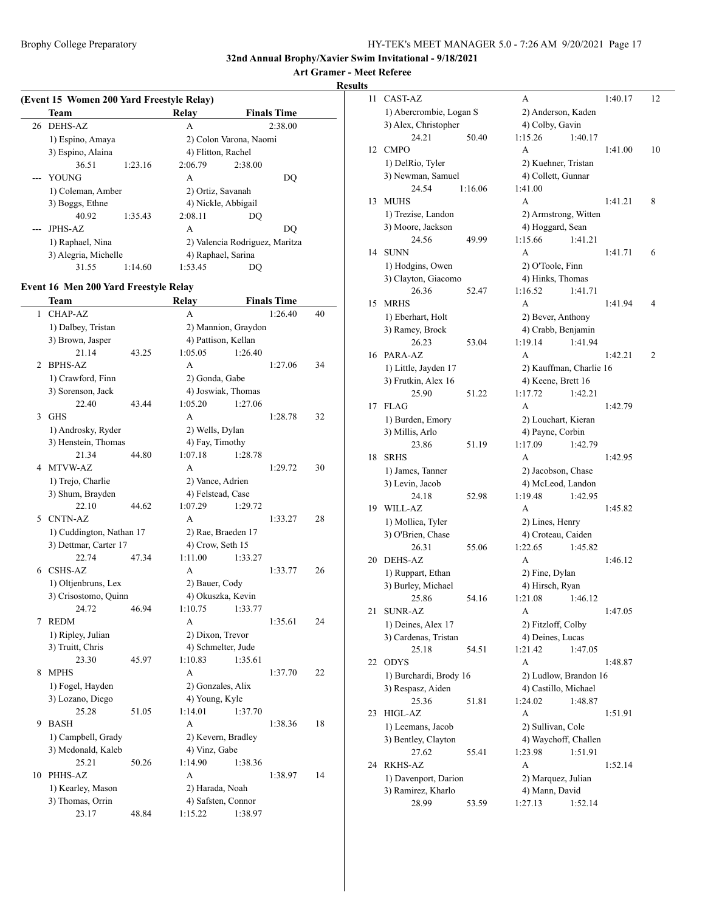# 32nd Annual Brophy/Xavier Swim Invitational - 9/18/2021

**Art Gramer - Meet Referee**

**Results**

## (Event 15 Women 200 Yard Freestyle Relay)

| | Team | Relay | Finals Time | |
|---|---|---|---|---|
| 26 | DEHS-AZ | A | 2:38.00 | |
| | 1) Espino, Amaya | 2) Colon Varona, Naomi | | |
| | 3) Espino, Alaina | 4) Flitton, Rachel | | |
| | 36.51 1:23.16 | 2:06.79 2:38.00 | | |
| --- | YOUNG | A | DQ | |
| | 1) Coleman, Amber | 2) Ortiz, Savanah | | |
| | 3) Boggs, Ethne | 4) Nickle, Abbigail | | |
| | 40.92 1:35.43 | 2:08.11 DQ | | |
| --- | JPHS-AZ | A | DQ | |
| | 1) Raphael, Nina | 2) Valencia Rodriguez, Maritza | | |
| | 3) Alegria, Michelle | 4) Raphael, Sarina | | |
| | 31.55 1:14.60 | 1:53.45 DQ | | |

## Event 16 Men 200 Yard Freestyle Relay

| | Team | Relay | Finals Time | Points |
|---|---|---|---|---|
| 1 | CHAP-AZ | A | 1:26.40 | 40 |
| | 1) Dalbey, Tristan | 2) Mannion, Graydon | | |
| | 3) Brown, Jasper | 4) Pattison, Kellan | | |
| | 21.14 43.25 | 1:05.05 1:26.40 | | |
| 2 | BPHS-AZ | A | 1:27.06 | 34 |
| | 1) Crawford, Finn | 2) Gonda, Gabe | | |
| | 3) Sorenson, Jack | 4) Joswiak, Thomas | | |
| | 22.40 43.44 | 1:05.20 1:27.06 | | |
| 3 | GHS | A | 1:28.78 | 32 |
| | 1) Androsky, Ryder | 2) Wells, Dylan | | |
| | 3) Henstein, Thomas | 4) Fay, Timothy | | |
| | 21.34 44.80 | 1:07.18 1:28.78 | | |
| 4 | MTVW-AZ | A | 1:29.72 | 30 |
| | 1) Trejo, Charlie | 2) Vance, Adrien | | |
| | 3) Shum, Brayden | 4) Felstead, Case | | |
| | 22.10 44.62 | 1:07.29 1:29.72 | | |
| 5 | CNTN-AZ | A | 1:33.27 | 28 |
| | 1) Cuddington, Nathan 17 | 2) Rae, Braeden 17 | | |
| | 3) Dettmar, Carter 17 | 4) Crow, Seth 15 | | |
| | 22.74 47.34 | 1:11.00 1:33.27 | | |
| 6 | CSHS-AZ | A | 1:33.77 | 26 |
| | 1) Oltjenbruns, Lex | 2) Bauer, Cody | | |
| | 3) Crisostomo, Quinn | 4) Okuszka, Kevin | | |
| | 24.72 46.94 | 1:10.75 1:33.77 | | |
| 7 | REDM | A | 1:35.61 | 24 |
| | 1) Ripley, Julian | 2) Dixon, Trevor | | |
| | 3) Truitt, Chris | 4) Schmelter, Jude | | |
| | 23.30 45.97 | 1:10.83 1:35.61 | | |
| 8 | MPHS | A | 1:37.70 | 22 |
| | 1) Fogel, Hayden | 2) Gonzales, Alix | | |
| | 3) Lozano, Diego | 4) Young, Kyle | | |
| | 25.28 51.05 | 1:14.01 1:37.70 | | |
| 9 | BASH | A | 1:38.36 | 18 |
| | 1) Campbell, Grady | 2) Kevern, Bradley | | |
| | 3) Mcdonald, Kaleb | 4) Vinz, Gabe | | |
| | 25.21 50.26 | 1:14.90 1:38.36 | | |
| 10 | PHHS-AZ | A | 1:38.97 | 14 |
| | 1) Kearley, Mason | 2) Harada, Noah | | |
| | 3) Thomas, Orrin | 4) Safsten, Connor | | |
| | 23.17 48.84 | 1:15.22 1:38.97 | | |
| 11 | CAST-AZ | A | 1:40.17 | 12 |
| | 1) Abercrombie, Logan S | 2) Anderson, Kaden | | |
| | 3) Alex, Christopher | 4) Colby, Gavin | | |
| | 24.21 50.40 | 1:15.26 1:40.17 | | |
| 12 | CMPO | A | 1:41.00 | 10 |
| | 1) DelRio, Tyler | 2) Kuehner, Tristan | | |
| | 3) Newman, Samuel | 4) Collett, Gunnar | | |
| | 24.54 1:16.06 | 1:41.00 | | |
| 13 | MUHS | A | 1:41.21 | 8 |
| | 1) Trezise, Landon | 2) Armstrong, Witten | | |
| | 3) Moore, Jackson | 4) Hoggard, Sean | | |
| | 24.56 49.99 | 1:15.66 1:41.21 | | |
| 14 | SUNN | A | 1:41.71 | 6 |
| | 1) Hodgins, Owen | 2) O'Toole, Finn | | |
| | 3) Clayton, Giacomo | 4) Hinks, Thomas | | |
| | 26.36 52.47 | 1:16.52 1:41.71 | | |
| 15 | MRHS | A | 1:41.94 | 4 |
| | 1) Eberhart, Holt | 2) Bever, Anthony | | |
| | 3) Ramey, Brock | 4) Crabb, Benjamin | | |
| | 26.23 53.04 | 1:19.14 1:41.94 | | |
| 16 | PARA-AZ | A | 1:42.21 | 2 |
| | 1) Little, Jayden 17 | 2) Kauffman, Charlie 16 | | |
| | 3) Frutkin, Alex 16 | 4) Keene, Brett 16 | | |
| | 25.90 51.22 | 1:17.72 1:42.21 | | |
| 17 | FLAG | A | 1:42.79 | |
| | 1) Burden, Emory | 2) Louchart, Kieran | | |
| | 3) Millis, Arlo | 4) Payne, Corbin | | |
| | 23.86 51.19 | 1:17.09 1:42.79 | | |
| 18 | SRHS | A | 1:42.95 | |
| | 1) James, Tanner | 2) Jacobson, Chase | | |
| | 3) Levin, Jacob | 4) McLeod, Landon | | |
| | 24.18 52.98 | 1:19.48 1:42.95 | | |
| 19 | WILL-AZ | A | 1:45.82 | |
| | 1) Mollica, Tyler | 2) Lines, Henry | | |
| | 3) O'Brien, Chase | 4) Croteau, Caiden | | |
| | 26.31 55.06 | 1:22.65 1:45.82 | | |
| 20 | DEHS-AZ | A | 1:46.12 | |
| | 1) Ruppart, Ethan | 2) Fine, Dylan | | |
| | 3) Burley, Michael | 4) Hirsch, Ryan | | |
| | 25.86 54.16 | 1:21.08 1:46.12 | | |
| 21 | SUNR-AZ | A | 1:47.05 | |
| | 1) Deines, Alex 17 | 2) Fitzloff, Colby | | |
| | 3) Cardenas, Tristan | 4) Deines, Lucas | | |
| | 25.18 54.51 | 1:21.42 1:47.05 | | |
| 22 | ODYS | A | 1:48.87 | |
| | 1) Burchardi, Brody 16 | 2) Ludlow, Brandon 16 | | |
| | 3) Respasz, Aiden | 4) Castillo, Michael | | |
| | 25.36 51.81 | 1:24.02 1:48.87 | | |
| 23 | HIGL-AZ | A | 1:51.91 | |
| | 1) Leemans, Jacob | 2) Sullivan, Cole | | |
| | 3) Bentley, Clayton | 4) Waychoff, Challen | | |
| | 27.62 55.41 | 1:23.98 1:51.91 | | |
| 24 | RKHS-AZ | A | 1:52.14 | |
| | 1) Davenport, Darion | 2) Marquez, Julian | | |
| | 3) Ramirez, Kharlo | 4) Mann, David | | |
| | 28.99 53.59 | 1:27.13 1:52.14 | | |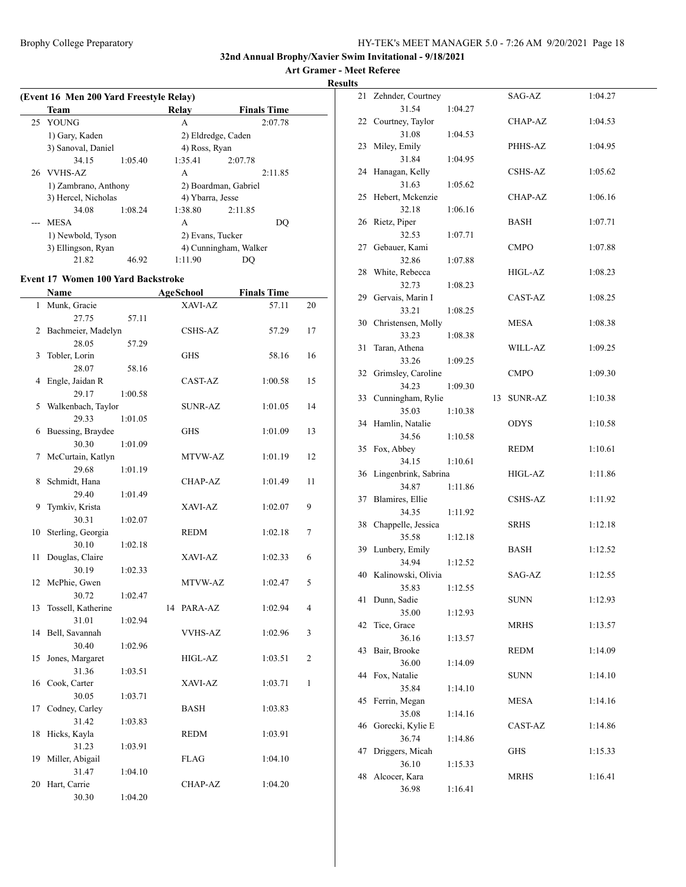**32nd Annual Brophy/Xavier Swim Invitational - 9/18/2021**

**Art Gramer - Meet Referee**

**Results**

### (Event 16 Men 200 Yard Freestyle Relay)

| | Team | Relay | Finals Time |
|---|---|---|---|
| 25 | YOUNG | A | 2:07.78 |
| | 1) Gary, Kaden | 2) Eldredge, Caden | |
| | 3) Sanoval, Daniel | 4) Ross, Ryan | |
| | 34.15 1:05.40 | 1:35.41 | 2:07.78 |
| 26 | VVHS-AZ | A | 2:11.85 |
| | 1) Zambrano, Anthony | 2) Boardman, Gabriel | |
| | 3) Hercel, Nicholas | 4) Ybarra, Jesse | |
| | 34.08 1:08.24 | 1:38.80 | 2:11.85 |
| --- | MESA | A | DQ |
| | 1) Newbold, Tyson | 2) Evans, Tucker | |
| | 3) Ellingson, Ryan | 4) Cunningham, Walker | |
| | 21.82 46.92 | 1:11.90 | DQ |

### Event 17 Women 100 Yard Backstroke

| | Name | Age | School | Finals Time | Points |
|---|---|---|---|---|---|
| 1 | Munk, Gracie | | XAVI-AZ | 57.11 | 20 |
| | 27.75 57.11 | | | | |
| 2 | Bachmeier, Madelyn | | CSHS-AZ | 57.29 | 17 |
| | 28.05 57.29 | | | | |
| 3 | Tobler, Lorin | | GHS | 58.16 | 16 |
| | 28.07 58.16 | | | | |
| 4 | Engle, Jaidan R | | CAST-AZ | 1:00.58 | 15 |
| | 29.17 1:00.58 | | | | |
| 5 | Walkenbach, Taylor | | SUNR-AZ | 1:01.05 | 14 |
| | 29.33 1:01.05 | | | | |
| 6 | Buessing, Braydee | | GHS | 1:01.09 | 13 |
| | 30.30 1:01.09 | | | | |
| 7 | McCurtain, Katlyn | | MTVW-AZ | 1:01.19 | 12 |
| | 29.68 1:01.19 | | | | |
| 8 | Schmidt, Hana | | CHAP-AZ | 1:01.49 | 11 |
| | 29.40 1:01.49 | | | | |
| 9 | Tymkiv, Krista | | XAVI-AZ | 1:02.07 | 9 |
| | 30.31 1:02.07 | | | | |
| 10 | Sterling, Georgia | | REDM | 1:02.18 | 7 |
| | 30.10 1:02.18 | | | | |
| 11 | Douglas, Claire | | XAVI-AZ | 1:02.33 | 6 |
| | 30.19 1:02.33 | | | | |
| 12 | McPhie, Gwen | | MTVW-AZ | 1:02.47 | 5 |
| | 30.72 1:02.47 | | | | |
| 13 | Tossell, Katherine | 14 | PARA-AZ | 1:02.94 | 4 |
| | 31.01 1:02.94 | | | | |
| 14 | Bell, Savannah | | VVHS-AZ | 1:02.96 | 3 |
| | 30.40 1:02.96 | | | | |
| 15 | Jones, Margaret | | HIGL-AZ | 1:03.51 | 2 |
| | 31.36 1:03.51 | | | | |
| 16 | Cook, Carter | | XAVI-AZ | 1:03.71 | 1 |
| | 30.05 1:03.71 | | | | |
| 17 | Codney, Carley | | BASH | 1:03.83 | |
| | 31.42 1:03.83 | | | | |
| 18 | Hicks, Kayla | | REDM | 1:03.91 | |
| | 31.23 1:03.91 | | | | |
| 19 | Miller, Abigail | | FLAG | 1:04.10 | |
| | 31.47 1:04.10 | | | | |
| 20 | Hart, Carrie | | CHAP-AZ | 1:04.20 | |
| | 30.30 1:04.20 | | | | |
| 21 | Zehnder, Courtney | | SAG-AZ | 1:04.27 | |
| | 31.54 1:04.27 | | | | |
| 22 | Courtney, Taylor | | CHAP-AZ | 1:04.53 | |
| | 31.08 1:04.53 | | | | |
| 23 | Miley, Emily | | PHHS-AZ | 1:04.95 | |
| | 31.84 1:04.95 | | | | |
| 24 | Hanagan, Kelly | | CSHS-AZ | 1:05.62 | |
| | 31.63 1:05.62 | | | | |
| 25 | Hebert, Mckenzie | | CHAP-AZ | 1:06.16 | |
| | 32.18 1:06.16 | | | | |
| 26 | Rietz, Piper | | BASH | 1:07.71 | |
| | 32.53 1:07.71 | | | | |
| 27 | Gebauer, Kami | | CMPO | 1:07.88 | |
| | 32.86 1:07.88 | | | | |
| 28 | White, Rebecca | | HIGL-AZ | 1:08.23 | |
| | 32.73 1:08.23 | | | | |
| 29 | Gervais, Marin I | | CAST-AZ | 1:08.25 | |
| | 33.21 1:08.25 | | | | |
| 30 | Christensen, Molly | | MESA | 1:08.38 | |
| | 33.23 1:08.38 | | | | |
| 31 | Taran, Athena | | WILL-AZ | 1:09.25 | |
| | 33.26 1:09.25 | | | | |
| 32 | Grimsley, Caroline | | CMPO | 1:09.30 | |
| | 34.23 1:09.30 | | | | |
| 33 | Cunningham, Rylie | 13 | SUNR-AZ | 1:10.38 | |
| | 35.03 1:10.38 | | | | |
| 34 | Hamlin, Natalie | | ODYS | 1:10.58 | |
| | 34.56 1:10.58 | | | | |
| 35 | Fox, Abbey | | REDM | 1:10.61 | |
| | 34.15 1:10.61 | | | | |
| 36 | Lingenbrink, Sabrina | | HIGL-AZ | 1:11.86 | |
| | 34.87 1:11.86 | | | | |
| 37 | Blamires, Ellie | | CSHS-AZ | 1:11.92 | |
| | 34.35 1:11.92 | | | | |
| 38 | Chappelle, Jessica | | SRHS | 1:12.18 | |
| | 35.58 1:12.18 | | | | |
| 39 | Lunbery, Emily | | BASH | 1:12.52 | |
| | 34.94 1:12.52 | | | | |
| 40 | Kalinowski, Olivia | | SAG-AZ | 1:12.55 | |
| | 35.83 1:12.55 | | | | |
| 41 | Dunn, Sadie | | SUNN | 1:12.93 | |
| | 35.00 1:12.93 | | | | |
| 42 | Tice, Grace | | MRHS | 1:13.57 | |
| | 36.16 1:13.57 | | | | |
| 43 | Bair, Brooke | | REDM | 1:14.09 | |
| | 36.00 1:14.09 | | | | |
| 44 | Fox, Natalie | | SUNN | 1:14.10 | |
| | 35.84 1:14.10 | | | | |
| 45 | Ferrin, Megan | | MESA | 1:14.16 | |
| | 35.08 1:14.16 | | | | |
| 46 | Gorecki, Kylie E | | CAST-AZ | 1:14.86 | |
| | 36.74 1:14.86 | | | | |
| 47 | Driggers, Micah | | GHS | 1:15.33 | |
| | 36.10 1:15.33 | | | | |
| 48 | Alcocer, Kara | | MRHS | 1:16.41 | |
| | 36.98 1:16.41 | | | | |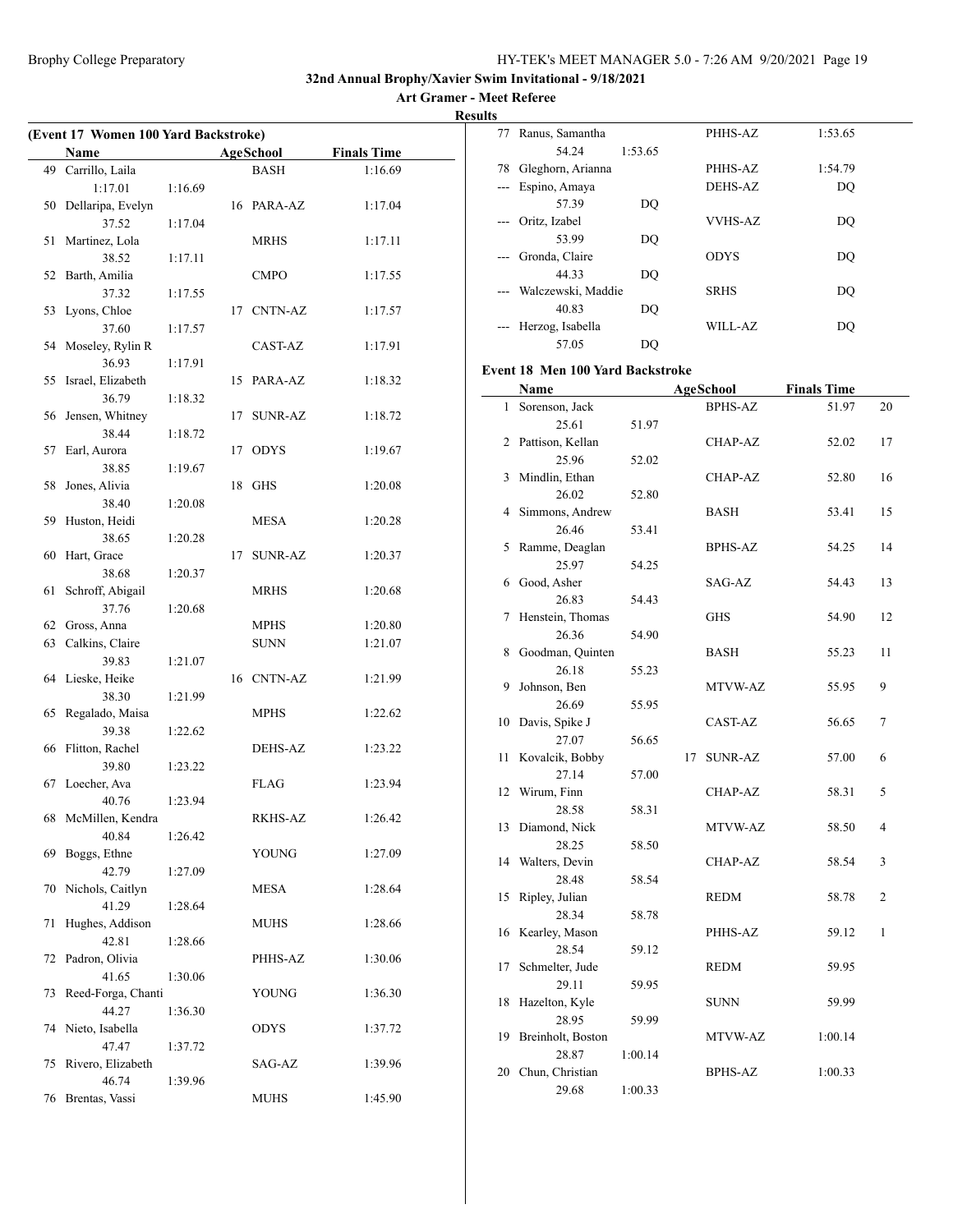# 32nd Annual Brophy/Xavier Swim Invitational - 9/18/2021

**Art Gramer - Meet Referee**

**Results**

### (Event 17 Women 100 Yard Backstroke)

| | Name | | Age | School | Finals Time |
|---|---|---|---|---|---|
| 49 | Carrillo, Laila | | | BASH | 1:16.69 |
| | 1:17.01 | 1:16.69 | | | |
| 50 | Dellaripa, Evelyn | | 16 | PARA-AZ | 1:17.04 |
| | 37.52 | 1:17.04 | | | |
| 51 | Martinez, Lola | | | MRHS | 1:17.11 |
| | 38.52 | 1:17.11 | | | |
| 52 | Barth, Amilia | | | CMPO | 1:17.55 |
| | 37.32 | 1:17.55 | | | |
| 53 | Lyons, Chloe | | 17 | CNTN-AZ | 1:17.57 |
| | 37.60 | 1:17.57 | | | |
| 54 | Moseley, Rylin R | | | CAST-AZ | 1:17.91 |
| | 36.93 | 1:17.91 | | | |
| 55 | Israel, Elizabeth | | 15 | PARA-AZ | 1:18.32 |
| | 36.79 | 1:18.32 | | | |
| 56 | Jensen, Whitney | | 17 | SUNR-AZ | 1:18.72 |
| | 38.44 | 1:18.72 | | | |
| 57 | Earl, Aurora | | 17 | ODYS | 1:19.67 |
| | 38.85 | 1:19.67 | | | |
| 58 | Jones, Alivia | | 18 | GHS | 1:20.08 |
| | 38.40 | 1:20.08 | | | |
| 59 | Huston, Heidi | | | MESA | 1:20.28 |
| | 38.65 | 1:20.28 | | | |
| 60 | Hart, Grace | | 17 | SUNR-AZ | 1:20.37 |
| | 38.68 | 1:20.37 | | | |
| 61 | Schroff, Abigail | | | MRHS | 1:20.68 |
| | 37.76 | 1:20.68 | | | |
| 62 | Gross, Anna | | | MPHS | 1:20.80 |
| 63 | Calkins, Claire | | | SUNN | 1:21.07 |
| | 39.83 | 1:21.07 | | | |
| 64 | Lieske, Heike | | 16 | CNTN-AZ | 1:21.99 |
| | 38.30 | 1:21.99 | | | |
| 65 | Regalado, Maisa | | | MPHS | 1:22.62 |
| | 39.38 | 1:22.62 | | | |
| 66 | Flitton, Rachel | | | DEHS-AZ | 1:23.22 |
| | 39.80 | 1:23.22 | | | |
| 67 | Loecher, Ava | | | FLAG | 1:23.94 |
| | 40.76 | 1:23.94 | | | |
| 68 | McMillen, Kendra | | | RKHS-AZ | 1:26.42 |
| | 40.84 | 1:26.42 | | | |
| 69 | Boggs, Ethne | | | YOUNG | 1:27.09 |
| | 42.79 | 1:27.09 | | | |
| 70 | Nichols, Caitlyn | | | MESA | 1:28.64 |
| | 41.29 | 1:28.64 | | | |
| 71 | Hughes, Addison | | | MUHS | 1:28.66 |
| | 42.81 | 1:28.66 | | | |
| 72 | Padron, Olivia | | | PHHS-AZ | 1:30.06 |
| | 41.65 | 1:30.06 | | | |
| 73 | Reed-Forga, Chanti | | | YOUNG | 1:36.30 |
| | 44.27 | 1:36.30 | | | |
| 74 | Nieto, Isabella | | | ODYS | 1:37.72 |
| | 47.47 | 1:37.72 | | | |
| 75 | Rivero, Elizabeth | | | SAG-AZ | 1:39.96 |
| | 46.74 | 1:39.96 | | | |
| 76 | Brentas, Vassi | | | MUHS | 1:45.90 |
| 77 | Ranus, Samantha | | | PHHS-AZ | 1:53.65 |
| | 54.24 | 1:53.65 | | | |
| 78 | Gleghorn, Arianna | | | PHHS-AZ | 1:54.79 |
| --- | Espino, Amaya | | | DEHS-AZ | DQ |
| | 57.39 | DQ | | | |
| --- | Oritz, Izabel | | | VVHS-AZ | DQ |
| | 53.99 | DQ | | | |
| --- | Gronda, Claire | | | ODYS | DQ |
| | 44.33 | DQ | | | |
| --- | Walczewski, Maddie | | | SRHS | DQ |
| | 40.83 | DQ | | | |
| --- | Herzog, Isabella | | | WILL-AZ | DQ |
| | 57.05 | DQ | | | |

### Event 18 Men 100 Yard Backstroke

| | Name | | Age | School | Finals Time | Points |
|---|---|---|---|---|---|---|
| 1 | Sorenson, Jack | | | BPHS-AZ | 51.97 | 20 |
| | 25.61 | 51.97 | | | | |
| 2 | Pattison, Kellan | | | CHAP-AZ | 52.02 | 17 |
| | 25.96 | 52.02 | | | | |
| 3 | Mindlin, Ethan | | | CHAP-AZ | 52.80 | 16 |
| | 26.02 | 52.80 | | | | |
| 4 | Simmons, Andrew | | | BASH | 53.41 | 15 |
| | 26.46 | 53.41 | | | | |
| 5 | Ramme, Deaglan | | | BPHS-AZ | 54.25 | 14 |
| | 25.97 | 54.25 | | | | |
| 6 | Good, Asher | | | SAG-AZ | 54.43 | 13 |
| | 26.83 | 54.43 | | | | |
| 7 | Henstein, Thomas | | | GHS | 54.90 | 12 |
| | 26.36 | 54.90 | | | | |
| 8 | Goodman, Quinten | | | BASH | 55.23 | 11 |
| | 26.18 | 55.23 | | | | |
| 9 | Johnson, Ben | | | MTVW-AZ | 55.95 | 9 |
| | 26.69 | 55.95 | | | | |
| 10 | Davis, Spike J | | | CAST-AZ | 56.65 | 7 |
| | 27.07 | 56.65 | | | | |
| 11 | Kovalcik, Bobby | | 17 | SUNR-AZ | 57.00 | 6 |
| | 27.14 | 57.00 | | | | |
| 12 | Wirum, Finn | | | CHAP-AZ | 58.31 | 5 |
| | 28.58 | 58.31 | | | | |
| 13 | Diamond, Nick | | | MTVW-AZ | 58.50 | 4 |
| | 28.25 | 58.50 | | | | |
| 14 | Walters, Devin | | | CHAP-AZ | 58.54 | 3 |
| | 28.48 | 58.54 | | | | |
| 15 | Ripley, Julian | | | REDM | 58.78 | 2 |
| | 28.34 | 58.78 | | | | |
| 16 | Kearley, Mason | | | PHHS-AZ | 59.12 | 1 |
| | 28.54 | 59.12 | | | | |
| 17 | Schmelter, Jude | | | REDM | 59.95 | |
| | 29.11 | 59.95 | | | | |
| 18 | Hazelton, Kyle | | | SUNN | 59.99 | |
| | 28.95 | 59.99 | | | | |
| 19 | Breinholt, Boston | | | MTVW-AZ | 1:00.14 | |
| | 28.87 | 1:00.14 | | | | |
| 20 | Chun, Christian | | | BPHS-AZ | 1:00.33 | |
| | 29.68 | 1:00.33 | | | | |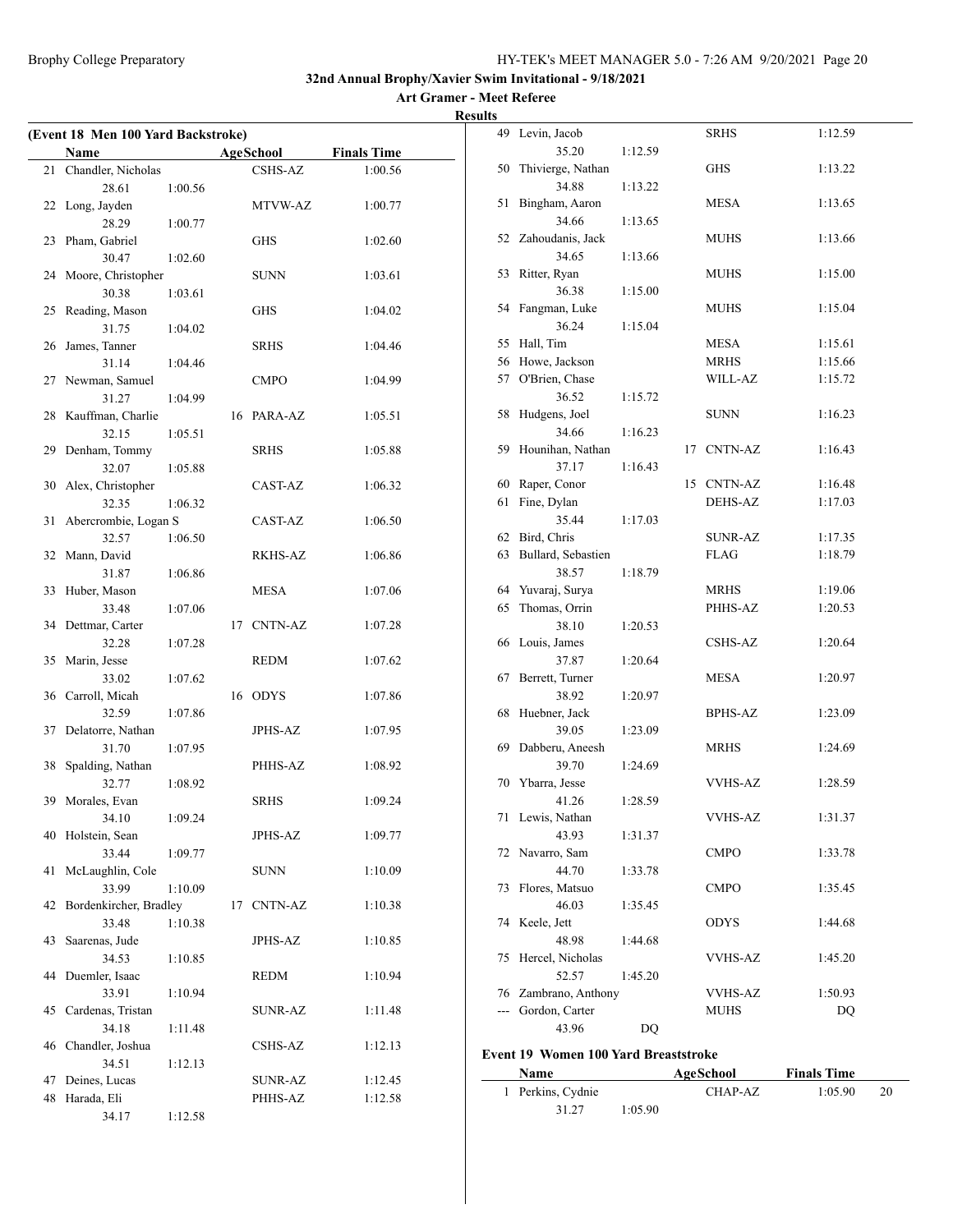32nd Annual Brophy/Xavier Swim Invitational - 9/18/2021

Art Gramer - Meet Referee

**Results**

### (Event 18 Men 100 Yard Backstroke)

| | Name | Age | School | Finals Time |
|---|---|---|---|---|
| 21 | Chandler, Nicholas | | CSHS-AZ | 1:00.56 |
| | 28.61 1:00.56 | | | |
| 22 | Long, Jayden | | MTVW-AZ | 1:00.77 |
| | 28.29 1:00.77 | | | |
| 23 | Pham, Gabriel | | GHS | 1:02.60 |
| | 30.47 1:02.60 | | | |
| 24 | Moore, Christopher | | SUNN | 1:03.61 |
| | 30.38 1:03.61 | | | |
| 25 | Reading, Mason | | GHS | 1:04.02 |
| | 31.75 1:04.02 | | | |
| 26 | James, Tanner | | SRHS | 1:04.46 |
| | 31.14 1:04.46 | | | |
| 27 | Newman, Samuel | | CMPO | 1:04.99 |
| | 31.27 1:04.99 | | | |
| 28 | Kauffman, Charlie | 16 | PARA-AZ | 1:05.51 |
| | 32.15 1:05.51 | | | |
| 29 | Denham, Tommy | | SRHS | 1:05.88 |
| | 32.07 1:05.88 | | | |
| 30 | Alex, Christopher | | CAST-AZ | 1:06.32 |
| | 32.35 1:06.32 | | | |
| 31 | Abercrombie, Logan S | | CAST-AZ | 1:06.50 |
| | 32.57 1:06.50 | | | |
| 32 | Mann, David | | RKHS-AZ | 1:06.86 |
| | 31.87 1:06.86 | | | |
| 33 | Huber, Mason | | MESA | 1:07.06 |
| | 33.48 1:07.06 | | | |
| 34 | Dettmar, Carter | 17 | CNTN-AZ | 1:07.28 |
| | 32.28 1:07.28 | | | |
| 35 | Marin, Jesse | | REDM | 1:07.62 |
| | 33.02 1:07.62 | | | |
| 36 | Carroll, Micah | 16 | ODYS | 1:07.86 |
| | 32.59 1:07.86 | | | |
| 37 | Delatorre, Nathan | | JPHS-AZ | 1:07.95 |
| | 31.70 1:07.95 | | | |
| 38 | Spalding, Nathan | | PHHS-AZ | 1:08.92 |
| | 32.77 1:08.92 | | | |
| 39 | Morales, Evan | | SRHS | 1:09.24 |
| | 34.10 1:09.24 | | | |
| 40 | Holstein, Sean | | JPHS-AZ | 1:09.77 |
| | 33.44 1:09.77 | | | |
| 41 | McLaughlin, Cole | | SUNN | 1:10.09 |
| | 33.99 1:10.09 | | | |
| 42 | Bordenkircher, Bradley | 17 | CNTN-AZ | 1:10.38 |
| | 33.48 1:10.38 | | | |
| 43 | Saarenas, Jude | | JPHS-AZ | 1:10.85 |
| | 34.53 1:10.85 | | | |
| 44 | Duemler, Isaac | | REDM | 1:10.94 |
| | 33.91 1:10.94 | | | |
| 45 | Cardenas, Tristan | | SUNR-AZ | 1:11.48 |
| | 34.18 1:11.48 | | | |
| 46 | Chandler, Joshua | | CSHS-AZ | 1:12.13 |
| | 34.51 1:12.13 | | | |
| 47 | Deines, Lucas | | SUNR-AZ | 1:12.45 |
| 48 | Harada, Eli | | PHHS-AZ | 1:12.58 |
| | 34.17 1:12.58 | | | |
| 49 | Levin, Jacob | | SRHS | 1:12.59 |
| | 35.20 1:12.59 | | | |
| 50 | Thivierge, Nathan | | GHS | 1:13.22 |
| | 34.88 1:13.22 | | | |
| 51 | Bingham, Aaron | | MESA | 1:13.65 |
| | 34.66 1:13.65 | | | |
| 52 | Zahoudanis, Jack | | MUHS | 1:13.66 |
| | 34.65 1:13.66 | | | |
| 53 | Ritter, Ryan | | MUHS | 1:15.00 |
| | 36.38 1:15.00 | | | |
| 54 | Fangman, Luke | | MUHS | 1:15.04 |
| | 36.24 1:15.04 | | | |
| 55 | Hall, Tim | | MESA | 1:15.61 |
| 56 | Howe, Jackson | | MRHS | 1:15.66 |
| 57 | O'Brien, Chase | | WILL-AZ | 1:15.72 |
| | 36.52 1:15.72 | | | |
| 58 | Hudgens, Joel | | SUNN | 1:16.23 |
| | 34.66 1:16.23 | | | |
| 59 | Hounihan, Nathan | 17 | CNTN-AZ | 1:16.43 |
| | 37.17 1:16.43 | | | |
| 60 | Raper, Conor | 15 | CNTN-AZ | 1:16.48 |
| 61 | Fine, Dylan | | DEHS-AZ | 1:17.03 |
| | 35.44 1:17.03 | | | |
| 62 | Bird, Chris | | SUNR-AZ | 1:17.35 |
| 63 | Bullard, Sebastien | | FLAG | 1:18.79 |
| | 38.57 1:18.79 | | | |
| 64 | Yuvaraj, Surya | | MRHS | 1:19.06 |
| 65 | Thomas, Orrin | | PHHS-AZ | 1:20.53 |
| | 38.10 1:20.53 | | | |
| 66 | Louis, James | | CSHS-AZ | 1:20.64 |
| | 37.87 1:20.64 | | | |
| 67 | Berrett, Turner | | MESA | 1:20.97 |
| | 38.92 1:20.97 | | | |
| 68 | Huebner, Jack | | BPHS-AZ | 1:23.09 |
| | 39.05 1:23.09 | | | |
| 69 | Dabberu, Aneesh | | MRHS | 1:24.69 |
| | 39.70 1:24.69 | | | |
| 70 | Ybarra, Jesse | | VVHS-AZ | 1:28.59 |
| | 41.26 1:28.59 | | | |
| 71 | Lewis, Nathan | | VVHS-AZ | 1:31.37 |
| | 43.93 1:31.37 | | | |
| 72 | Navarro, Sam | | CMPO | 1:33.78 |
| | 44.70 1:33.78 | | | |
| 73 | Flores, Matsuo | | CMPO | 1:35.45 |
| | 46.03 1:35.45 | | | |
| 74 | Keele, Jett | | ODYS | 1:44.68 |
| | 48.98 1:44.68 | | | |
| 75 | Hercel, Nicholas | | VVHS-AZ | 1:45.20 |
| | 52.57 1:45.20 | | | |
| 76 | Zambrano, Anthony | | VVHS-AZ | 1:50.93 |
| --- | Gordon, Carter | | MUHS | DQ |
| | 43.96 DQ | | | |

### Event 19 Women 100 Yard Breaststroke

| | Name | Age | School | Finals Time | Points |
|---|---|---|---|---|---|
| 1 | Perkins, Cydnie | | CHAP-AZ | 1:05.90 | 20 |
| | 31.27 1:05.90 | | | | |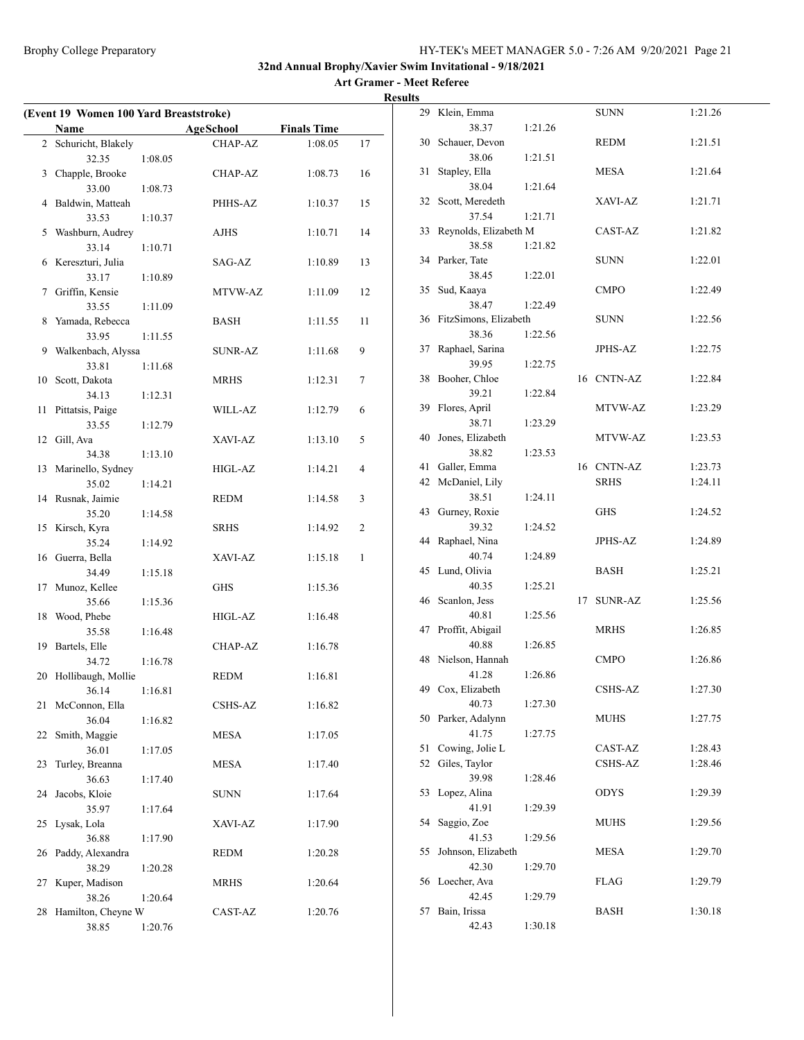**32nd Annual Brophy/Xavier Swim Invitational - 9/18/2021**

**Art Gramer - Meet Referee**

**Results**

**(Event 19 Women 100 Yard Breaststroke)**

| | Name | Age | School | Finals Time | Points |
|---|---|---|---|---|---|
| 2 | Schuricht, Blakely | | CHAP-AZ | 1:08.05 | 17 |
| | 32.35 1:08.05 | | | | |
| 3 | Chapple, Brooke | | CHAP-AZ | 1:08.73 | 16 |
| | 33.00 1:08.73 | | | | |
| 4 | Baldwin, Matteah | | PHHS-AZ | 1:10.37 | 15 |
| | 33.53 1:10.37 | | | | |
| 5 | Washburn, Audrey | | AJHS | 1:10.71 | 14 |
| | 33.14 1:10.71 | | | | |
| 6 | Kereszturi, Julia | | SAG-AZ | 1:10.89 | 13 |
| | 33.17 1:10.89 | | | | |
| 7 | Griffin, Kensie | | MTVW-AZ | 1:11.09 | 12 |
| | 33.55 1:11.09 | | | | |
| 8 | Yamada, Rebecca | | BASH | 1:11.55 | 11 |
| | 33.95 1:11.55 | | | | |
| 9 | Walkenbach, Alyssa | | SUNR-AZ | 1:11.68 | 9 |
| | 33.81 1:11.68 | | | | |
| 10 | Scott, Dakota | | MRHS | 1:12.31 | 7 |
| | 34.13 1:12.31 | | | | |
| 11 | Pittatsis, Paige | | WILL-AZ | 1:12.79 | 6 |
| | 33.55 1:12.79 | | | | |
| 12 | Gill, Ava | | XAVI-AZ | 1:13.10 | 5 |
| | 34.38 1:13.10 | | | | |
| 13 | Marinello, Sydney | | HIGL-AZ | 1:14.21 | 4 |
| | 35.02 1:14.21 | | | | |
| 14 | Rusnak, Jaimie | | REDM | 1:14.58 | 3 |
| | 35.20 1:14.58 | | | | |
| 15 | Kirsch, Kyra | | SRHS | 1:14.92 | 2 |
| | 35.24 1:14.92 | | | | |
| 16 | Guerra, Bella | | XAVI-AZ | 1:15.18 | 1 |
| | 34.49 1:15.18 | | | | |
| 17 | Munoz, Kellee | | GHS | 1:15.36 | |
| | 35.66 1:15.36 | | | | |
| 18 | Wood, Phebe | | HIGL-AZ | 1:16.48 | |
| | 35.58 1:16.48 | | | | |
| 19 | Bartels, Elle | | CHAP-AZ | 1:16.78 | |
| | 34.72 1:16.78 | | | | |
| 20 | Hollibaugh, Mollie | | REDM | 1:16.81 | |
| | 36.14 1:16.81 | | | | |
| 21 | McConnon, Ella | | CSHS-AZ | 1:16.82 | |
| | 36.04 1:16.82 | | | | |
| 22 | Smith, Maggie | | MESA | 1:17.05 | |
| | 36.01 1:17.05 | | | | |
| 23 | Turley, Breanna | | MESA | 1:17.40 | |
| | 36.63 1:17.40 | | | | |
| 24 | Jacobs, Kloie | | SUNN | 1:17.64 | |
| | 35.97 1:17.64 | | | | |
| 25 | Lysak, Lola | | XAVI-AZ | 1:17.90 | |
| | 36.88 1:17.90 | | | | |
| 26 | Paddy, Alexandra | | REDM | 1:20.28 | |
| | 38.29 1:20.28 | | | | |
| 27 | Kuper, Madison | | MRHS | 1:20.64 | |
| | 38.26 1:20.64 | | | | |
| 28 | Hamilton, Cheyne W | | CAST-AZ | 1:20.76 | |
| | 38.85 1:20.76 | | | | |
| 29 | Klein, Emma | | SUNN | 1:21.26 | |
| | 38.37 1:21.26 | | | | |
| 30 | Schauer, Devon | | REDM | 1:21.51 | |
| | 38.06 1:21.51 | | | | |
| 31 | Stapley, Ella | | MESA | 1:21.64 | |
| | 38.04 1:21.64 | | | | |
| 32 | Scott, Meredeth | | XAVI-AZ | 1:21.71 | |
| | 37.54 1:21.71 | | | | |
| 33 | Reynolds, Elizabeth M | | CAST-AZ | 1:21.82 | |
| | 38.58 1:21.82 | | | | |
| 34 | Parker, Tate | | SUNN | 1:22.01 | |
| | 38.45 1:22.01 | | | | |
| 35 | Sud, Kaaya | | CMPO | 1:22.49 | |
| | 38.47 1:22.49 | | | | |
| 36 | FitzSimons, Elizabeth | | SUNN | 1:22.56 | |
| | 38.36 1:22.56 | | | | |
| 37 | Raphael, Sarina | | JPHS-AZ | 1:22.75 | |
| | 39.95 1:22.75 | | | | |
| 38 | Booher, Chloe | 16 | CNTN-AZ | 1:22.84 | |
| | 39.21 1:22.84 | | | | |
| 39 | Flores, April | | MTVW-AZ | 1:23.29 | |
| | 38.71 1:23.29 | | | | |
| 40 | Jones, Elizabeth | | MTVW-AZ | 1:23.53 | |
| | 38.82 1:23.53 | | | | |
| 41 | Galler, Emma | 16 | CNTN-AZ | 1:23.73 | |
| 42 | McDaniel, Lily | | SRHS | 1:24.11 | |
| | 38.51 1:24.11 | | | | |
| 43 | Gurney, Roxie | | GHS | 1:24.52 | |
| | 39.32 1:24.52 | | | | |
| 44 | Raphael, Nina | | JPHS-AZ | 1:24.89 | |
| | 40.74 1:24.89 | | | | |
| 45 | Lund, Olivia | | BASH | 1:25.21 | |
| | 40.35 1:25.21 | | | | |
| 46 | Scanlon, Jess | 17 | SUNR-AZ | 1:25.56 | |
| | 40.81 1:25.56 | | | | |
| 47 | Proffit, Abigail | | MRHS | 1:26.85 | |
| | 40.88 1:26.85 | | | | |
| 48 | Nielson, Hannah | | CMPO | 1:26.86 | |
| | 41.28 1:26.86 | | | | |
| 49 | Cox, Elizabeth | | CSHS-AZ | 1:27.30 | |
| | 40.73 1:27.30 | | | | |
| 50 | Parker, Adalynn | | MUHS | 1:27.75 | |
| | 41.75 1:27.75 | | | | |
| 51 | Cowing, Jolie L | | CAST-AZ | 1:28.43 | |
| 52 | Giles, Taylor | | CSHS-AZ | 1:28.46 | |
| | 39.98 1:28.46 | | | | |
| 53 | Lopez, Alina | | ODYS | 1:29.39 | |
| | 41.91 1:29.39 | | | | |
| 54 | Saggio, Zoe | | MUHS | 1:29.56 | |
| | 41.53 1:29.56 | | | | |
| 55 | Johnson, Elizabeth | | MESA | 1:29.70 | |
| | 42.30 1:29.70 | | | | |
| 56 | Loecher, Ava | | FLAG | 1:29.79 | |
| | 42.45 1:29.79 | | | | |
| 57 | Bain, Irissa | | BASH | 1:30.18 | |
| | 42.43 1:30.18 | | | | |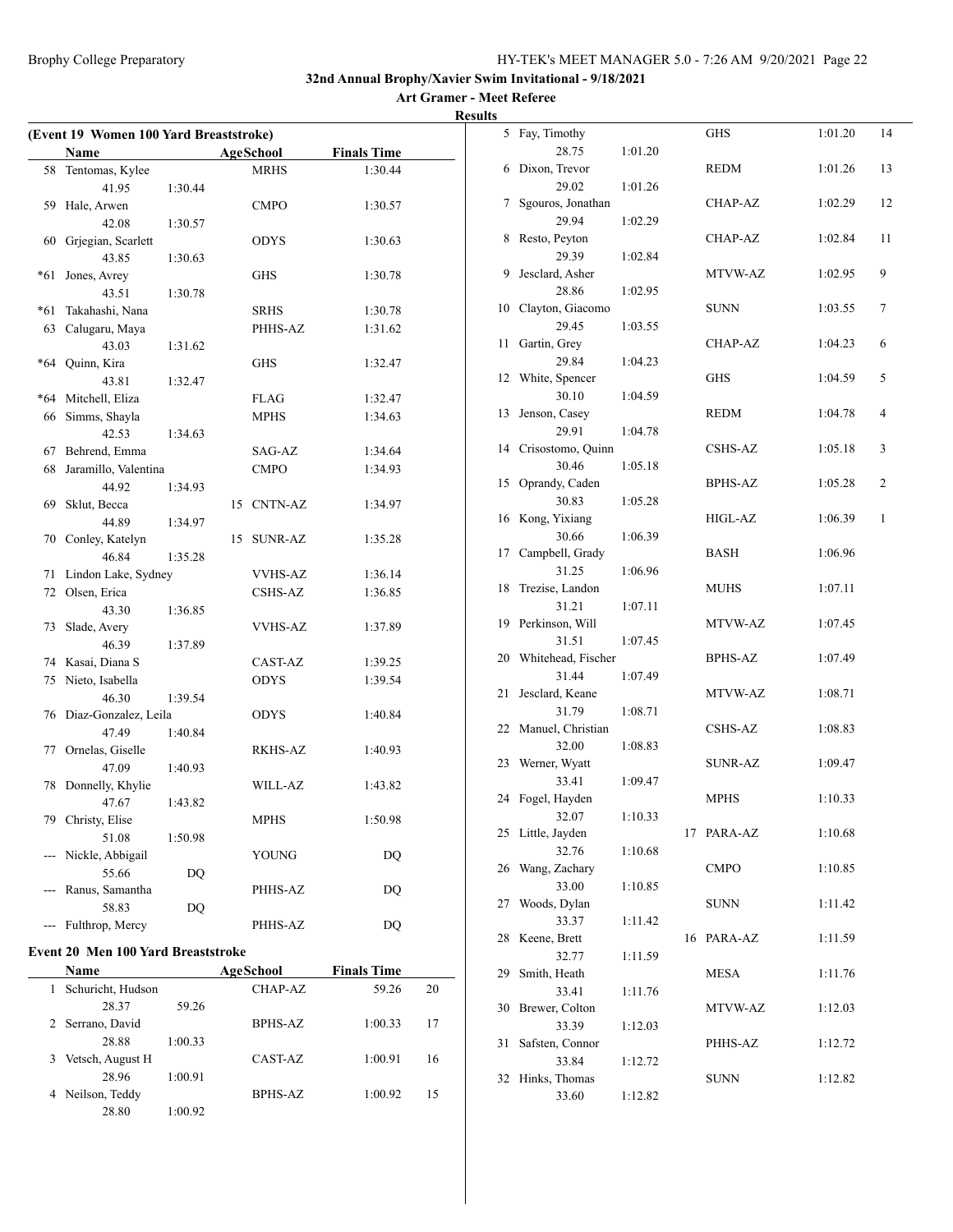# 32nd Annual Brophy/Xavier Swim Invitational - 9/18/2021

**Art Gramer - Meet Referee**

**Results**

### (Event 19 Women 100 Yard Breaststroke)

| | Name | | Age | School | Finals Time |
|---|---|---|---|---|---|
| 58 | Tentomas, Kylee | | | MRHS | 1:30.44 |
| | 41.95 | 1:30.44 | | | |
| 59 | Hale, Arwen | | | CMPO | 1:30.57 |
| | 42.08 | 1:30.57 | | | |
| 60 | Grjegian, Scarlett | | | ODYS | 1:30.63 |
| | 43.85 | 1:30.63 | | | |
| *61 | Jones, Avrey | | | GHS | 1:30.78 |
| | 43.51 | 1:30.78 | | | |
| *61 | Takahashi, Nana | | | SRHS | 1:30.78 |
| 63 | Calugaru, Maya | | | PHHS-AZ | 1:31.62 |
| | 43.03 | 1:31.62 | | | |
| *64 | Quinn, Kira | | | GHS | 1:32.47 |
| | 43.81 | 1:32.47 | | | |
| *64 | Mitchell, Eliza | | | FLAG | 1:32.47 |
| 66 | Simms, Shayla | | | MPHS | 1:34.63 |
| | 42.53 | 1:34.63 | | | |
| 67 | Behrend, Emma | | | SAG-AZ | 1:34.64 |
| 68 | Jaramillo, Valentina | | | CMPO | 1:34.93 |
| | 44.92 | 1:34.93 | | | |
| 69 | Sklut, Becca | | 15 | CNTN-AZ | 1:34.97 |
| | 44.89 | 1:34.97 | | | |
| 70 | Conley, Katelyn | | 15 | SUNR-AZ | 1:35.28 |
| | 46.84 | 1:35.28 | | | |
| 71 | Lindon Lake, Sydney | | | VVHS-AZ | 1:36.14 |
| 72 | Olsen, Erica | | | CSHS-AZ | 1:36.85 |
| | 43.30 | 1:36.85 | | | |
| 73 | Slade, Avery | | | VVHS-AZ | 1:37.89 |
| | 46.39 | 1:37.89 | | | |
| 74 | Kasai, Diana S | | | CAST-AZ | 1:39.25 |
| 75 | Nieto, Isabella | | | ODYS | 1:39.54 |
| | 46.30 | 1:39.54 | | | |
| 76 | Diaz-Gonzalez, Leila | | | ODYS | 1:40.84 |
| | 47.49 | 1:40.84 | | | |
| 77 | Ornelas, Giselle | | | RKHS-AZ | 1:40.93 |
| | 47.09 | 1:40.93 | | | |
| 78 | Donnelly, Khylie | | | WILL-AZ | 1:43.82 |
| | 47.67 | 1:43.82 | | | |
| 79 | Christy, Elise | | | MPHS | 1:50.98 |
| | 51.08 | 1:50.98 | | | |
| --- | Nickle, Abbigail | | | YOUNG | DQ |
| | 55.66 | DQ | | | |
| --- | Ranus, Samantha | | | PHHS-AZ | DQ |
| | 58.83 | DQ | | | |
| --- | Fulthrop, Mercy | | | PHHS-AZ | DQ |

### Event 20 Men 100 Yard Breaststroke

| | Name | | Age | School | Finals Time | Points |
|---|---|---|---|---|---|---|
| 1 | Schuricht, Hudson | | | CHAP-AZ | 59.26 | 20 |
| | 28.37 | 59.26 | | | | |
| 2 | Serrano, David | | | BPHS-AZ | 1:00.33 | 17 |
| | 28.88 | 1:00.33 | | | | |
| 3 | Vetsch, August H | | | CAST-AZ | 1:00.91 | 16 |
| | 28.96 | 1:00.91 | | | | |
| 4 | Neilson, Teddy | | | BPHS-AZ | 1:00.92 | 15 |
| | 28.80 | 1:00.92 | | | | |
| 5 | Fay, Timothy | | | GHS | 1:01.20 | 14 |
| | 28.75 | 1:01.20 | | | | |
| 6 | Dixon, Trevor | | | REDM | 1:01.26 | 13 |
| | 29.02 | 1:01.26 | | | | |
| 7 | Sgouros, Jonathan | | | CHAP-AZ | 1:02.29 | 12 |
| | 29.94 | 1:02.29 | | | | |
| 8 | Resto, Peyton | | | CHAP-AZ | 1:02.84 | 11 |
| | 29.39 | 1:02.84 | | | | |
| 9 | Jesclard, Asher | | | MTVW-AZ | 1:02.95 | 9 |
| | 28.86 | 1:02.95 | | | | |
| 10 | Clayton, Giacomo | | | SUNN | 1:03.55 | 7 |
| | 29.45 | 1:03.55 | | | | |
| 11 | Gartin, Grey | | | CHAP-AZ | 1:04.23 | 6 |
| | 29.84 | 1:04.23 | | | | |
| 12 | White, Spencer | | | GHS | 1:04.59 | 5 |
| | 30.10 | 1:04.59 | | | | |
| 13 | Jenson, Casey | | | REDM | 1:04.78 | 4 |
| | 29.91 | 1:04.78 | | | | |
| 14 | Crisostomo, Quinn | | | CSHS-AZ | 1:05.18 | 3 |
| | 30.46 | 1:05.18 | | | | |
| 15 | Oprandy, Caden | | | BPHS-AZ | 1:05.28 | 2 |
| | 30.83 | 1:05.28 | | | | |
| 16 | Kong, Yixiang | | | HIGL-AZ | 1:06.39 | 1 |
| | 30.66 | 1:06.39 | | | | |
| 17 | Campbell, Grady | | | BASH | 1:06.96 | |
| | 31.25 | 1:06.96 | | | | |
| 18 | Trezise, Landon | | | MUHS | 1:07.11 | |
| | 31.21 | 1:07.11 | | | | |
| 19 | Perkinson, Will | | | MTVW-AZ | 1:07.45 | |
| | 31.51 | 1:07.45 | | | | |
| 20 | Whitehead, Fischer | | | BPHS-AZ | 1:07.49 | |
| | 31.44 | 1:07.49 | | | | |
| 21 | Jesclard, Keane | | | MTVW-AZ | 1:08.71 | |
| | 31.79 | 1:08.71 | | | | |
| 22 | Manuel, Christian | | | CSHS-AZ | 1:08.83 | |
| | 32.00 | 1:08.83 | | | | |
| 23 | Werner, Wyatt | | | SUNR-AZ | 1:09.47 | |
| | 33.41 | 1:09.47 | | | | |
| 24 | Fogel, Hayden | | | MPHS | 1:10.33 | |
| | 32.07 | 1:10.33 | | | | |
| 25 | Little, Jayden | | 17 | PARA-AZ | 1:10.68 | |
| | 32.76 | 1:10.68 | | | | |
| 26 | Wang, Zachary | | | CMPO | 1:10.85 | |
| | 33.00 | 1:10.85 | | | | |
| 27 | Woods, Dylan | | | SUNN | 1:11.42 | |
| | 33.37 | 1:11.42 | | | | |
| 28 | Keene, Brett | | 16 | PARA-AZ | 1:11.59 | |
| | 32.77 | 1:11.59 | | | | |
| 29 | Smith, Heath | | | MESA | 1:11.76 | |
| | 33.41 | 1:11.76 | | | | |
| 30 | Brewer, Colton | | | MTVW-AZ | 1:12.03 | |
| | 33.39 | 1:12.03 | | | | |
| 31 | Safsten, Connor | | | PHHS-AZ | 1:12.72 | |
| | 33.84 | 1:12.72 | | | | |
| 32 | Hinks, Thomas | | | SUNN | 1:12.82 | |
| | 33.60 | 1:12.82 | | | | |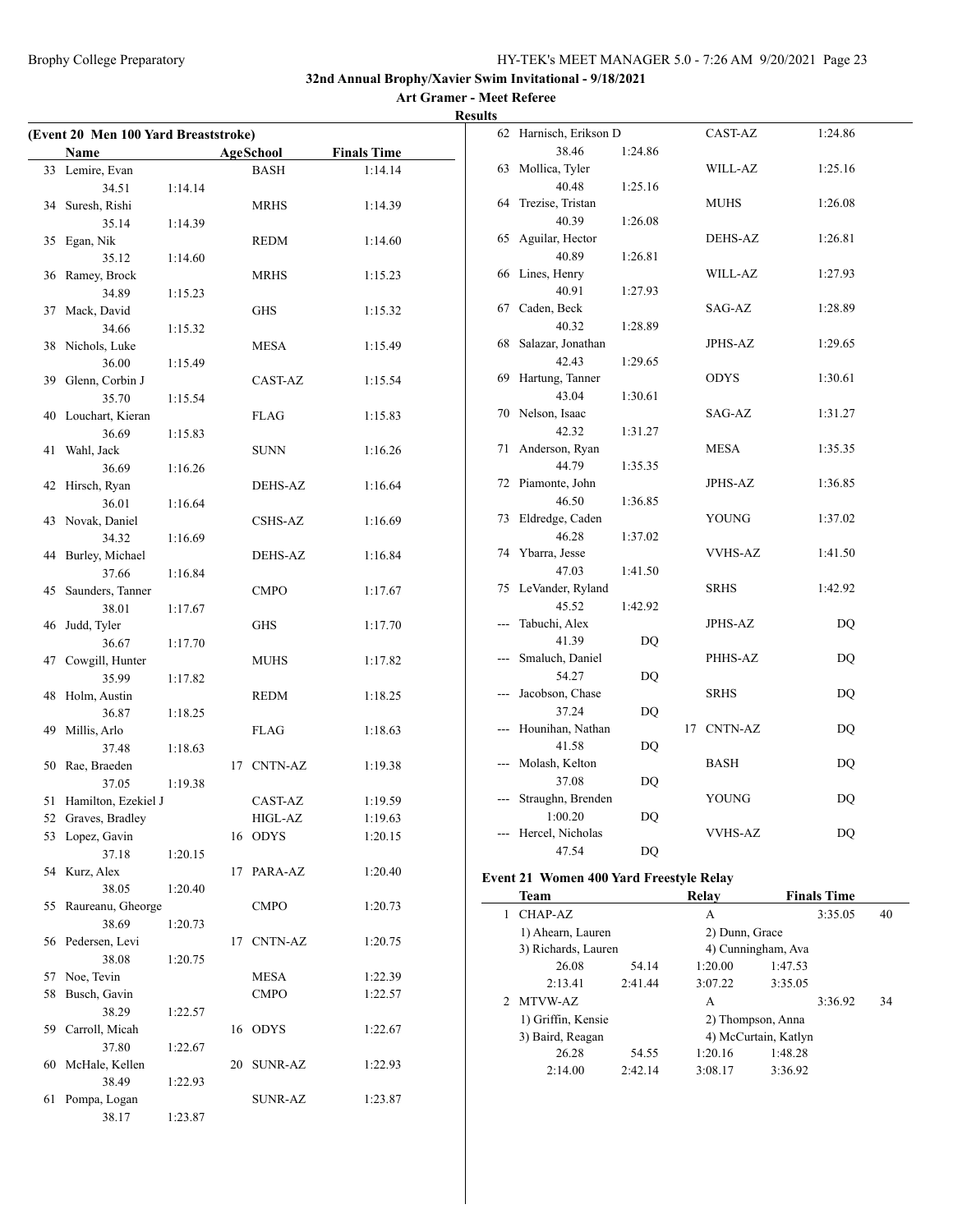32nd Annual Brophy/Xavier Swim Invitational - 9/18/2021

Art Gramer - Meet Referee

Results

### (Event 20 Men 100 Yard Breaststroke)

| | Name | AgeSchool | Finals Time |
|---|---|---|---|
| 33 | Lemire, Evan | BASH | 1:14.14 |
| | 34.51 1:14.14 | | |
| 34 | Suresh, Rishi | MRHS | 1:14.39 |
| | 35.14 1:14.39 | | |
| 35 | Egan, Nik | REDM | 1:14.60 |
| | 35.12 1:14.60 | | |
| 36 | Ramey, Brock | MRHS | 1:15.23 |
| | 34.89 1:15.23 | | |
| 37 | Mack, David | GHS | 1:15.32 |
| | 34.66 1:15.32 | | |
| 38 | Nichols, Luke | MESA | 1:15.49 |
| | 36.00 1:15.49 | | |
| 39 | Glenn, Corbin J | CAST-AZ | 1:15.54 |
| | 35.70 1:15.54 | | |
| 40 | Louchart, Kieran | FLAG | 1:15.83 |
| | 36.69 1:15.83 | | |
| 41 | Wahl, Jack | SUNN | 1:16.26 |
| | 36.69 1:16.26 | | |
| 42 | Hirsch, Ryan | DEHS-AZ | 1:16.64 |
| | 36.01 1:16.64 | | |
| 43 | Novak, Daniel | CSHS-AZ | 1:16.69 |
| | 34.32 1:16.69 | | |
| 44 | Burley, Michael | DEHS-AZ | 1:16.84 |
| | 37.66 1:16.84 | | |
| 45 | Saunders, Tanner | CMPO | 1:17.67 |
| | 38.01 1:17.67 | | |
| 46 | Judd, Tyler | GHS | 1:17.70 |
| | 36.67 1:17.70 | | |
| 47 | Cowgill, Hunter | MUHS | 1:17.82 |
| | 35.99 1:17.82 | | |
| 48 | Holm, Austin | REDM | 1:18.25 |
| | 36.87 1:18.25 | | |
| 49 | Millis, Arlo | FLAG | 1:18.63 |
| | 37.48 1:18.63 | | |
| 50 | Rae, Braeden | 17 CNTN-AZ | 1:19.38 |
| | 37.05 1:19.38 | | |
| 51 | Hamilton, Ezekiel J | CAST-AZ | 1:19.59 |
| 52 | Graves, Bradley | HIGL-AZ | 1:19.63 |
| 53 | Lopez, Gavin | 16 ODYS | 1:20.15 |
| | 37.18 1:20.15 | | |
| 54 | Kurz, Alex | 17 PARA-AZ | 1:20.40 |
| | 38.05 1:20.40 | | |
| 55 | Raureanu, Gheorge | CMPO | 1:20.73 |
| | 38.69 1:20.73 | | |
| 56 | Pedersen, Levi | 17 CNTN-AZ | 1:20.75 |
| | 38.08 1:20.75 | | |
| 57 | Noe, Tevin | MESA | 1:22.39 |
| 58 | Busch, Gavin | CMPO | 1:22.57 |
| | 38.29 1:22.57 | | |
| 59 | Carroll, Micah | 16 ODYS | 1:22.67 |
| | 37.80 1:22.67 | | |
| 60 | McHale, Kellen | 20 SUNR-AZ | 1:22.93 |
| | 38.49 1:22.93 | | |
| 61 | Pompa, Logan | SUNR-AZ | 1:23.87 |
| | 38.17 1:23.87 | | |
| 62 | Harnisch, Erikson D | CAST-AZ | 1:24.86 |
| | 38.46 1:24.86 | | |
| 63 | Mollica, Tyler | WILL-AZ | 1:25.16 |
| | 40.48 1:25.16 | | |
| 64 | Trezise, Tristan | MUHS | 1:26.08 |
| | 40.39 1:26.08 | | |
| 65 | Aguilar, Hector | DEHS-AZ | 1:26.81 |
| | 40.89 1:26.81 | | |
| 66 | Lines, Henry | WILL-AZ | 1:27.93 |
| | 40.91 1:27.93 | | |
| 67 | Caden, Beck | SAG-AZ | 1:28.89 |
| | 40.32 1:28.89 | | |
| 68 | Salazar, Jonathan | JPHS-AZ | 1:29.65 |
| | 42.43 1:29.65 | | |
| 69 | Hartung, Tanner | ODYS | 1:30.61 |
| | 43.04 1:30.61 | | |
| 70 | Nelson, Isaac | SAG-AZ | 1:31.27 |
| | 42.32 1:31.27 | | |
| 71 | Anderson, Ryan | MESA | 1:35.35 |
| | 44.79 1:35.35 | | |
| 72 | Piamonte, John | JPHS-AZ | 1:36.85 |
| | 46.50 1:36.85 | | |
| 73 | Eldredge, Caden | YOUNG | 1:37.02 |
| | 46.28 1:37.02 | | |
| 74 | Ybarra, Jesse | VVHS-AZ | 1:41.50 |
| | 47.03 1:41.50 | | |
| 75 | LeVander, Ryland | SRHS | 1:42.92 |
| | 45.52 1:42.92 | | |
| --- | Tabuchi, Alex | JPHS-AZ | DQ |
| | 41.39 DQ | | |
| --- | Smaluch, Daniel | PHHS-AZ | DQ |
| | 54.27 DQ | | |
| --- | Jacobson, Chase | SRHS | DQ |
| | 37.24 DQ | | |
| --- | Hounihan, Nathan | 17 CNTN-AZ | DQ |
| | 41.58 DQ | | |
| --- | Molash, Kelton | BASH | DQ |
| | 37.08 DQ | | |
| --- | Straughn, Brenden | YOUNG | DQ |
| | 1:00.20 DQ | | |
| --- | Hercel, Nicholas | VVHS-AZ | DQ |
| | 47.54 DQ | | |

### Event 21 Women 400 Yard Freestyle Relay

| | Team | Relay | Finals Time | |
|---|---|---|---|---|
| 1 | CHAP-AZ | A | 3:35.05 | 40 |
| | 1) Ahearn, Lauren | 2) Dunn, Grace | | |
| | 3) Richards, Lauren | 4) Cunningham, Ava | | |
| | 26.08 54.14 | 1:20.00 1:47.53 | | |
| | 2:13.41 2:41.44 | 3:07.22 3:35.05 | | |
| 2 | MTVW-AZ | A | 3:36.92 | 34 |
| | 1) Griffin, Kensie | 2) Thompson, Anna | | |
| | 3) Baird, Reagan | 4) McCurtain, Katlyn | | |
| | 26.28 54.55 | 1:20.16 1:48.28 | | |
| | 2:14.00 2:42.14 | 3:08.17 3:36.92 | | |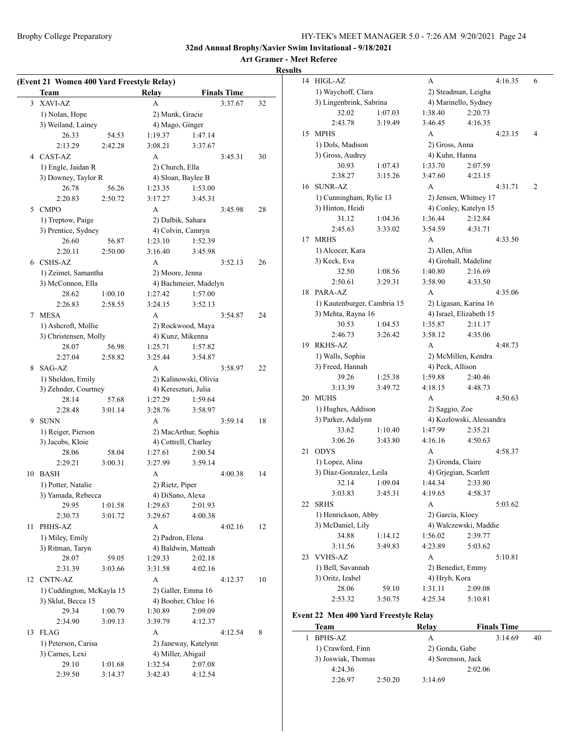**32nd Annual Brophy/Xavier Swim Invitational - 9/18/2021**

**Art Gramer - Meet Referee**

**Results**

### (Event 21 Women 400 Yard Freestyle Relay)

| | Team | Relay | Finals Time | |
|---|---|---|---|---|
| 3 | XAVI-AZ | A | 3:37.67 | 32 |
| | 1) Nolan, Hope | 2) Munk, Gracie | | |
| | 3) Weiland, Lainey | 4) Mago, Ginger | | |
| | 26.33 54.53 | 1:19.37 1:47.14 | | |
| | 2:13.29 2:42.28 | 3:08.21 3:37.67 | | |
| 4 | CAST-AZ | A | 3:45.31 | 30 |
| | 1) Engle, Jaidan R | 2) Church, Ella | | |
| | 3) Downey, Taylor R | 4) Sloan, Baylee B | | |
| | 26.78 56.26 | 1:23.35 1:53.00 | | |
| | 2:20.83 2:50.72 | 3:17.27 3:45.31 | | |
| 5 | CMPO | A | 3:45.98 | 28 |
| | 1) Treptow, Paige | 2) Dalbik, Sahara | | |
| | 3) Prentice, Sydney | 4) Colvin, Camryn | | |
| | 26.60 56.87 | 1:23.10 1:52.39 | | |
| | 2:20.11 2:50.00 | 3:16.40 3:45.98 | | |
| 6 | CSHS-AZ | A | 3:52.13 | 26 |
| | 1) Zeimet, Samantha | 2) Moore, Jenna | | |
| | 3) McConnon, Ella | 4) Bachmeier, Madelyn | | |
| | 28.62 1:00.10 | 1:27.42 1:57.00 | | |
| | 2:26.83 2:58.55 | 3:24.15 3:52.13 | | |
| 7 | MESA | A | 3:54.87 | 24 |
| | 1) Ashcroft, Mollie | 2) Rockwood, Maya | | |
| | 3) Christensen, Molly | 4) Kunz, Mikenna | | |
| | 28.07 56.98 | 1:25.71 1:57.82 | | |
| | 2:27.04 2:58.82 | 3:25.44 3:54.87 | | |
| 8 | SAG-AZ | A | 3:58.97 | 22 |
| | 1) Sheldon, Emily | 2) Kalinowski, Olivia | | |
| | 3) Zehnder, Courtney | 4) Kereszturi, Julia | | |
| | 28.14 57.68 | 1:27.29 1:59.64 | | |
| | 2:28.48 3:01.14 | 3:28.76 3:58.97 | | |
| 9 | SUNN | A | 3:59.14 | 18 |
| | 1) Reiger, Pierson | 2) MacArthur, Sophia | | |
| | 3) Jacobs, Kloie | 4) Cottrell, Charley | | |
| | 28.06 58.04 | 1:27.61 2:00.54 | | |
| | 2:29.21 3:00.31 | 3:27.99 3:59.14 | | |
| 10 | BASH | A | 4:00.38 | 14 |
| | 1) Potter, Natalie | 2) Rietz, Piper | | |
| | 3) Yamada, Rebecca | 4) DiSano, Alexa | | |
| | 29.95 1:01.58 | 1:29.63 2:01.93 | | |
| | 2:30.73 3:01.72 | 3:29.67 4:00.38 | | |
| 11 | PHHS-AZ | A | 4:02.16 | 12 |
| | 1) Miley, Emily | 2) Padron, Elena | | |
| | 3) Ritman, Taryn | 4) Baldwin, Matteah | | |
| | 28.07 59.05 | 1:29.33 2:02.18 | | |
| | 2:31.39 3:03.66 | 3:31.58 4:02.16 | | |
| 12 | CNTN-AZ | A | 4:12.37 | 10 |
| | 1) Cuddington, McKayla 15 | 2) Galler, Emma 16 | | |
| | 3) Sklut, Becca 15 | 4) Booher, Chloe 16 | | |
| | 29.34 1:00.79 | 1:30.89 2:09.09 | | |
| | 2:34.90 3:09.13 | 3:39.79 4:12.37 | | |
| 13 | FLAG | A | 4:12.54 | 8 |
| | 1) Peterson, Carisa | 2) Janeway, Katelynn | | |
| | 3) Carnes, Lexi | 4) Miller, Abigail | | |
| | 29.10 1:01.68 | 1:32.54 2:07.08 | | |
| | 2:39.50 3:14.37 | 3:42.43 4:12.54 | | |
| 14 | HIGL-AZ | A | 4:16.35 | 6 |
| | 1) Waychoff, Clara | 2) Steadman, Leigha | | |
| | 3) Lingenbrink, Sabrina | 4) Marinello, Sydney | | |
| | 32.02 1:07.03 | 1:38.40 2:20.73 | | |
| | 2:43.78 3:19.49 | 3:46.45 4:16.35 | | |
| 15 | MPHS | A | 4:23.15 | 4 |
| | 1) Dols, Madison | 2) Gross, Anna | | |
| | 3) Gross, Audrey | 4) Kuhn, Hanna | | |
| | 30.93 1:07.43 | 1:33.70 2:07.59 | | |
| | 2:38.27 3:15.26 | 3:47.60 4:23.15 | | |
| 16 | SUNR-AZ | A | 4:31.71 | 2 |
| | 1) Cunningham, Rylie 13 | 2) Jensen, Whitney 17 | | |
| | 3) Hinton, Heidi | 4) Conley, Katelyn 15 | | |
| | 31.12 1:04.36 | 1:36.44 2:12.84 | | |
| | 2:45.63 3:33.02 | 3:54.59 4:31.71 | | |
| 17 | MRHS | A | 4:33.50 | |
| | 1) Alcocer, Kara | 2) Allen, Aftin | | |
| | 3) Keck, Eva | 4) Grohall, Madeline | | |
| | 32.50 1:08.56 | 1:40.80 2:16.69 | | |
| | 2:50.61 3:29.31 | 3:58.90 4:33.50 | | |
| 18 | PARA-AZ | A | 4:35.06 | |
| | 1) Kautenburger, Cambria 15 | 2) Ligasan, Karina 16 | | |
| | 3) Mehta, Rayna 16 | 4) Israel, Elizabeth 15 | | |
| | 30.53 1:04.53 | 1:35.87 2:11.17 | | |
| | 2:46.73 3:26.42 | 3:58.12 4:35.06 | | |
| 19 | RKHS-AZ | A | 4:48.73 | |
| | 1) Walls, Sophia | 2) McMillen, Kendra | | |
| | 3) Freed, Hannah | 4) Peck, Allison | | |
| | 39.26 1:25.38 | 1:59.88 2:40.46 | | |
| | 3:13.39 3:49.72 | 4:18.15 4:48.73 | | |
| 20 | MUHS | A | 4:50.63 | |
| | 1) Hughes, Addison | 2) Saggio, Zoe | | |
| | 3) Parker, Adalynn | 4) Kozlowski, Alessandra | | |
| | 33.62 1:10.40 | 1:47.99 2:35.21 | | |
| | 3:06.26 3:43.80 | 4:16.16 4:50.63 | | |
| 21 | ODYS | A | 4:58.37 | |
| | 1) Lopez, Alina | 2) Gronda, Claire | | |
| | 3) Diaz-Gonzalez, Leila | 4) Grjegian, Scarlett | | |
| | 32.14 1:09.04 | 1:44.34 2:33.80 | | |
| | 3:03.83 3:45.31 | 4:19.65 4:58.37 | | |
| 22 | SRHS | A | 5:03.62 | |
| | 1) Henrickson, Abby | 2) Garcia, Kloey | | |
| | 3) McDaniel, Lily | 4) Walczewski, Maddie | | |
| | 34.88 1:14.12 | 1:56.02 2:39.77 | | |
| | 3:11.56 3:49.83 | 4:23.89 5:03.62 | | |
| 23 | VVHS-AZ | A | 5:10.81 | |
| | 1) Bell, Savannah | 2) Benedict, Emmy | | |
| | 3) Oritz, Izabel | 4) Hryb, Kora | | |
| | 28.06 59.10 | 1:31.11 2:09.08 | | |
| | 2:53.32 3:50.75 | 4:25.34 5:10.81 | | |

### Event 22 Men 400 Yard Freestyle Relay

| | Team | Relay | Finals Time | |
|---|---|---|---|---|
| 1 | BPHS-AZ | A | 3:14.69 | 40 |
| | 1) Crawford, Finn | 2) Gonda, Gabe | | |
| | 3) Joswiak, Thomas | 4) Sorenson, Jack | | |
| | 4:24.36 | 2:02.06 | | |
| | 2:26.97 2:50.20 | 3:14.69 | | |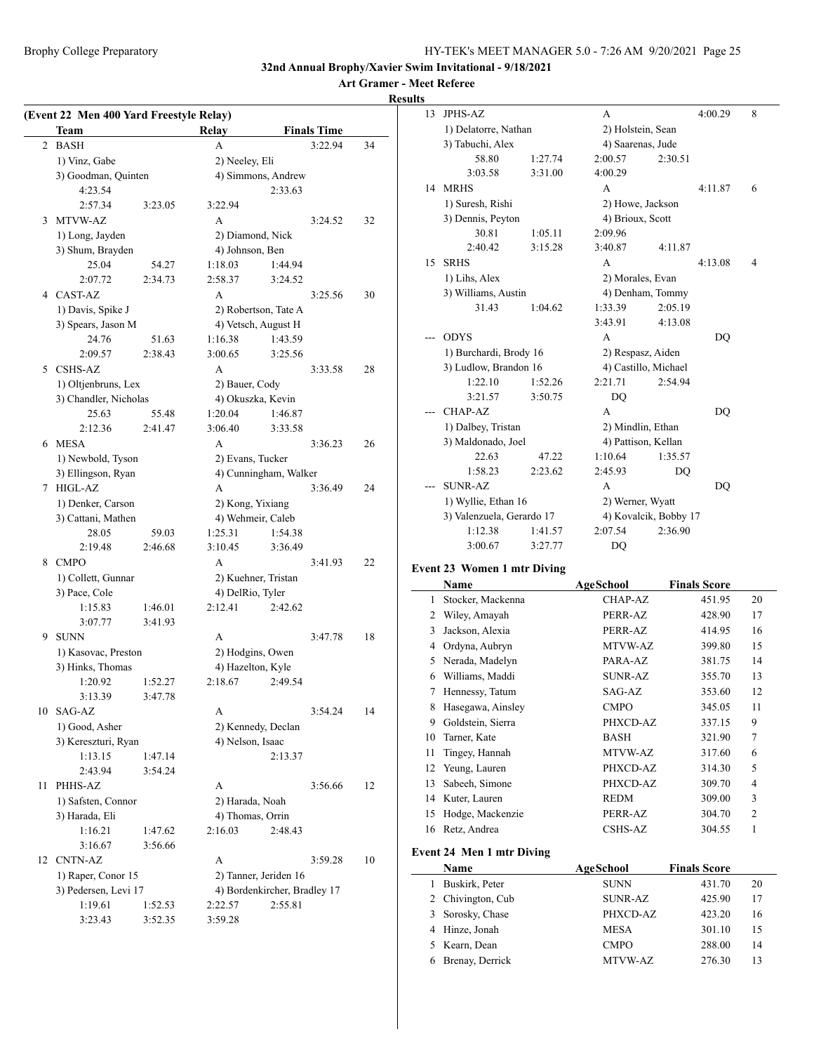32nd Annual Brophy/Xavier Swim Invitational - 9/18/2021

Art Gramer - Meet Referee

**Results**

**(Event 22 Men 400 Yard Freestyle Relay)**

| | Team | Relay | Finals Time | |
|---|---|---|---|---|
| 2 | BASH | A | 3:22.94 | 34 |
| | 1) Vinz, Gabe | 2) Neeley, Eli | | |
| | 3) Goodman, Quinten | 4) Simmons, Andrew | | |
| | 4:23.54 | 2:33.63 | | |
| | 2:57.34 3:23.05 | 3:22.94 | | |
| 3 | MTVW-AZ | A | 3:24.52 | 32 |
| | 1) Long, Jayden | 2) Diamond, Nick | | |
| | 3) Shum, Brayden | 4) Johnson, Ben | | |
| | 25.04 54.27 | 1:18.03 1:44.94 | | |
| | 2:07.72 2:34.73 | 2:58.37 3:24.52 | | |
| 4 | CAST-AZ | A | 3:25.56 | 30 |
| | 1) Davis, Spike J | 2) Robertson, Tate A | | |
| | 3) Spears, Jason M | 4) Vetsch, August H | | |
| | 24.76 51.63 | 1:16.38 1:43.59 | | |
| | 2:09.57 2:38.43 | 3:00.65 3:25.56 | | |
| 5 | CSHS-AZ | A | 3:33.58 | 28 |
| | 1) Oltjenbruns, Lex | 2) Bauer, Cody | | |
| | 3) Chandler, Nicholas | 4) Okuszka, Kevin | | |
| | 25.63 55.48 | 1:20.04 1:46.87 | | |
| | 2:12.36 2:41.47 | 3:06.40 3:33.58 | | |
| 6 | MESA | A | 3:36.23 | 26 |
| | 1) Newbold, Tyson | 2) Evans, Tucker | | |
| | 3) Ellingson, Ryan | 4) Cunningham, Walker | | |
| 7 | HIGL-AZ | A | 3:36.49 | 24 |
| | 1) Denker, Carson | 2) Kong, Yixiang | | |
| | 3) Cattani, Mathen | 4) Wehmeir, Caleb | | |
| | 28.05 59.03 | 1:25.31 1:54.38 | | |
| | 2:19.48 2:46.68 | 3:10.45 3:36.49 | | |
| 8 | CMPO | A | 3:41.93 | 22 |
| | 1) Collett, Gunnar | 2) Kuehner, Tristan | | |
| | 3) Pace, Cole | 4) DelRio, Tyler | | |
| | 1:15.83 1:46.01 | 2:12.41 2:42.62 | | |
| | 3:07.77 3:41.93 | | | |
| 9 | SUNN | A | 3:47.78 | 18 |
| | 1) Kasovac, Preston | 2) Hodgins, Owen | | |
| | 3) Hinks, Thomas | 4) Hazelton, Kyle | | |
| | 1:20.92 1:52.27 | 2:18.67 2:49.54 | | |
| | 3:13.39 3:47.78 | | | |
| 10 | SAG-AZ | A | 3:54.24 | 14 |
| | 1) Good, Asher | 2) Kennedy, Declan | | |
| | 3) Kereszturi, Ryan | 4) Nelson, Isaac | | |
| | 1:13.15 1:47.14 | 2:13.37 | | |
| | 2:43.94 3:54.24 | | | |
| 11 | PHHS-AZ | A | 3:56.66 | 12 |
| | 1) Safsten, Connor | 2) Harada, Noah | | |
| | 3) Harada, Eli | 4) Thomas, Orrin | | |
| | 1:16.21 1:47.62 | 2:16.03 2:48.43 | | |
| | 3:16.67 3:56.66 | | | |
| 12 | CNTN-AZ | A | 3:59.28 | 10 |
| | 1) Raper, Conor 15 | 2) Tanner, Jeriden 16 | | |
| | 3) Pedersen, Levi 17 | 4) Bordenkircher, Bradley 17 | | |
| | 1:19.61 1:52.53 | 2:22.57 2:55.81 | | |
| | 3:23.43 3:52.35 | 3:59.28 | | |
| 13 | JPHS-AZ | A | 4:00.29 | 8 |
| | 1) Delatorre, Nathan | 2) Holstein, Sean | | |
| | 3) Tabuchi, Alex | 4) Saarenas, Jude | | |
| | 58.80 1:27.74 | 2:00.57 2:30.51 | | |
| | 3:03.58 3:31.00 | 4:00.29 | | |
| 14 | MRHS | A | 4:11.87 | 6 |
| | 1) Suresh, Rishi | 2) Howe, Jackson | | |
| | 3) Dennis, Peyton | 4) Brioux, Scott | | |
| | 30.81 1:05.11 | 2:09.96 | | |
| | 2:40.42 3:15.28 | 3:40.87 4:11.87 | | |
| 15 | SRHS | A | 4:13.08 | 4 |
| | 1) Lihs, Alex | 2) Morales, Evan | | |
| | 3) Williams, Austin | 4) Denham, Tommy | | |
| | 31.43 1:04.62 | 1:33.39 2:05.19 | | |
| | | 3:43.91 4:13.08 | | |
| --- | ODYS | A | DQ | |
| | 1) Burchardi, Brody 16 | 2) Respasz, Aiden | | |
| | 3) Ludlow, Brandon 16 | 4) Castillo, Michael | | |
| | 1:22.10 1:52.26 | 2:21.71 2:54.94 | | |
| | 3:21.57 3:50.75 | DQ | | |
| --- | CHAP-AZ | A | DQ | |
| | 1) Dalbey, Tristan | 2) Mindlin, Ethan | | |
| | 3) Maldonado, Joel | 4) Pattison, Kellan | | |
| | 22.63 47.22 | 1:10.64 1:35.57 | | |
| | 1:58.23 2:23.62 | 2:45.93 DQ | | |
| --- | SUNR-AZ | A | DQ | |
| | 1) Wyllie, Ethan 16 | 2) Werner, Wyatt | | |
| | 3) Valenzuela, Gerardo 17 | 4) Kovalcik, Bobby 17 | | |
| | 1:12.38 1:41.57 | 2:07.54 2:36.90 | | |
| | 3:00.67 3:27.77 | DQ | | |

**Event 23 Women 1 mtr Diving**

| | Name | AgeSchool | Finals Score | |
|---|---|---|---|---|
| 1 | Stocker, Mackenna | CHAP-AZ | 451.95 | 20 |
| 2 | Wiley, Amayah | PERR-AZ | 428.90 | 17 |
| 3 | Jackson, Alexia | PERR-AZ | 414.95 | 16 |
| 4 | Ordyna, Aubryn | MTVW-AZ | 399.80 | 15 |
| 5 | Nerada, Madelyn | PARA-AZ | 381.75 | 14 |
| 6 | Williams, Maddi | SUNR-AZ | 355.70 | 13 |
| 7 | Hennessy, Tatum | SAG-AZ | 353.60 | 12 |
| 8 | Hasegawa, Ainsley | CMPO | 345.05 | 11 |
| 9 | Goldstein, Sierra | PHXCD-AZ | 337.15 | 9 |
| 10 | Tarner, Kate | BASH | 321.90 | 7 |
| 11 | Tingey, Hannah | MTVW-AZ | 317.60 | 6 |
| 12 | Yeung, Lauren | PHXCD-AZ | 314.30 | 5 |
| 13 | Sabeeh, Simone | PHXCD-AZ | 309.70 | 4 |
| 14 | Kuter, Lauren | REDM | 309.00 | 3 |
| 15 | Hodge, Mackenzie | PERR-AZ | 304.70 | 2 |
| 16 | Retz, Andrea | CSHS-AZ | 304.55 | 1 |

**Event 24 Men 1 mtr Diving**

| | Name | AgeSchool | Finals Score | |
|---|---|---|---|---|
| 1 | Buskirk, Peter | SUNN | 431.70 | 20 |
| 2 | Chivington, Cub | SUNR-AZ | 425.90 | 17 |
| 3 | Sorosky, Chase | PHXCD-AZ | 423.20 | 16 |
| 4 | Hinze, Jonah | MESA | 301.10 | 15 |
| 5 | Kearn, Dean | CMPO | 288.00 | 14 |
| 6 | Brenay, Derrick | MTVW-AZ | 276.30 | 13 |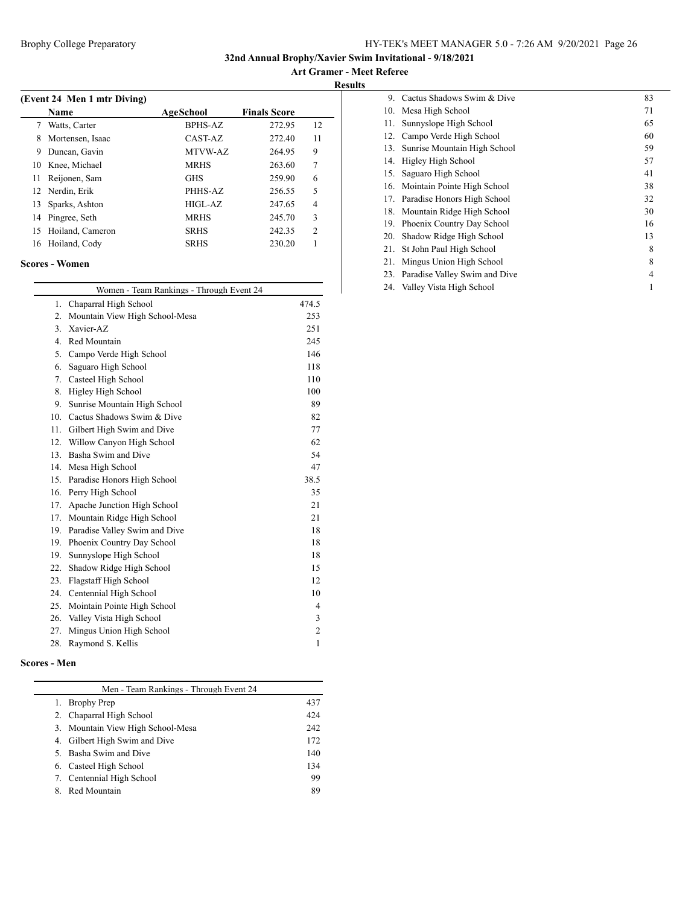**32nd Annual Brophy/Xavier Swim Invitational - 9/18/2021**

**Art Gramer - Meet Referee**

**Results**

**(Event 24 Men 1 mtr Diving)**

| | Name | AgeSchool | Finals Score | |
|---|---|---|---|---|
| 7 | Watts, Carter | BPHS-AZ | 272.95 | 12 |
| 8 | Mortensen, Isaac | CAST-AZ | 272.40 | 11 |
| 9 | Duncan, Gavin | MTVW-AZ | 264.95 | 9 |
| 10 | Knee, Michael | MRHS | 263.60 | 7 |
| 11 | Reijonen, Sam | GHS | 259.90 | 6 |
| 12 | Nerdin, Erik | PHHS-AZ | 256.55 | 5 |
| 13 | Sparks, Ashton | HIGL-AZ | 247.65 | 4 |
| 14 | Pingree, Seth | MRHS | 245.70 | 3 |
| 15 | Hoiland, Cameron | SRHS | 242.35 | 2 |
| 16 | Hoiland, Cody | SRHS | 230.20 | 1 |

**Scores - Women**

| Women - Team Rankings - Through Event 24 | | |
|---|---|---|
| 1. | Chaparral High School | 474.5 |
| 2. | Mountain View High School-Mesa | 253 |
| 3. | Xavier-AZ | 251 |
| 4. | Red Mountain | 245 |
| 5. | Campo Verde High School | 146 |
| 6. | Saguaro High School | 118 |
| 7. | Casteel High School | 110 |
| 8. | Higley High School | 100 |
| 9. | Sunrise Mountain High School | 89 |
| 10. | Cactus Shadows Swim & Dive | 82 |
| 11. | Gilbert High Swim and Dive | 77 |
| 12. | Willow Canyon High School | 62 |
| 13. | Basha Swim and Dive | 54 |
| 14. | Mesa High School | 47 |
| 15. | Paradise Honors High School | 38.5 |
| 16. | Perry High School | 35 |
| 17. | Apache Junction High School | 21 |
| 17. | Mountain Ridge High School | 21 |
| 19. | Paradise Valley Swim and Dive | 18 |
| 19. | Phoenix Country Day School | 18 |
| 19. | Sunnyslope High School | 18 |
| 22. | Shadow Ridge High School | 15 |
| 23. | Flagstaff High School | 12 |
| 24. | Centennial High School | 10 |
| 25. | Mointain Pointe High School | 4 |
| 26. | Valley Vista High School | 3 |
| 27. | Mingus Union High School | 2 |
| 28. | Raymond S. Kellis | 1 |

**Scores - Men**

| Men - Team Rankings - Through Event 24 | | |
|---|---|---|
| 1. | Brophy Prep | 437 |
| 2. | Chaparral High School | 424 |
| 3. | Mountain View High School-Mesa | 242 |
| 4. | Gilbert High Swim and Dive | 172 |
| 5. | Basha Swim and Dive | 140 |
| 6. | Casteel High School | 134 |
| 7. | Centennial High School | 99 |
| 8. | Red Mountain | 89 |
| 9. | Cactus Shadows Swim & Dive | 83 |
| 10. | Mesa High School | 71 |
| 11. | Sunnyslope High School | 65 |
| 12. | Campo Verde High School | 60 |
| 13. | Sunrise Mountain High School | 59 |
| 14. | Higley High School | 57 |
| 15. | Saguaro High School | 41 |
| 16. | Mointain Pointe High School | 38 |
| 17. | Paradise Honors High School | 32 |
| 18. | Mountain Ridge High School | 30 |
| 19. | Phoenix Country Day School | 16 |
| 20. | Shadow Ridge High School | 13 |
| 21. | St John Paul High School | 8 |
| 21. | Mingus Union High School | 8 |
| 23. | Paradise Valley Swim and Dive | 4 |
| 24. | Valley Vista High School | 1 |